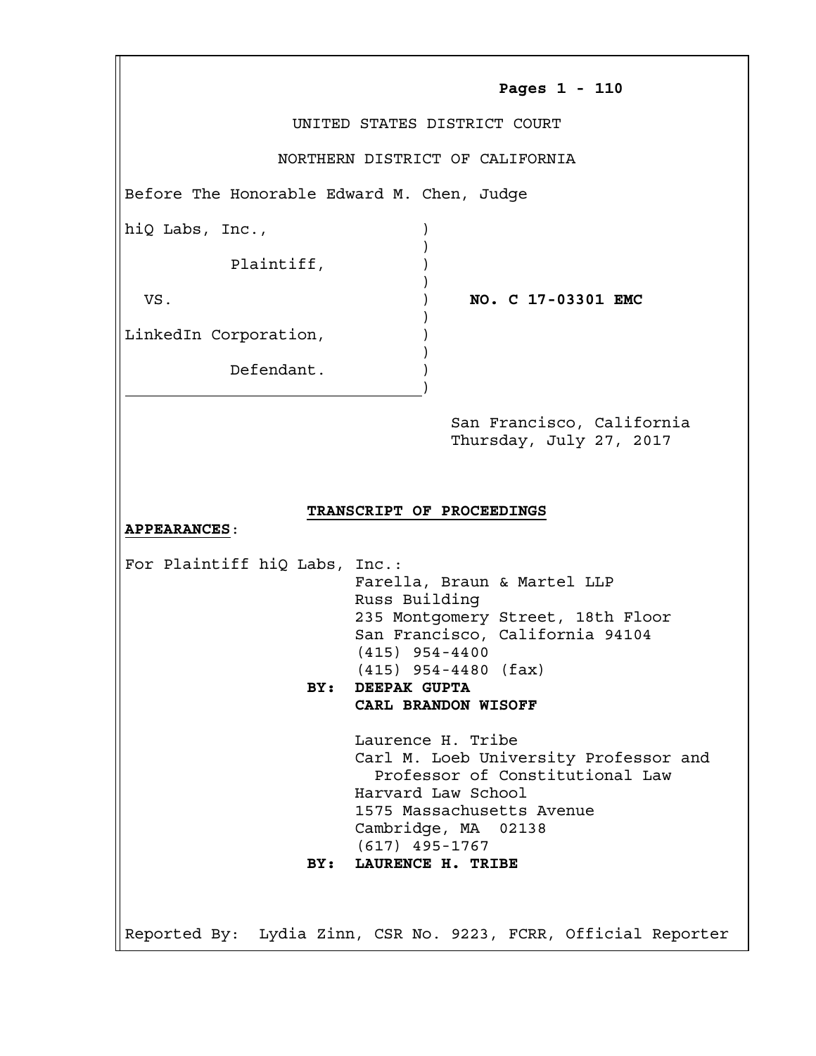**Pages 1 - 110**

UNITED STATES DISTRICT COURT

NORTHERN DISTRICT OF CALIFORNIA

Before The Honorable Edward M. Chen, Judge

hiQ Labs, Inc.,

Plaintiff,

VS. **NO. C 17-03301 EMC**

LinkedIn Corporation,

Defendant.

San Francisco, California
Thursday, July 27, 2017

**TRANSCRIPT OF PROCEEDINGS**

**APPEARANCES**:

For Plaintiff hiQ Labs, Inc.:

Farella, Braun & Martel LLP
Russ Building
235 Montgomery Street, 18th Floor
San Francisco, California 94104
(415) 954-4400
(415) 954-4480 (fax)

**BY: DEEPAK GUPTA**
**CARL BRANDON WISOFF**

Laurence H. Tribe
Carl M. Loeb University Professor and
Professor of Constitutional Law
Harvard Law School
1575 Massachusetts Avenue
Cambridge, MA 02138
(617) 495-1767

**BY: LAURENCE H. TRIBE**

Reported By: Lydia Zinn, CSR No. 9223, FCRR, Official Reporter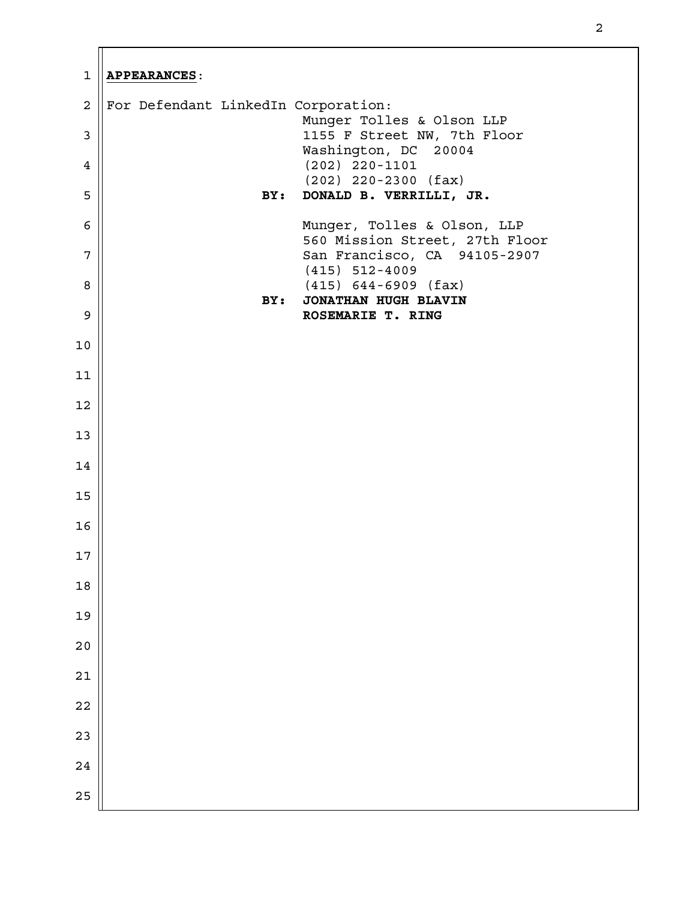**APPEARANCES**:

For Defendant LinkedIn Corporation:

Munger Tolles & Olson LLP
1155 F Street NW, 7th Floor
Washington, DC 20004
(202) 220-1101
(202) 220-2300 (fax)

**BY: DONALD B. VERRILLI, JR.**

Munger, Tolles & Olson, LLP
560 Mission Street, 27th Floor
San Francisco, CA 94105-2907
(415) 512-4009
(415) 644-6909 (fax)

**BY: JONATHAN HUGH BLAVIN**
**ROSEMARIE T. RING**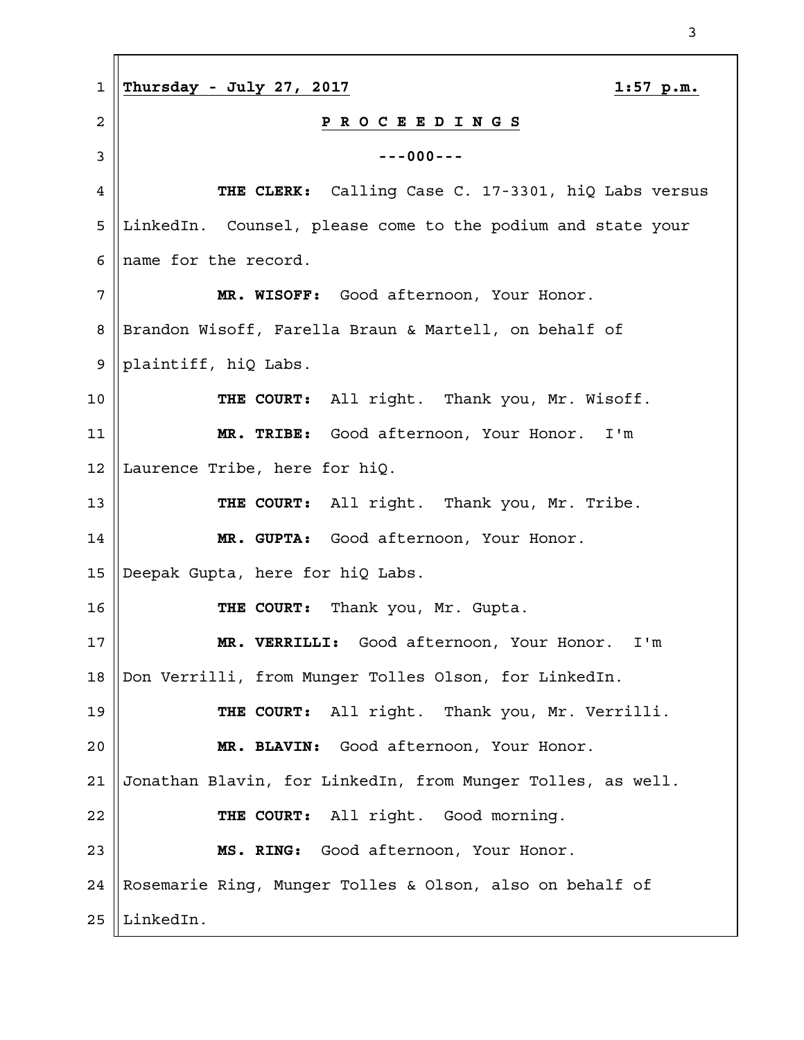**Thursday - July 27, 2017 1:57 p.m.**

**P R O C E E D I N G S**

---000---

**THE CLERK:** Calling Case C. 17-3301, hiQ Labs versus LinkedIn. Counsel, please come to the podium and state your name for the record.

**MR. WISOFF:** Good afternoon, Your Honor. Brandon Wisoff, Farella Braun & Martell, on behalf of plaintiff, hiQ Labs.

**THE COURT:** All right. Thank you, Mr. Wisoff.

**MR. TRIBE:** Good afternoon, Your Honor. I'm Laurence Tribe, here for hiQ.

**THE COURT:** All right. Thank you, Mr. Tribe.

**MR. GUPTA:** Good afternoon, Your Honor. Deepak Gupta, here for hiQ Labs.

**THE COURT:** Thank you, Mr. Gupta.

**MR. VERRILLI:** Good afternoon, Your Honor. I'm Don Verrilli, from Munger Tolles Olson, for LinkedIn.

**THE COURT:** All right. Thank you, Mr. Verrilli.

**MR. BLAVIN:** Good afternoon, Your Honor. Jonathan Blavin, for LinkedIn, from Munger Tolles, as well.

**THE COURT:** All right. Good morning.

**MS. RING:** Good afternoon, Your Honor. Rosemarie Ring, Munger Tolles & Olson, also on behalf of LinkedIn.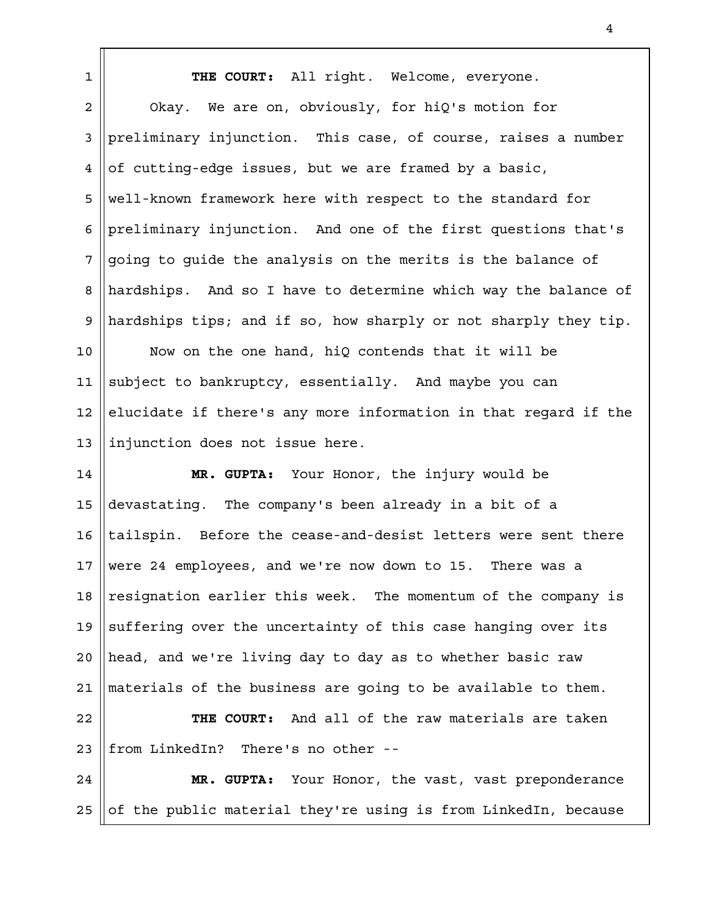**THE COURT:** All right. Welcome, everyone.

Okay. We are on, obviously, for hiQ's motion for preliminary injunction. This case, of course, raises a number of cutting-edge issues, but we are framed by a basic, well-known framework here with respect to the standard for preliminary injunction. And one of the first questions that's going to guide the analysis on the merits is the balance of hardships. And so I have to determine which way the balance of hardships tips; and if so, how sharply or not sharply they tip.

Now on the one hand, hiQ contends that it will be subject to bankruptcy, essentially. And maybe you can elucidate if there's any more information in that regard if the injunction does not issue here.

**MR. GUPTA:** Your Honor, the injury would be devastating. The company's been already in a bit of a tailspin. Before the cease-and-desist letters were sent there were 24 employees, and we're now down to 15. There was a resignation earlier this week. The momentum of the company is suffering over the uncertainty of this case hanging over its head, and we're living day to day as to whether basic raw materials of the business are going to be available to them.

**THE COURT:** And all of the raw materials are taken from LinkedIn? There's no other --

**MR. GUPTA:** Your Honor, the vast, vast preponderance of the public material they're using is from LinkedIn, because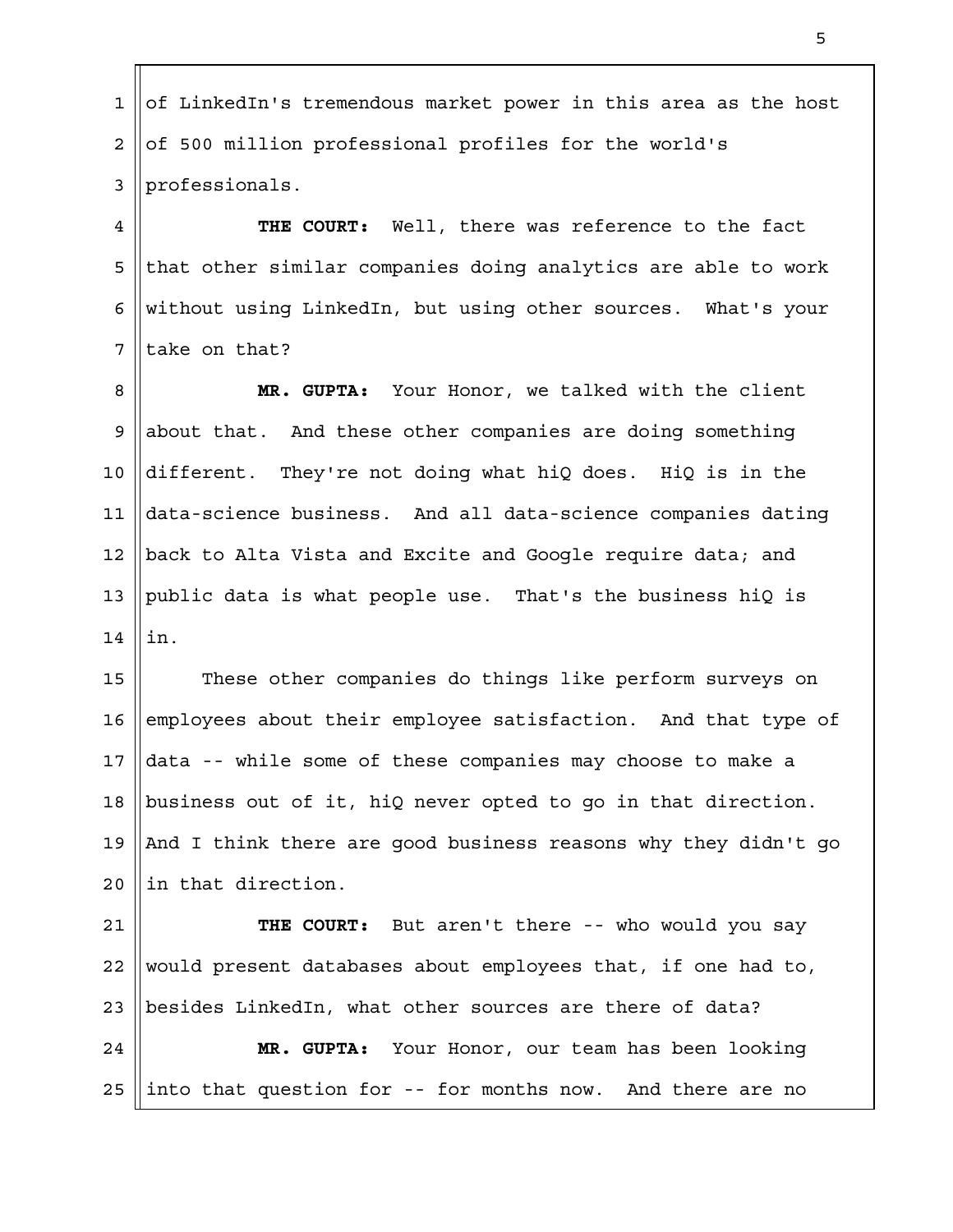of LinkedIn's tremendous market power in this area as the host of 500 million professional profiles for the world's professionals.

**THE COURT:** Well, there was reference to the fact that other similar companies doing analytics are able to work without using LinkedIn, but using other sources. What's your take on that?

**MR. GUPTA:** Your Honor, we talked with the client about that. And these other companies are doing something different. They're not doing what hiQ does. HiQ is in the data-science business. And all data-science companies dating back to Alta Vista and Excite and Google require data; and public data is what people use. That's the business hiQ is in.

These other companies do things like perform surveys on employees about their employee satisfaction. And that type of data -- while some of these companies may choose to make a business out of it, hiQ never opted to go in that direction. And I think there are good business reasons why they didn't go in that direction.

**THE COURT:** But aren't there -- who would you say would present databases about employees that, if one had to, besides LinkedIn, what other sources are there of data?

**MR. GUPTA:** Your Honor, our team has been looking into that question for -- for months now. And there are no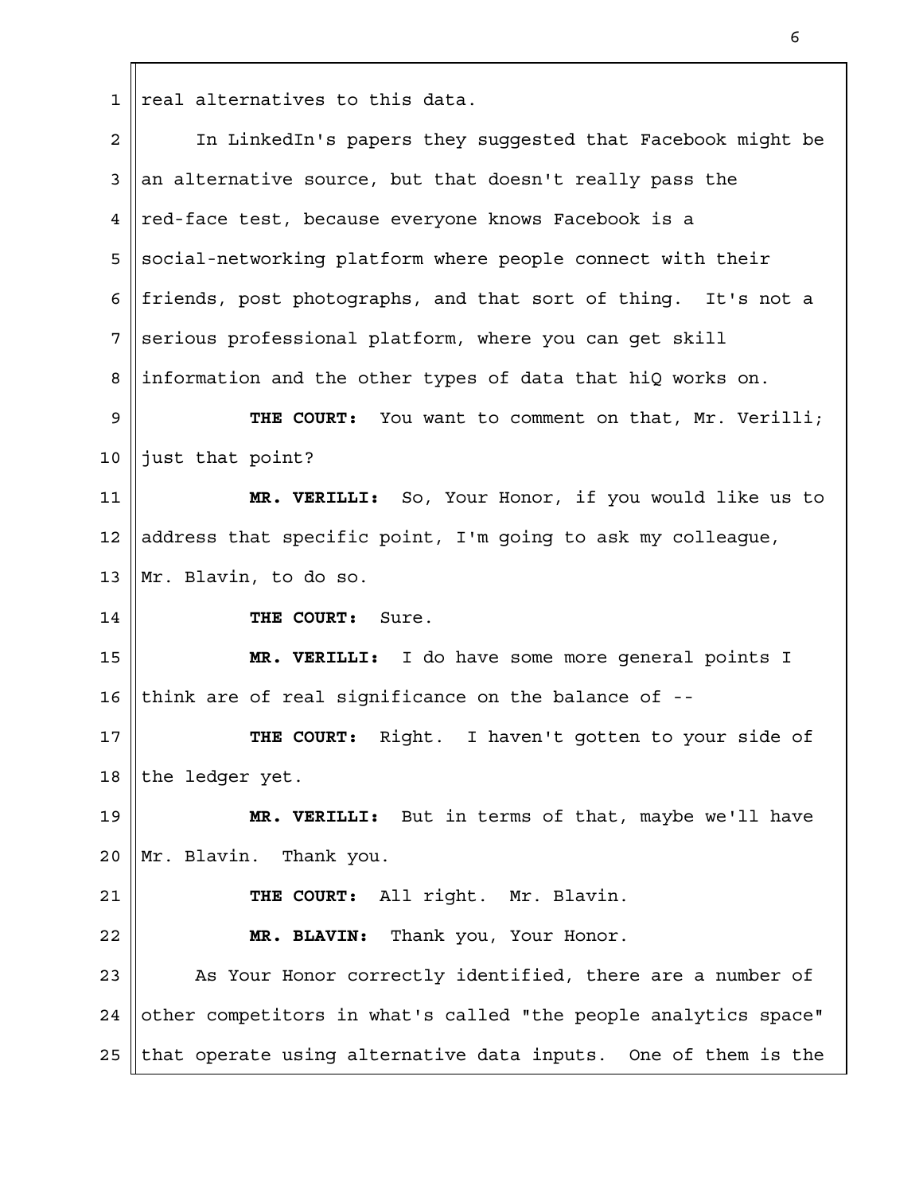real alternatives to this data.

In LinkedIn's papers they suggested that Facebook might be an alternative source, but that doesn't really pass the red-face test, because everyone knows Facebook is a social-networking platform where people connect with their friends, post photographs, and that sort of thing. It's not a serious professional platform, where you can get skill information and the other types of data that hiQ works on.

**THE COURT:** You want to comment on that, Mr. Verilli; just that point?

**MR. VERILLI:** So, Your Honor, if you would like us to address that specific point, I'm going to ask my colleague, Mr. Blavin, to do so.

**THE COURT:** Sure.

**MR. VERILLI:** I do have some more general points I think are of real significance on the balance of --

**THE COURT:** Right. I haven't gotten to your side of the ledger yet.

**MR. VERILLI:** But in terms of that, maybe we'll have Mr. Blavin. Thank you.

**THE COURT:** All right. Mr. Blavin.

**MR. BLAVIN:** Thank you, Your Honor.

As Your Honor correctly identified, there are a number of other competitors in what's called "the people analytics space" that operate using alternative data inputs. One of them is the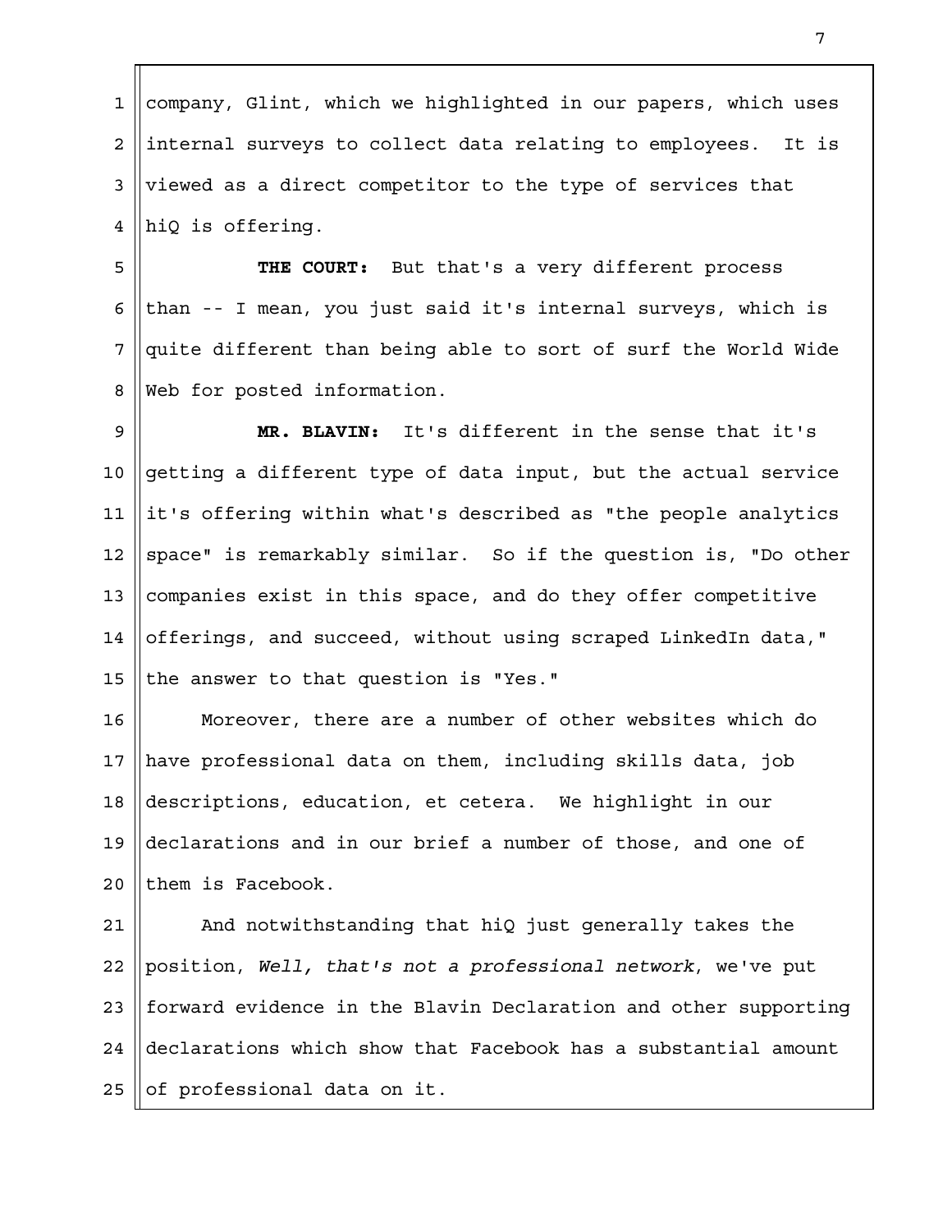company, Glint, which we highlighted in our papers, which uses internal surveys to collect data relating to employees. It is viewed as a direct competitor to the type of services that hiQ is offering.

**THE COURT:** But that's a very different process than -- I mean, you just said it's internal surveys, which is quite different than being able to sort of surf the World Wide Web for posted information.

**MR. BLAVIN:** It's different in the sense that it's getting a different type of data input, but the actual service it's offering within what's described as "the people analytics space" is remarkably similar. So if the question is, "Do other companies exist in this space, and do they offer competitive offerings, and succeed, without using scraped LinkedIn data," the answer to that question is "Yes."

Moreover, there are a number of other websites which do have professional data on them, including skills data, job descriptions, education, et cetera. We highlight in our declarations and in our brief a number of those, and one of them is Facebook.

And notwithstanding that hiQ just generally takes the position, *Well, that's not a professional network*, we've put forward evidence in the Blavin Declaration and other supporting declarations which show that Facebook has a substantial amount of professional data on it.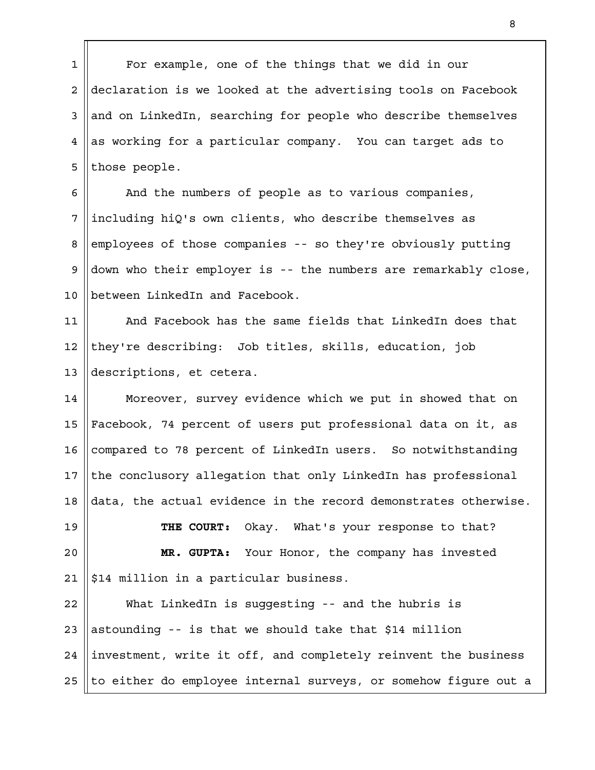For example, one of the things that we did in our declaration is we looked at the advertising tools on Facebook and on LinkedIn, searching for people who describe themselves as working for a particular company. You can target ads to those people.

And the numbers of people as to various companies, including hiQ's own clients, who describe themselves as employees of those companies -- so they're obviously putting down who their employer is -- the numbers are remarkably close, between LinkedIn and Facebook.

And Facebook has the same fields that LinkedIn does that they're describing: Job titles, skills, education, job descriptions, et cetera.

Moreover, survey evidence which we put in showed that on Facebook, 74 percent of users put professional data on it, as compared to 78 percent of LinkedIn users. So notwithstanding the conclusory allegation that only LinkedIn has professional data, the actual evidence in the record demonstrates otherwise.

**THE COURT:** Okay. What's your response to that?

**MR. GUPTA:** Your Honor, the company has invested $14 million in a particular business.

What LinkedIn is suggesting -- and the hubris is astounding -- is that we should take that $14 million investment, write it off, and completely reinvent the business to either do employee internal surveys, or somehow figure out a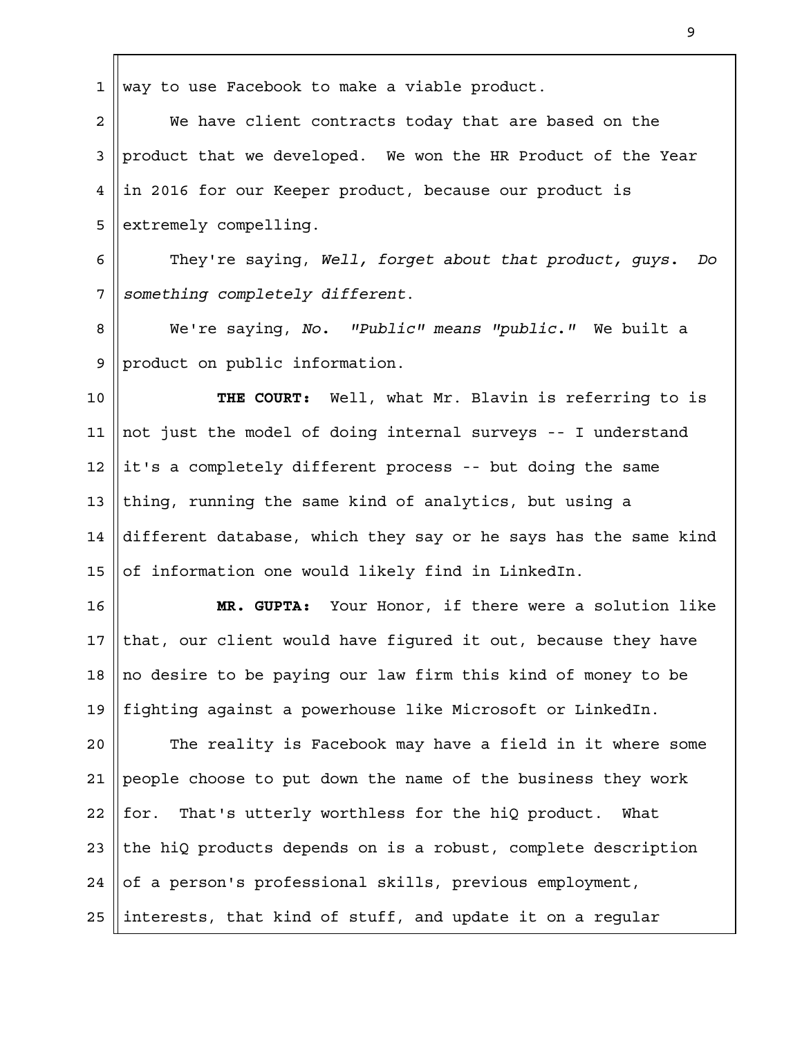way to use Facebook to make a viable product.

We have client contracts today that are based on the product that we developed. We won the HR Product of the Year in 2016 for our Keeper product, because our product is extremely compelling.

They're saying, *Well, forget about that product, guys. Do something completely different.*

We're saying, *No. "Public" means "public."* We built a product on public information.

**THE COURT:** Well, what Mr. Blavin is referring to is not just the model of doing internal surveys -- I understand it's a completely different process -- but doing the same thing, running the same kind of analytics, but using a different database, which they say or he says has the same kind of information one would likely find in LinkedIn.

**MR. GUPTA:** Your Honor, if there were a solution like that, our client would have figured it out, because they have no desire to be paying our law firm this kind of money to be fighting against a powerhouse like Microsoft or LinkedIn.

The reality is Facebook may have a field in it where some people choose to put down the name of the business they work for. That's utterly worthless for the hiQ product. What the hiQ products depends on is a robust, complete description of a person's professional skills, previous employment, interests, that kind of stuff, and update it on a regular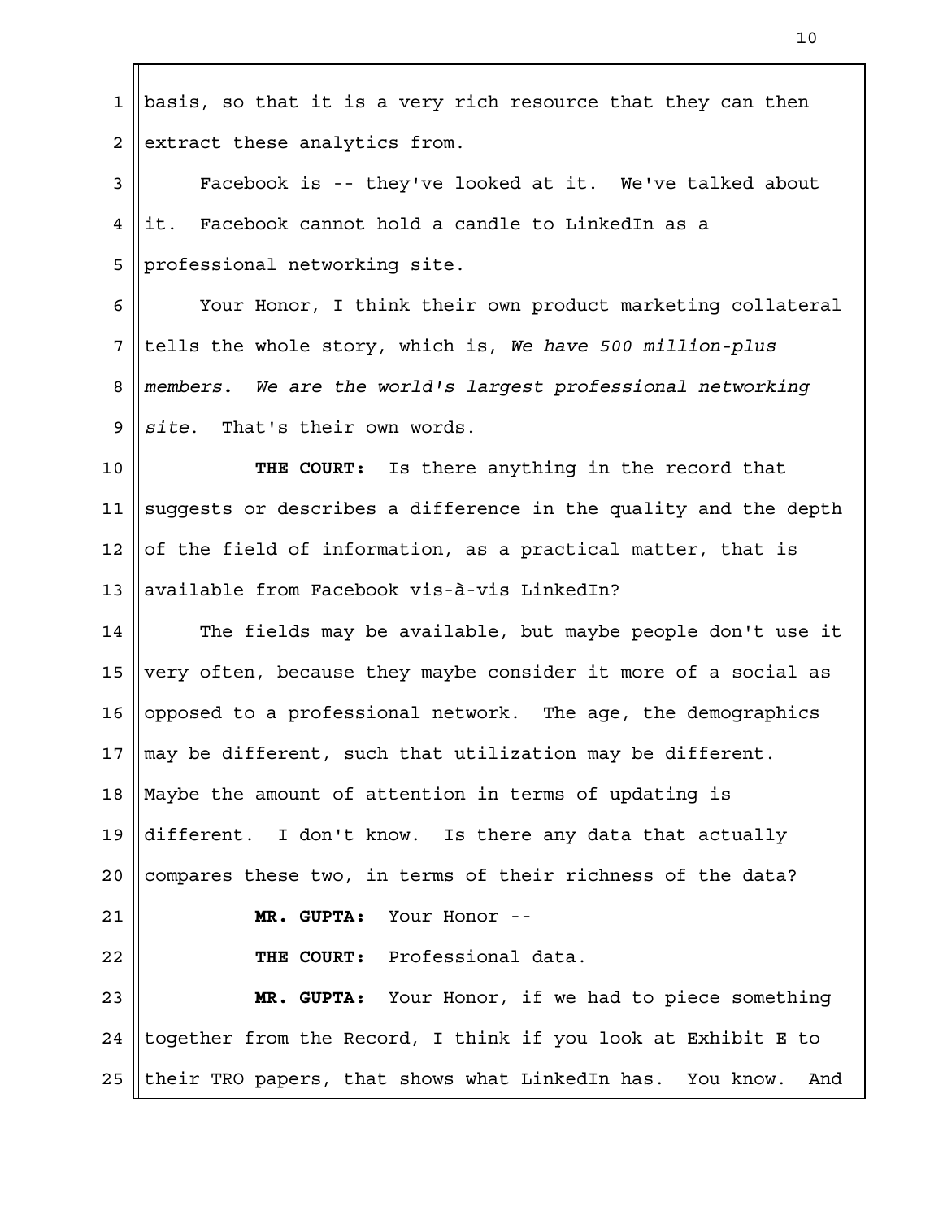basis, so that it is a very rich resource that they can then extract these analytics from.

Facebook is -- they've looked at it. We've talked about it. Facebook cannot hold a candle to LinkedIn as a professional networking site.

Your Honor, I think their own product marketing collateral tells the whole story, which is, *We have 500 million-plus members. We are the world's largest professional networking site.* That's their own words.

**THE COURT:** Is there anything in the record that suggests or describes a difference in the quality and the depth of the field of information, as a practical matter, that is available from Facebook vis-à-vis LinkedIn?

The fields may be available, but maybe people don't use it very often, because they maybe consider it more of a social as opposed to a professional network. The age, the demographics may be different, such that utilization may be different. Maybe the amount of attention in terms of updating is different. I don't know. Is there any data that actually compares these two, in terms of their richness of the data?

**MR. GUPTA:** Your Honor --

**THE COURT:** Professional data.

**MR. GUPTA:** Your Honor, if we had to piece something together from the Record, I think if you look at Exhibit E to their TRO papers, that shows what LinkedIn has. You know. And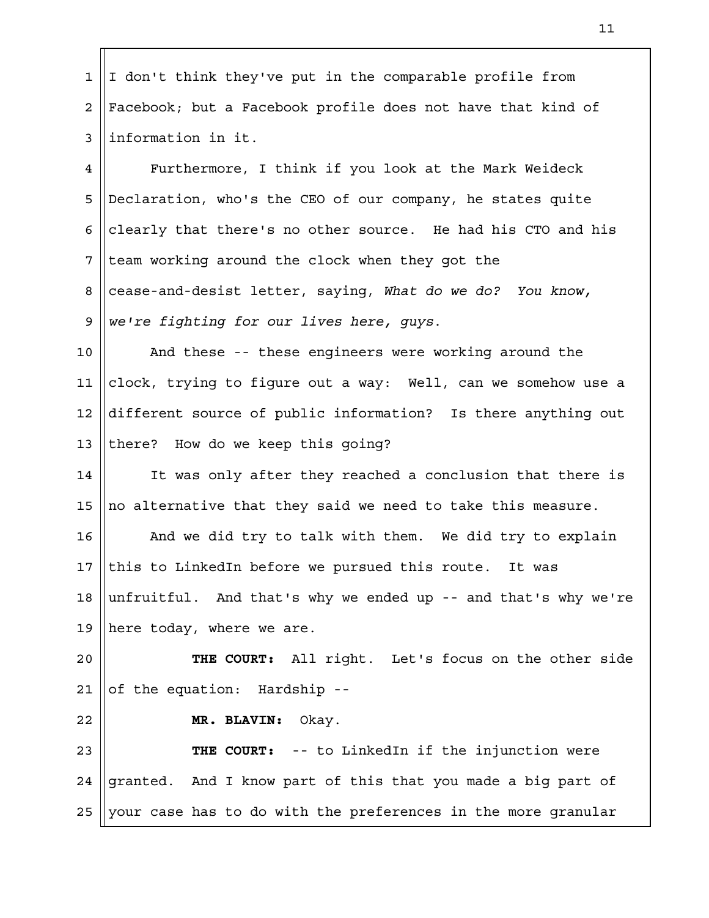I don't think they've put in the comparable profile from Facebook; but a Facebook profile does not have that kind of information in it.

Furthermore, I think if you look at the Mark Weideck Declaration, who's the CEO of our company, he states quite clearly that there's no other source. He had his CTO and his team working around the clock when they got the cease-and-desist letter, saying, *What do we do? You know, we're fighting for our lives here, guys.*

And these -- these engineers were working around the clock, trying to figure out a way: Well, can we somehow use a different source of public information? Is there anything out there? How do we keep this going?

It was only after they reached a conclusion that there is no alternative that they said we need to take this measure.

And we did try to talk with them. We did try to explain this to LinkedIn before we pursued this route. It was unfruitful. And that's why we ended up -- and that's why we're here today, where we are.

**THE COURT:** All right. Let's focus on the other side of the equation: Hardship --

**MR. BLAVIN:** Okay.

**THE COURT:** -- to LinkedIn if the injunction were granted. And I know part of this that you made a big part of your case has to do with the preferences in the more granular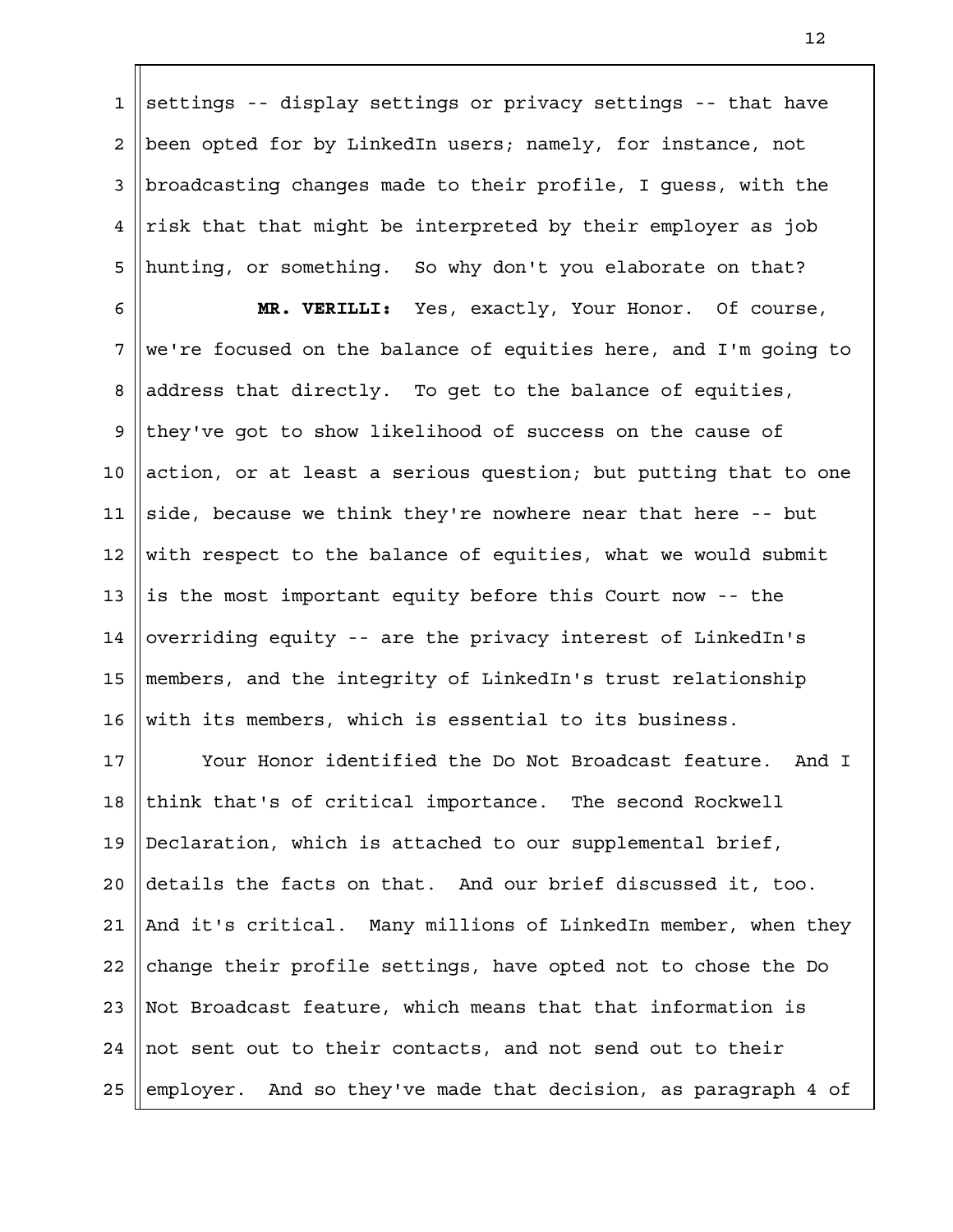settings -- display settings or privacy settings -- that have been opted for by LinkedIn users; namely, for instance, not broadcasting changes made to their profile, I guess, with the risk that that might be interpreted by their employer as job hunting, or something. So why don't you elaborate on that?

**MR. VERILLI:** Yes, exactly, Your Honor. Of course, we're focused on the balance of equities here, and I'm going to address that directly. To get to the balance of equities, they've got to show likelihood of success on the cause of action, or at least a serious question; but putting that to one side, because we think they're nowhere near that here -- but with respect to the balance of equities, what we would submit is the most important equity before this Court now -- the overriding equity -- are the privacy interest of LinkedIn's members, and the integrity of LinkedIn's trust relationship with its members, which is essential to its business.

Your Honor identified the Do Not Broadcast feature. And I think that's of critical importance. The second Rockwell Declaration, which is attached to our supplemental brief, details the facts on that. And our brief discussed it, too. And it's critical. Many millions of LinkedIn member, when they change their profile settings, have opted not to chose the Do Not Broadcast feature, which means that that information is not sent out to their contacts, and not send out to their employer. And so they've made that decision, as paragraph 4 of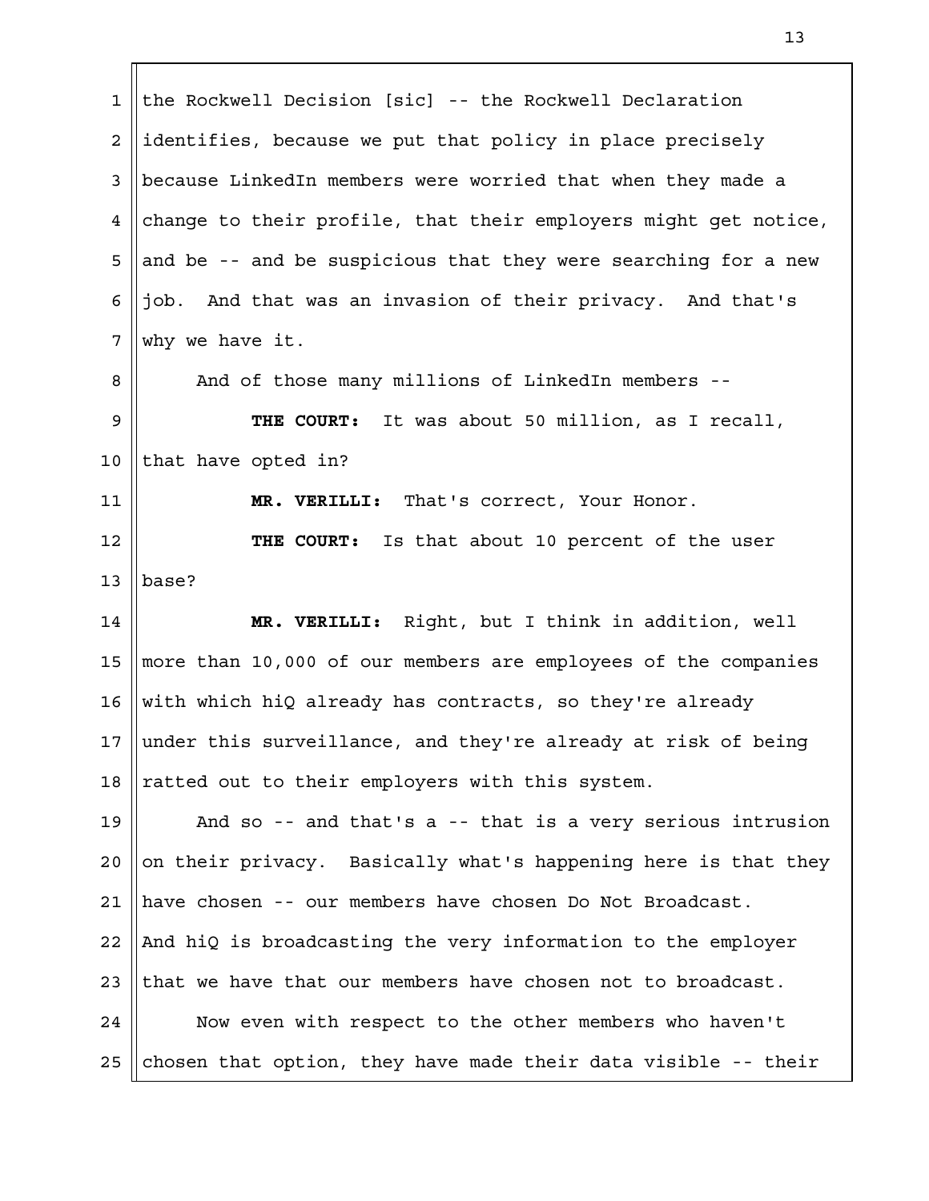the Rockwell Decision [sic] -- the Rockwell Declaration identifies, because we put that policy in place precisely because LinkedIn members were worried that when they made a change to their profile, that their employers might get notice, and be -- and be suspicious that they were searching for a new job. And that was an invasion of their privacy. And that's why we have it.

And of those many millions of LinkedIn members --

**THE COURT:** It was about 50 million, as I recall, that have opted in?

**MR. VERILLI:** That's correct, Your Honor.

**THE COURT:** Is that about 10 percent of the user base?

**MR. VERILLI:** Right, but I think in addition, well more than 10,000 of our members are employees of the companies with which hiQ already has contracts, so they're already under this surveillance, and they're already at risk of being ratted out to their employers with this system.

And so -- and that's a -- that is a very serious intrusion on their privacy. Basically what's happening here is that they have chosen -- our members have chosen Do Not Broadcast. And hiQ is broadcasting the very information to the employer that we have that our members have chosen not to broadcast.

Now even with respect to the other members who haven't chosen that option, they have made their data visible -- their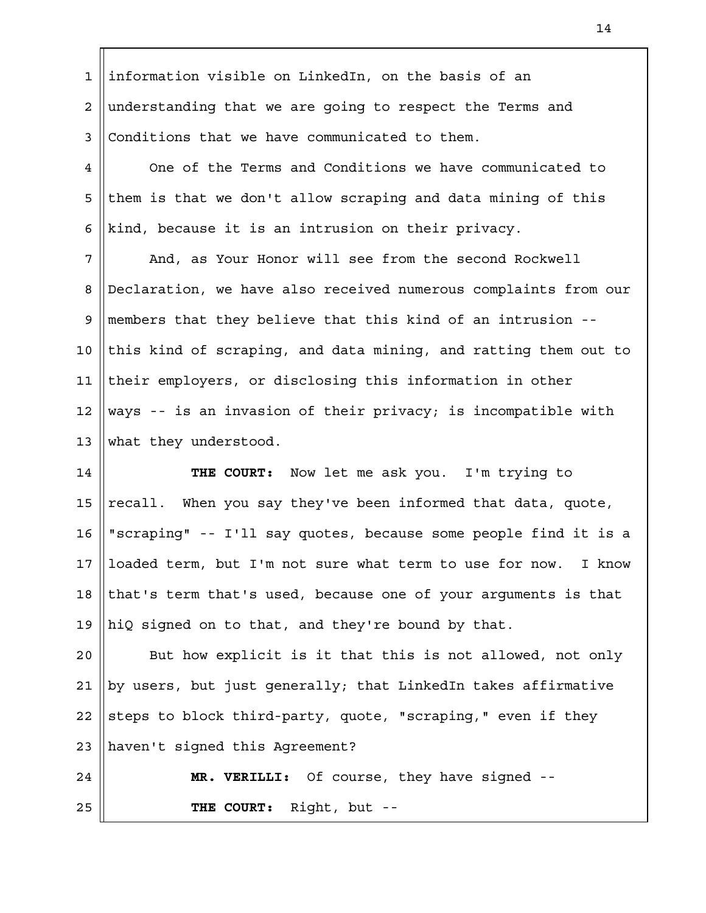information visible on LinkedIn, on the basis of an understanding that we are going to respect the Terms and Conditions that we have communicated to them.

One of the Terms and Conditions we have communicated to them is that we don't allow scraping and data mining of this kind, because it is an intrusion on their privacy.

And, as Your Honor will see from the second Rockwell Declaration, we have also received numerous complaints from our members that they believe that this kind of an intrusion -- this kind of scraping, and data mining, and ratting them out to their employers, or disclosing this information in other ways -- is an invasion of their privacy; is incompatible with what they understood.

**THE COURT:** Now let me ask you. I'm trying to recall. When you say they've been informed that data, quote, "scraping" -- I'll say quotes, because some people find it is a loaded term, but I'm not sure what term to use for now. I know that's term that's used, because one of your arguments is that hiQ signed on to that, and they're bound by that.

But how explicit is it that this is not allowed, not only by users, but just generally; that LinkedIn takes affirmative steps to block third-party, quote, "scraping," even if they haven't signed this Agreement?

**MR. VERILLI:** Of course, they have signed --

**THE COURT:** Right, but --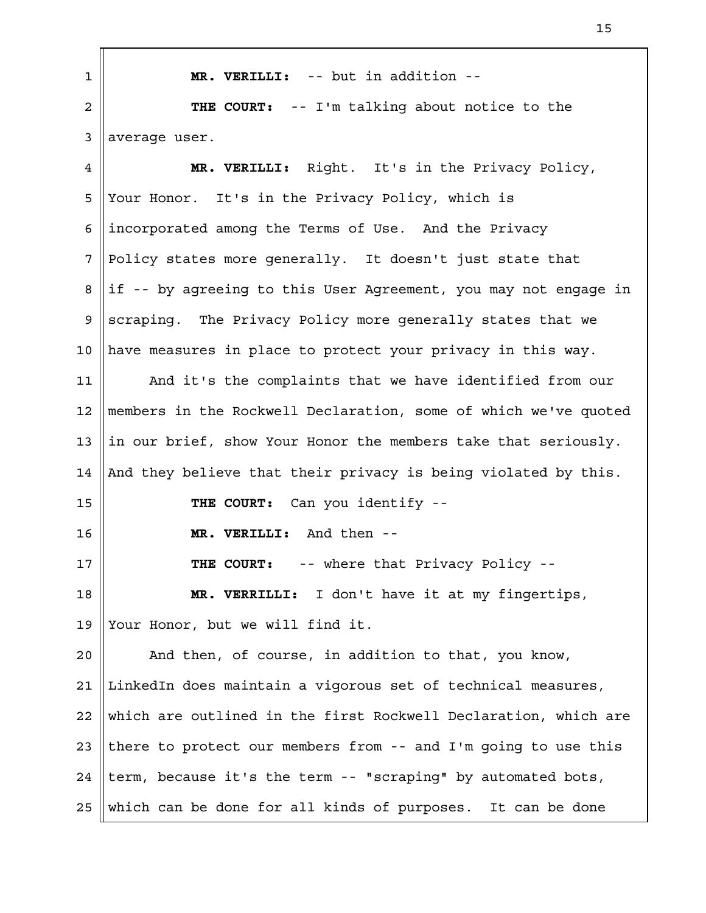**MR. VERILLI:** -- but in addition --

**THE COURT:** -- I'm talking about notice to the average user.

**MR. VERILLI:** Right. It's in the Privacy Policy, Your Honor. It's in the Privacy Policy, which is incorporated among the Terms of Use. And the Privacy Policy states more generally. It doesn't just state that if -- by agreeing to this User Agreement, you may not engage in scraping. The Privacy Policy more generally states that we have measures in place to protect your privacy in this way.

And it's the complaints that we have identified from our members in the Rockwell Declaration, some of which we've quoted in our brief, show Your Honor the members take that seriously. And they believe that their privacy is being violated by this.

**THE COURT:** Can you identify --

**MR. VERILLI:** And then --

**THE COURT:** -- where that Privacy Policy --

**MR. VERRILLI:** I don't have it at my fingertips, Your Honor, but we will find it.

And then, of course, in addition to that, you know, LinkedIn does maintain a vigorous set of technical measures, which are outlined in the first Rockwell Declaration, which are there to protect our members from -- and I'm going to use this term, because it's the term -- "scraping" by automated bots, which can be done for all kinds of purposes. It can be done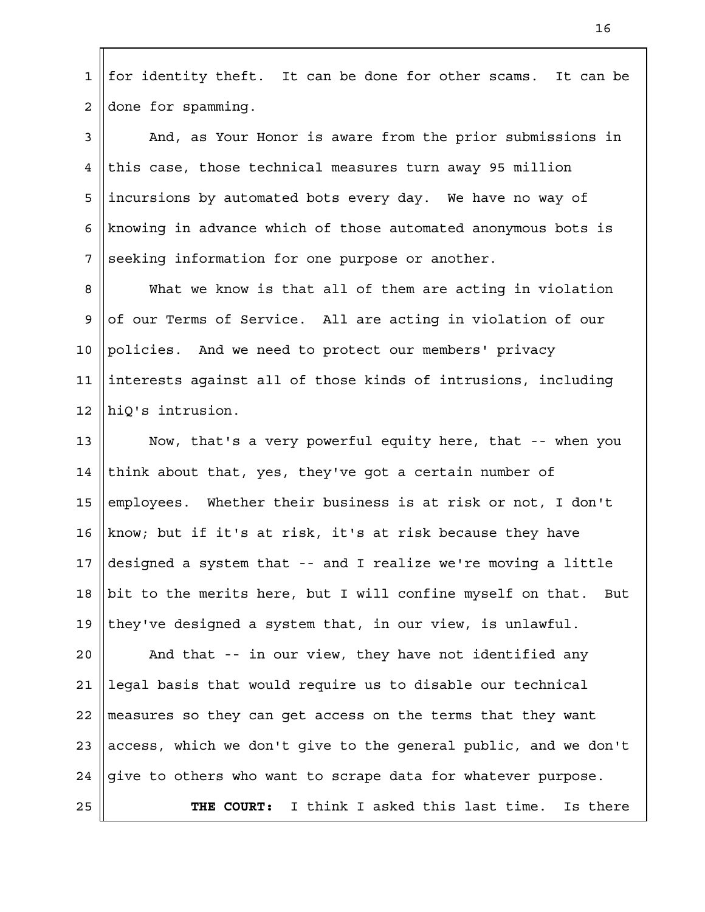for identity theft. It can be done for other scams. It can be done for spamming.

And, as Your Honor is aware from the prior submissions in this case, those technical measures turn away 95 million incursions by automated bots every day. We have no way of knowing in advance which of those automated anonymous bots is seeking information for one purpose or another.

What we know is that all of them are acting in violation of our Terms of Service. All are acting in violation of our policies. And we need to protect our members' privacy interests against all of those kinds of intrusions, including hiQ's intrusion.

Now, that's a very powerful equity here, that -- when you think about that, yes, they've got a certain number of employees. Whether their business is at risk or not, I don't know; but if it's at risk, it's at risk because they have designed a system that -- and I realize we're moving a little bit to the merits here, but I will confine myself on that. But they've designed a system that, in our view, is unlawful.

And that -- in our view, they have not identified any legal basis that would require us to disable our technical measures so they can get access on the terms that they want access, which we don't give to the general public, and we don't give to others who want to scrape data for whatever purpose.

**THE COURT:** I think I asked this last time. Is there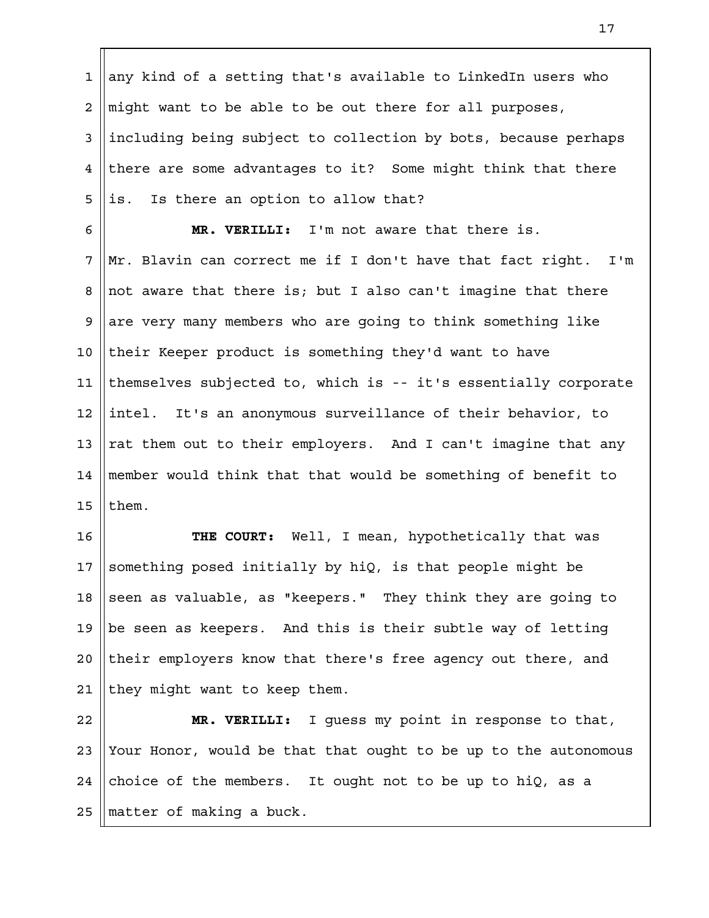any kind of a setting that's available to LinkedIn users who might want to be able to be out there for all purposes, including being subject to collection by bots, because perhaps there are some advantages to it? Some might think that there is. Is there an option to allow that?

**MR. VERILLI:** I'm not aware that there is. Mr. Blavin can correct me if I don't have that fact right. I'm not aware that there is; but I also can't imagine that there are very many members who are going to think something like their Keeper product is something they'd want to have themselves subjected to, which is -- it's essentially corporate intel. It's an anonymous surveillance of their behavior, to rat them out to their employers. And I can't imagine that any member would think that that would be something of benefit to them.

**THE COURT:** Well, I mean, hypothetically that was something posed initially by hiQ, is that people might be seen as valuable, as "keepers." They think they are going to be seen as keepers. And this is their subtle way of letting their employers know that there's free agency out there, and they might want to keep them.

**MR. VERILLI:** I guess my point in response to that, Your Honor, would be that that ought to be up to the autonomous choice of the members. It ought not to be up to hiQ, as a matter of making a buck.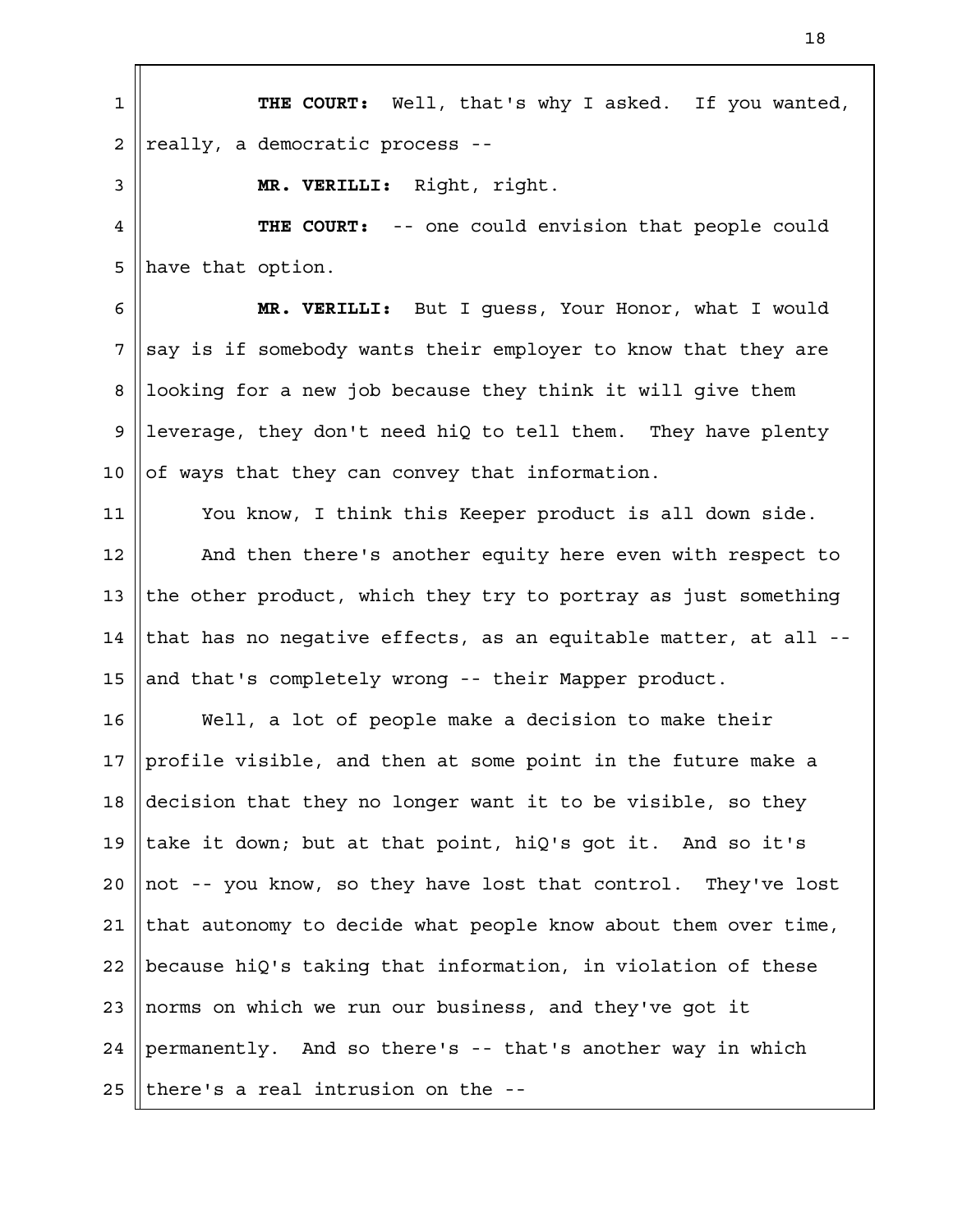**THE COURT:** Well, that's why I asked. If you wanted, really, a democratic process --

**MR. VERILLI:** Right, right.

**THE COURT:** -- one could envision that people could have that option.

**MR. VERILLI:** But I guess, Your Honor, what I would say is if somebody wants their employer to know that they are looking for a new job because they think it will give them leverage, they don't need hiQ to tell them. They have plenty of ways that they can convey that information.

You know, I think this Keeper product is all down side.

And then there's another equity here even with respect to the other product, which they try to portray as just something that has no negative effects, as an equitable matter, at all -- and that's completely wrong -- their Mapper product.

Well, a lot of people make a decision to make their profile visible, and then at some point in the future make a decision that they no longer want it to be visible, so they take it down; but at that point, hiQ's got it. And so it's not -- you know, so they have lost that control. They've lost that autonomy to decide what people know about them over time, because hiQ's taking that information, in violation of these norms on which we run our business, and they've got it permanently. And so there's -- that's another way in which there's a real intrusion on the --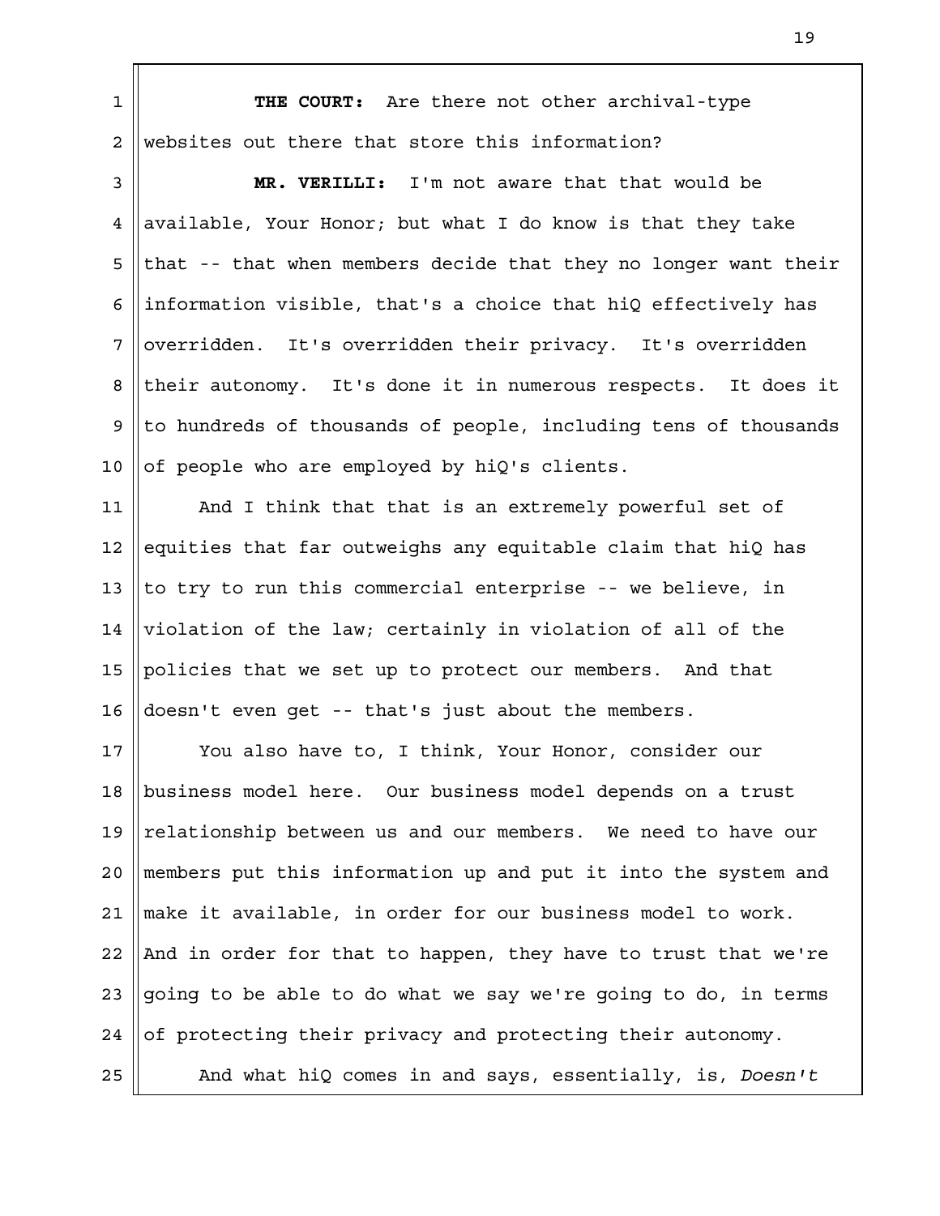**THE COURT:** Are there not other archival-type websites out there that store this information?

**MR. VERILLI:** I'm not aware that that would be available, Your Honor; but what I do know is that they take that -- that when members decide that they no longer want their information visible, that's a choice that hiQ effectively has overridden. It's overridden their privacy. It's overridden their autonomy. It's done it in numerous respects. It does it to hundreds of thousands of people, including tens of thousands of people who are employed by hiQ's clients.

And I think that that is an extremely powerful set of equities that far outweighs any equitable claim that hiQ has to try to run this commercial enterprise -- we believe, in violation of the law; certainly in violation of all of the policies that we set up to protect our members. And that doesn't even get -- that's just about the members.

You also have to, I think, Your Honor, consider our business model here. Our business model depends on a trust relationship between us and our members. We need to have our members put this information up and put it into the system and make it available, in order for our business model to work. And in order for that to happen, they have to trust that we're going to be able to do what we say we're going to do, in terms of protecting their privacy and protecting their autonomy.

And what hiQ comes in and says, essentially, is, *Doesn't*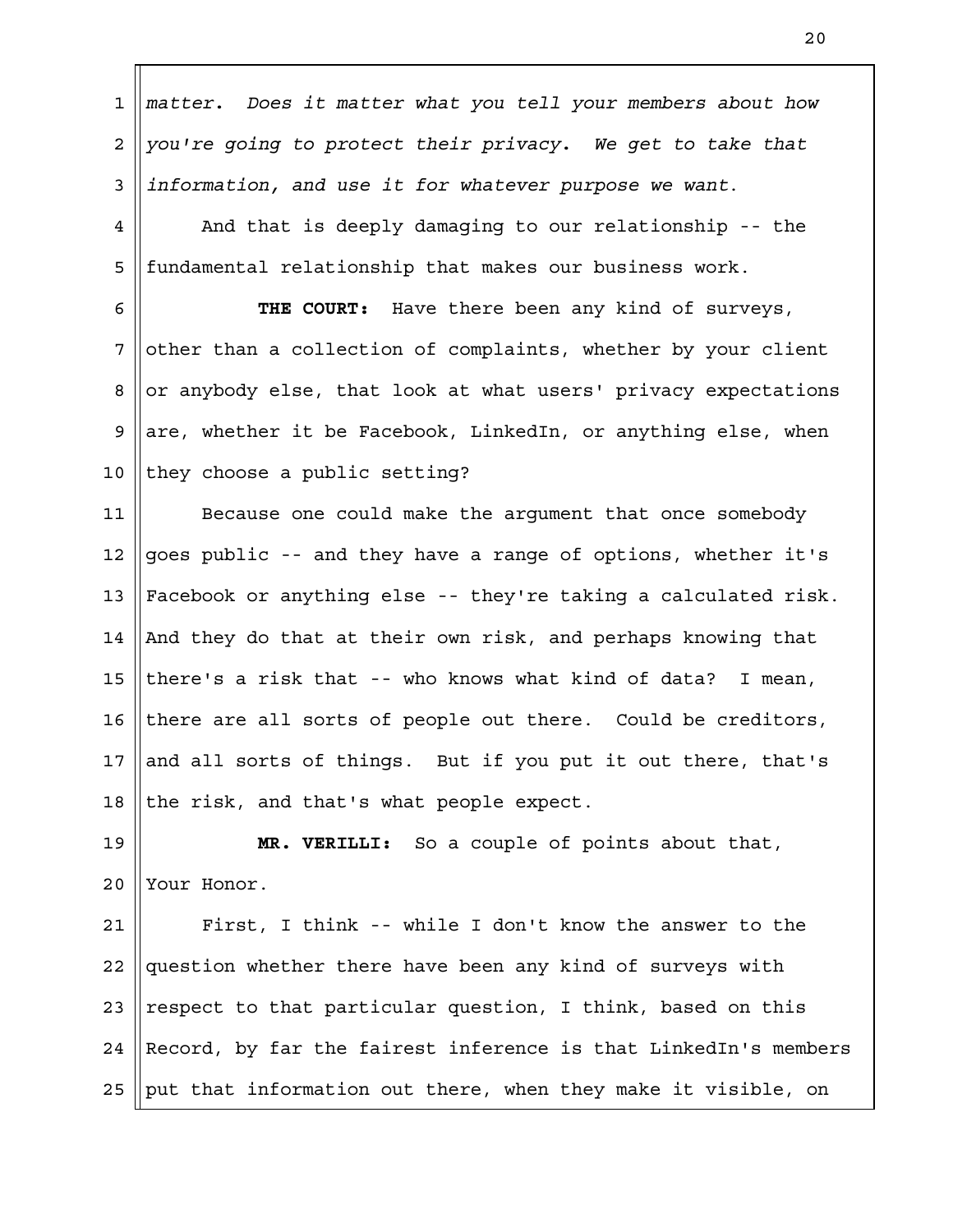*matter. Does it matter what you tell your members about how you're going to protect their privacy. We get to take that information, and use it for whatever purpose we want.*

And that is deeply damaging to our relationship -- the fundamental relationship that makes our business work.

**THE COURT:** Have there been any kind of surveys, other than a collection of complaints, whether by your client or anybody else, that look at what users' privacy expectations are, whether it be Facebook, LinkedIn, or anything else, when they choose a public setting?

Because one could make the argument that once somebody goes public -- and they have a range of options, whether it's Facebook or anything else -- they're taking a calculated risk. And they do that at their own risk, and perhaps knowing that there's a risk that -- who knows what kind of data? I mean, there are all sorts of people out there. Could be creditors, and all sorts of things. But if you put it out there, that's the risk, and that's what people expect.

**MR. VERILLI:** So a couple of points about that, Your Honor.

First, I think -- while I don't know the answer to the question whether there have been any kind of surveys with respect to that particular question, I think, based on this Record, by far the fairest inference is that LinkedIn's members put that information out there, when they make it visible, on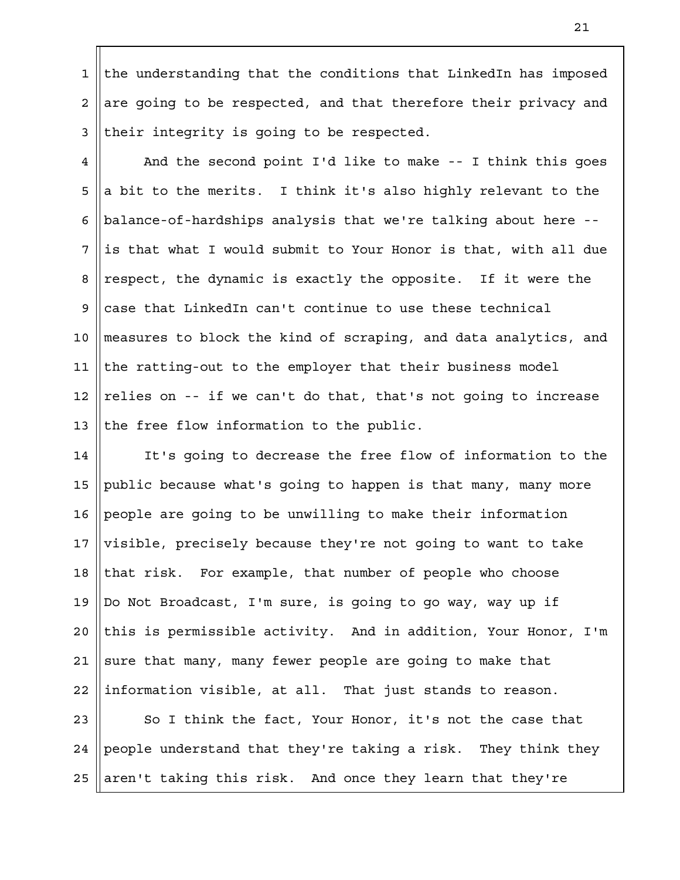the understanding that the conditions that LinkedIn has imposed are going to be respected, and that therefore their privacy and their integrity is going to be respected.

And the second point I'd like to make -- I think this goes a bit to the merits. I think it's also highly relevant to the balance-of-hardships analysis that we're talking about here -- is that what I would submit to Your Honor is that, with all due respect, the dynamic is exactly the opposite. If it were the case that LinkedIn can't continue to use these technical measures to block the kind of scraping, and data analytics, and the ratting-out to the employer that their business model relies on -- if we can't do that, that's not going to increase the free flow information to the public.

It's going to decrease the free flow of information to the public because what's going to happen is that many, many more people are going to be unwilling to make their information visible, precisely because they're not going to want to take that risk. For example, that number of people who choose Do Not Broadcast, I'm sure, is going to go way, way up if this is permissible activity. And in addition, Your Honor, I'm sure that many, many fewer people are going to make that information visible, at all. That just stands to reason.

So I think the fact, Your Honor, it's not the case that people understand that they're taking a risk. They think they aren't taking this risk. And once they learn that they're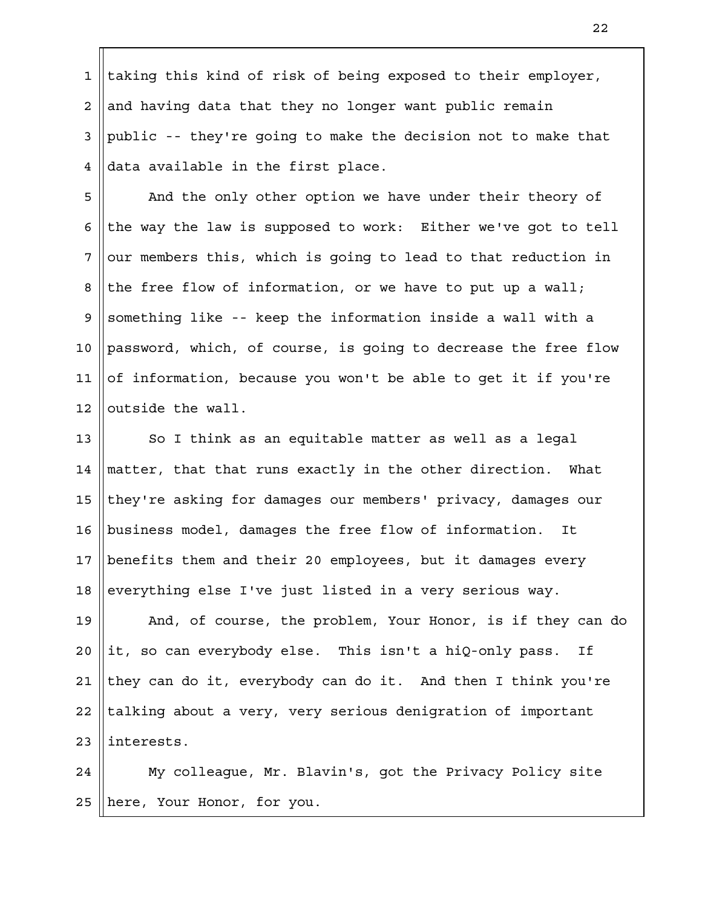taking this kind of risk of being exposed to their employer, and having data that they no longer want public remain public -- they're going to make the decision not to make that data available in the first place.

And the only other option we have under their theory of the way the law is supposed to work: Either we've got to tell our members this, which is going to lead to that reduction in the free flow of information, or we have to put up a wall; something like -- keep the information inside a wall with a password, which, of course, is going to decrease the free flow of information, because you won't be able to get it if you're outside the wall.

So I think as an equitable matter as well as a legal matter, that that runs exactly in the other direction. What they're asking for damages our members' privacy, damages our business model, damages the free flow of information. It benefits them and their 20 employees, but it damages every everything else I've just listed in a very serious way.

And, of course, the problem, Your Honor, is if they can do it, so can everybody else. This isn't a hiQ-only pass. If they can do it, everybody can do it. And then I think you're talking about a very, very serious denigration of important interests.

My colleague, Mr. Blavin's, got the Privacy Policy site here, Your Honor, for you.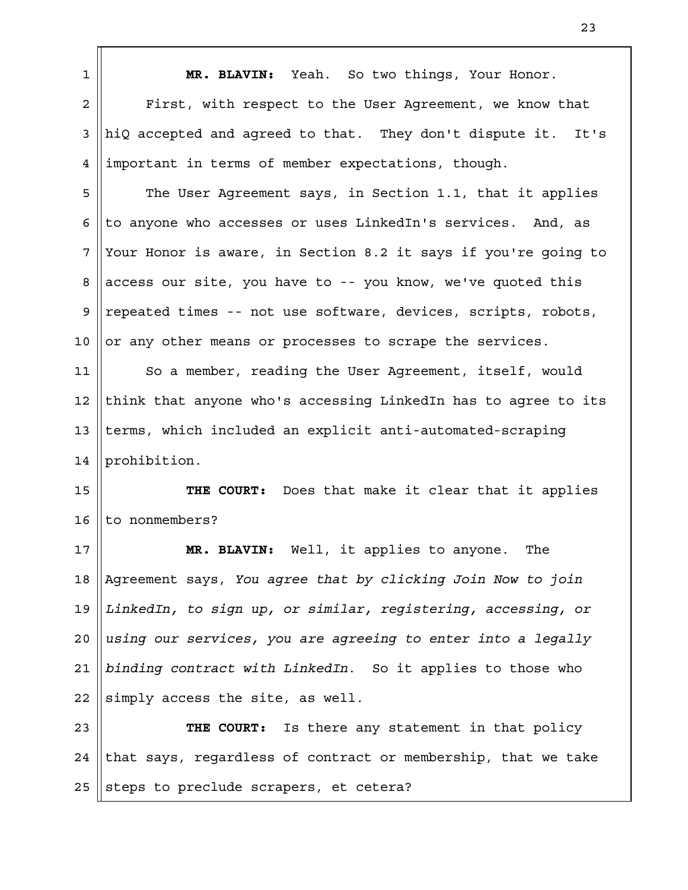**MR. BLAVIN:** Yeah. So two things, Your Honor.

First, with respect to the User Agreement, we know that hiQ accepted and agreed to that. They don't dispute it. It's important in terms of member expectations, though.

The User Agreement says, in Section 1.1, that it applies to anyone who accesses or uses LinkedIn's services. And, as Your Honor is aware, in Section 8.2 it says if you're going to access our site, you have to -- you know, we've quoted this repeated times -- not use software, devices, scripts, robots, or any other means or processes to scrape the services.

So a member, reading the User Agreement, itself, would think that anyone who's accessing LinkedIn has to agree to its terms, which included an explicit anti-automated-scraping prohibition.

**THE COURT:** Does that make it clear that it applies to nonmembers?

**MR. BLAVIN:** Well, it applies to anyone. The Agreement says, *You agree that by clicking Join Now to join LinkedIn, to sign up, or similar, registering, accessing, or using our services, you are agreeing to enter into a legally binding contract with LinkedIn*. So it applies to those who simply access the site, as well.

**THE COURT:** Is there any statement in that policy that says, regardless of contract or membership, that we take steps to preclude scrapers, et cetera?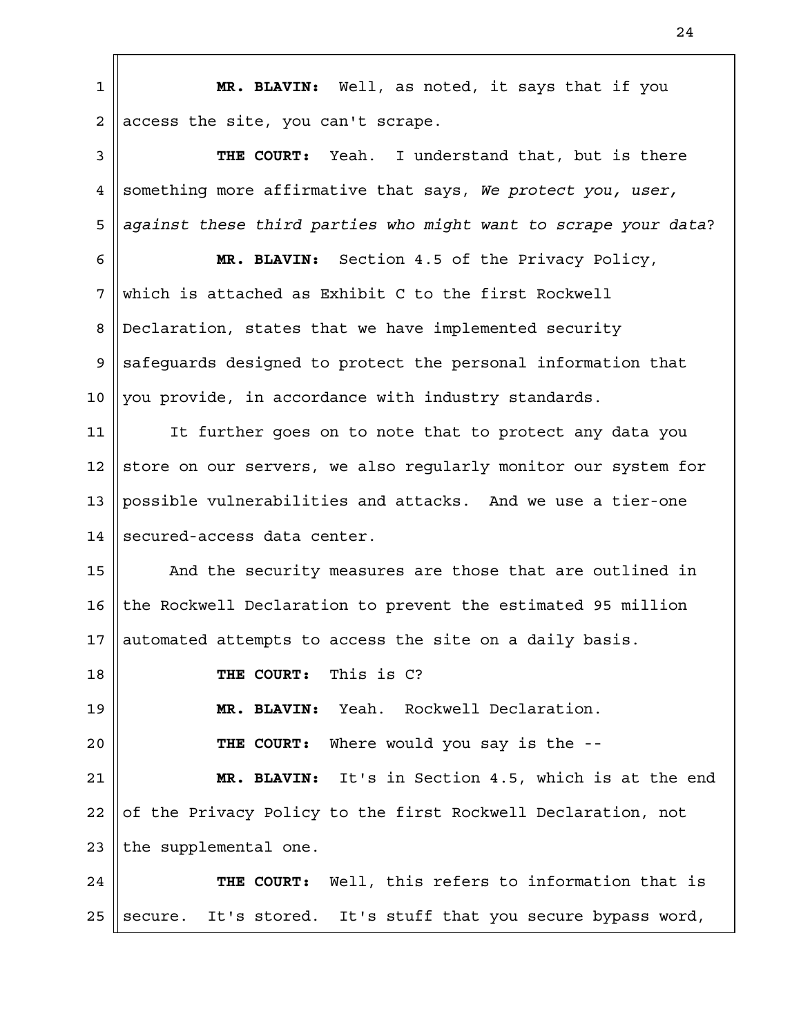**MR. BLAVIN:** Well, as noted, it says that if you access the site, you can't scrape.

**THE COURT:** Yeah. I understand that, but is there something more affirmative that says, *We protect you, user, against these third parties who might want to scrape your data*?

**MR. BLAVIN:** Section 4.5 of the Privacy Policy, which is attached as Exhibit C to the first Rockwell Declaration, states that we have implemented security safeguards designed to protect the personal information that you provide, in accordance with industry standards.

It further goes on to note that to protect any data you store on our servers, we also regularly monitor our system for possible vulnerabilities and attacks. And we use a tier-one secured-access data center.

And the security measures are those that are outlined in the Rockwell Declaration to prevent the estimated 95 million automated attempts to access the site on a daily basis.

**THE COURT:** This is C?

**MR. BLAVIN:** Yeah. Rockwell Declaration.

**THE COURT:** Where would you say is the --

**MR. BLAVIN:** It's in Section 4.5, which is at the end of the Privacy Policy to the first Rockwell Declaration, not the supplemental one.

**THE COURT:** Well, this refers to information that is secure. It's stored. It's stuff that you secure bypass word,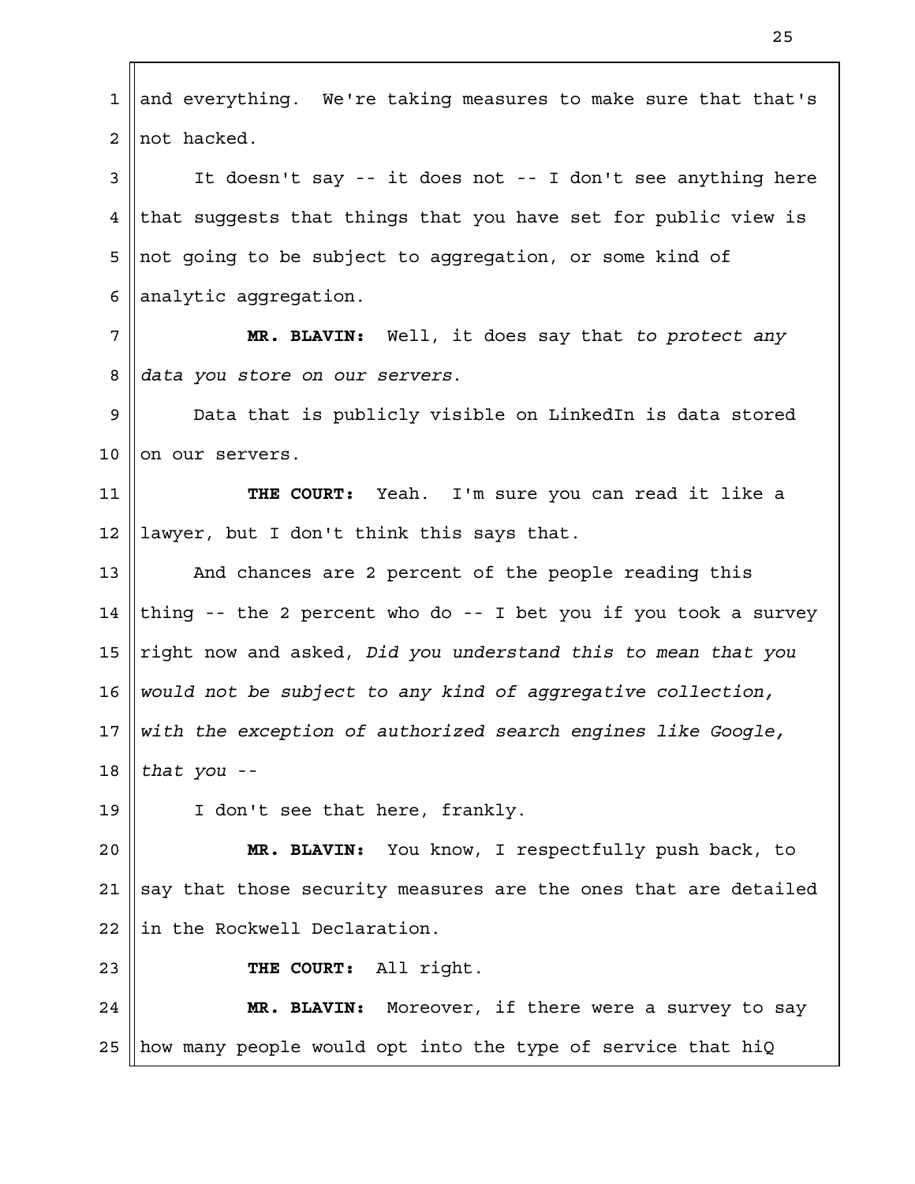and everything. We're taking measures to make sure that that's not hacked.

It doesn't say -- it does not -- I don't see anything here that suggests that things that you have set for public view is not going to be subject to aggregation, or some kind of analytic aggregation.

**MR. BLAVIN:** Well, it does say that *to protect any data you store on our servers*.

Data that is publicly visible on LinkedIn is data stored on our servers.

**THE COURT:** Yeah. I'm sure you can read it like a lawyer, but I don't think this says that.

And chances are 2 percent of the people reading this thing -- the 2 percent who do -- I bet you if you took a survey right now and asked, *Did you understand this to mean that you would not be subject to any kind of aggregative collection, with the exception of authorized search engines like Google, that you* --

I don't see that here, frankly.

**MR. BLAVIN:** You know, I respectfully push back, to say that those security measures are the ones that are detailed in the Rockwell Declaration.

**THE COURT:** All right.

**MR. BLAVIN:** Moreover, if there were a survey to say how many people would opt into the type of service that hiQ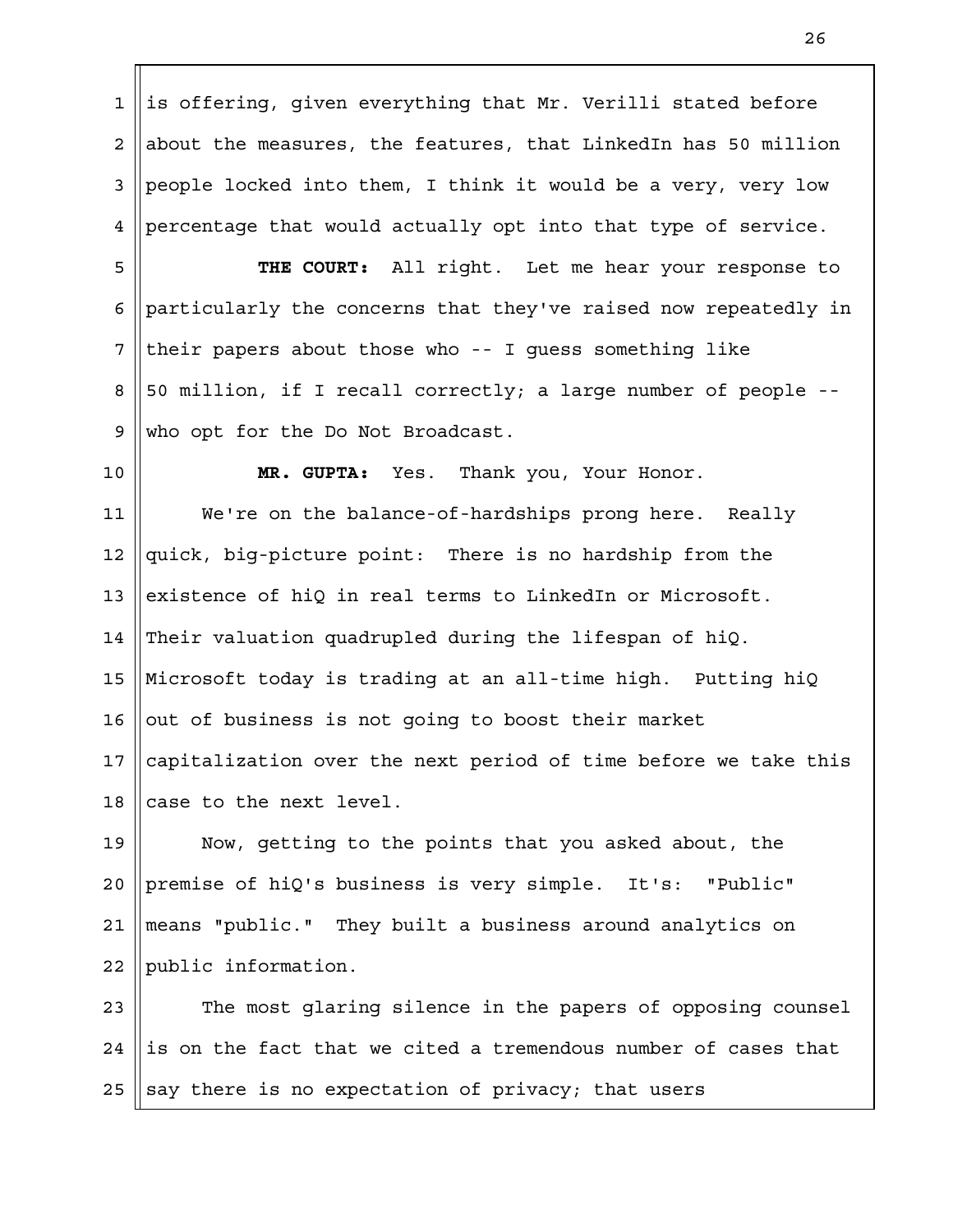is offering, given everything that Mr. Verilli stated before about the measures, the features, that LinkedIn has 50 million people locked into them, I think it would be a very, very low percentage that would actually opt into that type of service.

**THE COURT:** All right. Let me hear your response to particularly the concerns that they've raised now repeatedly in their papers about those who -- I guess something like 50 million, if I recall correctly; a large number of people -- who opt for the Do Not Broadcast.

**MR. GUPTA:** Yes. Thank you, Your Honor.

We're on the balance-of-hardships prong here. Really quick, big-picture point: There is no hardship from the existence of hiQ in real terms to LinkedIn or Microsoft. Their valuation quadrupled during the lifespan of hiQ. Microsoft today is trading at an all-time high. Putting hiQ out of business is not going to boost their market capitalization over the next period of time before we take this case to the next level.

Now, getting to the points that you asked about, the premise of hiQ's business is very simple. It's: "Public" means "public." They built a business around analytics on public information.

The most glaring silence in the papers of opposing counsel is on the fact that we cited a tremendous number of cases that say there is no expectation of privacy; that users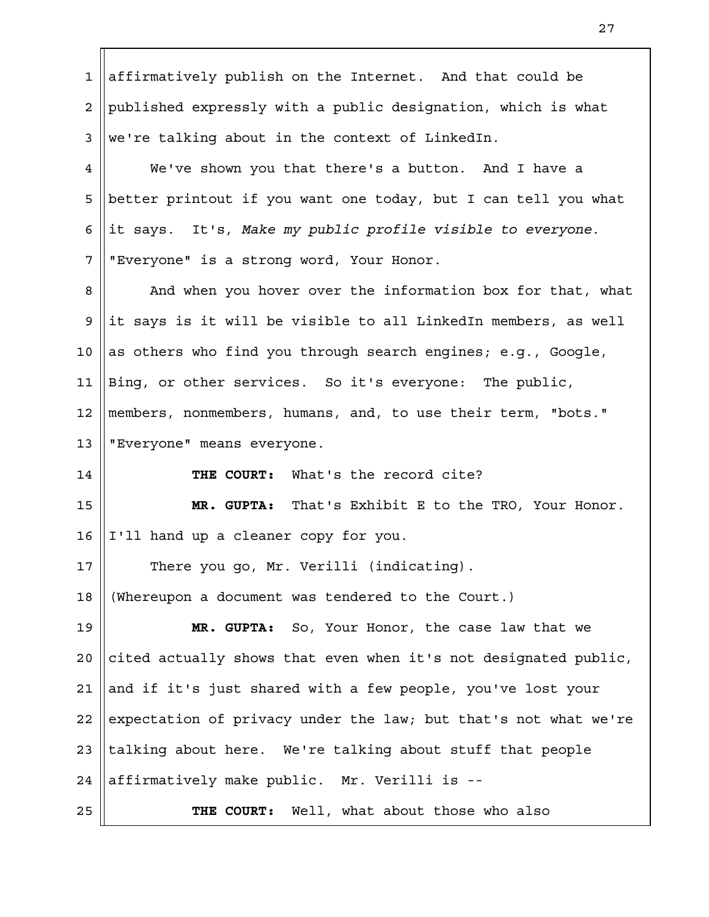affirmatively publish on the Internet. And that could be published expressly with a public designation, which is what we're talking about in the context of LinkedIn.

We've shown you that there's a button. And I have a better printout if you want one today, but I can tell you what it says. It's, *Make my public profile visible to everyone*. "Everyone" is a strong word, Your Honor.

And when you hover over the information box for that, what it says is it will be visible to all LinkedIn members, as well as others who find you through search engines; e.g., Google, Bing, or other services. So it's everyone: The public, members, nonmembers, humans, and, to use their term, "bots." "Everyone" means everyone.

**THE COURT:** What's the record cite?

**MR. GUPTA:** That's Exhibit E to the TRO, Your Honor. I'll hand up a cleaner copy for you.

There you go, Mr. Verilli (indicating).

(Whereupon a document was tendered to the Court.)

**MR. GUPTA:** So, Your Honor, the case law that we cited actually shows that even when it's not designated public, and if it's just shared with a few people, you've lost your expectation of privacy under the law; but that's not what we're talking about here. We're talking about stuff that people affirmatively make public. Mr. Verilli is --

**THE COURT:** Well, what about those who also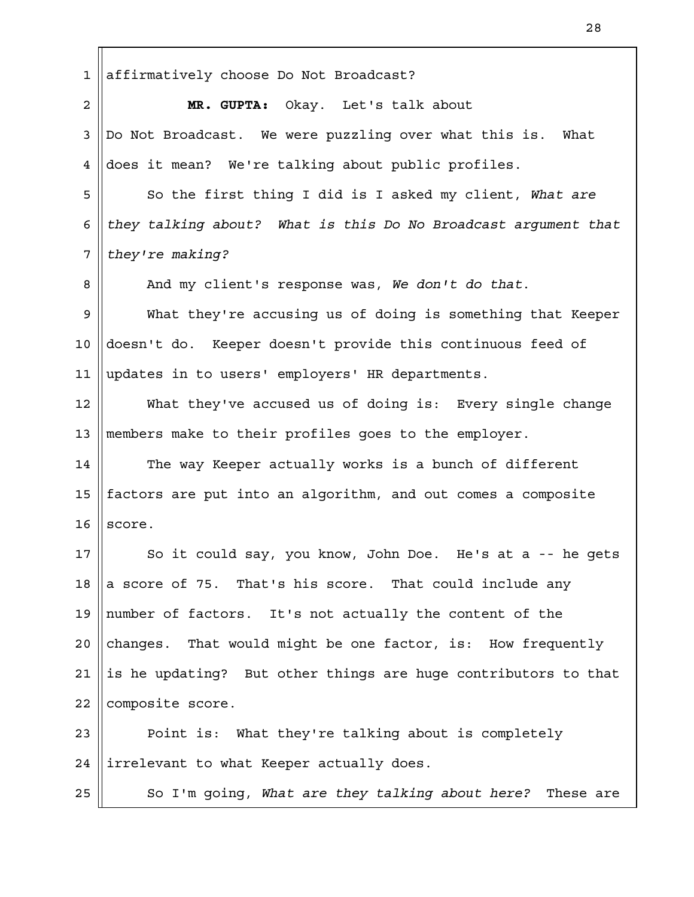affirmatively choose Do Not Broadcast?

**MR. GUPTA:** Okay. Let's talk about Do Not Broadcast. We were puzzling over what this is. What does it mean? We're talking about public profiles.

So the first thing I did is I asked my client, *What are they talking about? What is this Do No Broadcast argument that they're making?*

And my client's response was, *We don't do that.*

What they're accusing us of doing is something that Keeper doesn't do. Keeper doesn't provide this continuous feed of updates in to users' employers' HR departments.

What they've accused us of doing is: Every single change members make to their profiles goes to the employer.

The way Keeper actually works is a bunch of different factors are put into an algorithm, and out comes a composite score.

So it could say, you know, John Doe. He's at a -- he gets a score of 75. That's his score. That could include any number of factors. It's not actually the content of the changes. That would might be one factor, is: How frequently is he updating? But other things are huge contributors to that composite score.

Point is: What they're talking about is completely irrelevant to what Keeper actually does.

So I'm going, *What are they talking about here?* These are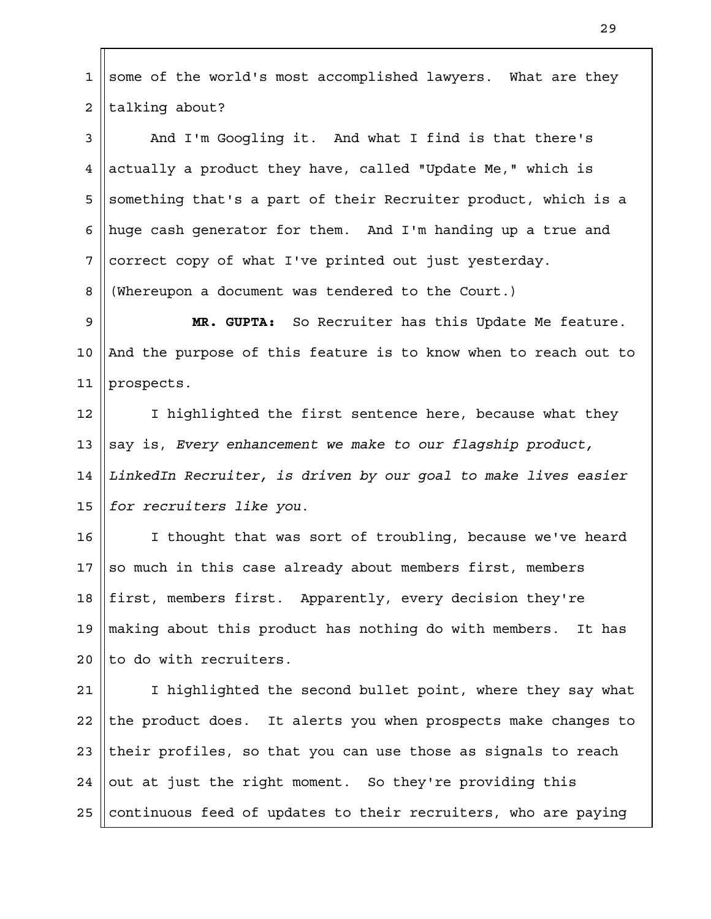some of the world's most accomplished lawyers. What are they talking about?

And I'm Googling it. And what I find is that there's actually a product they have, called "Update Me," which is something that's a part of their Recruiter product, which is a huge cash generator for them. And I'm handing up a true and correct copy of what I've printed out just yesterday.

(Whereupon a document was tendered to the Court.)

**MR. GUPTA:** So Recruiter has this Update Me feature. And the purpose of this feature is to know when to reach out to prospects.

I highlighted the first sentence here, because what they say is, *Every enhancement we make to our flagship product, LinkedIn Recruiter, is driven by our goal to make lives easier for recruiters like you*.

I thought that was sort of troubling, because we've heard so much in this case already about members first, members first, members first. Apparently, every decision they're making about this product has nothing do with members. It has to do with recruiters.

I highlighted the second bullet point, where they say what the product does. It alerts you when prospects make changes to their profiles, so that you can use those as signals to reach out at just the right moment. So they're providing this continuous feed of updates to their recruiters, who are paying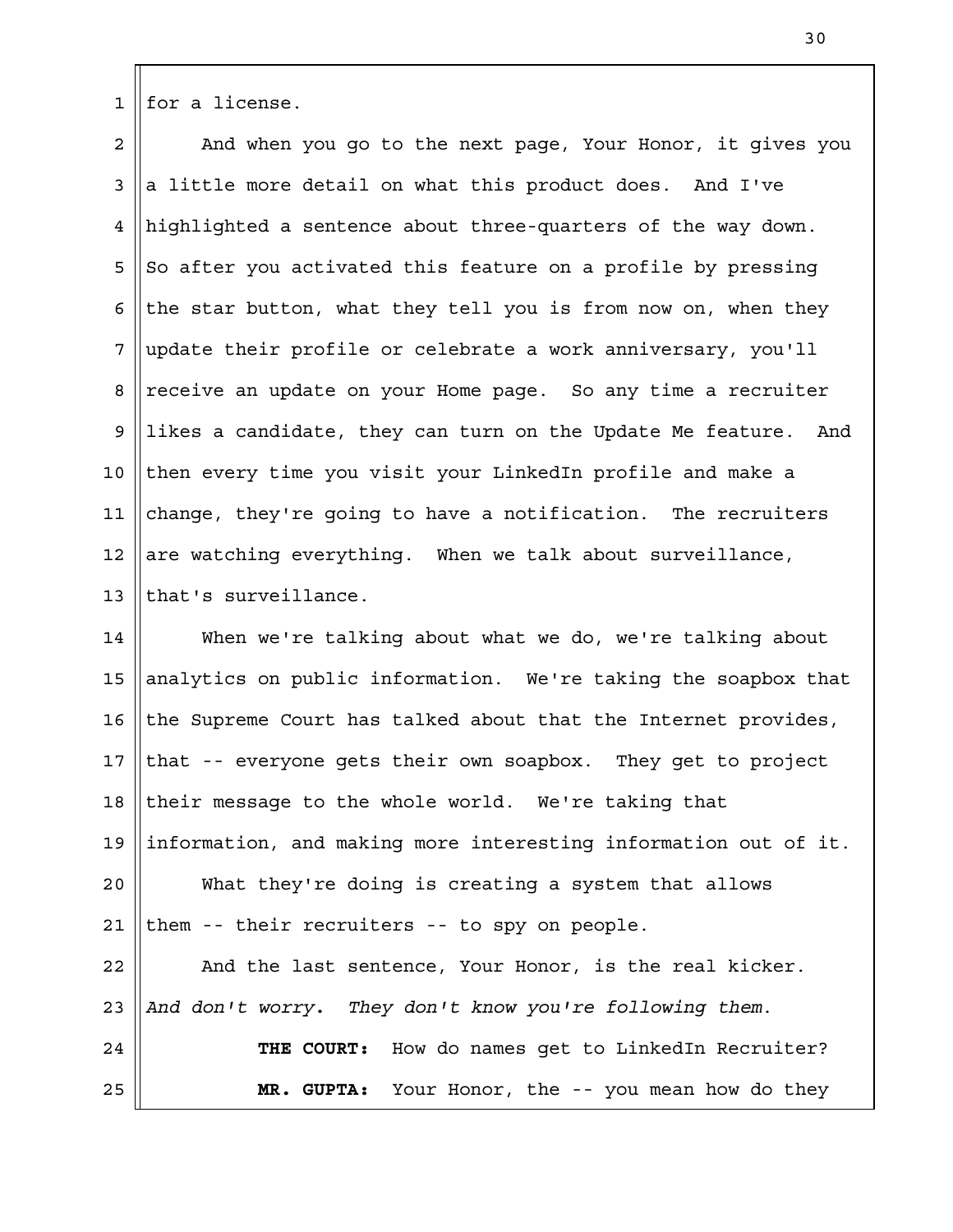for a license.

And when you go to the next page, Your Honor, it gives you a little more detail on what this product does. And I've highlighted a sentence about three-quarters of the way down. So after you activated this feature on a profile by pressing the star button, what they tell you is from now on, when they update their profile or celebrate a work anniversary, you'll receive an update on your Home page. So any time a recruiter likes a candidate, they can turn on the Update Me feature. And then every time you visit your LinkedIn profile and make a change, they're going to have a notification. The recruiters are watching everything. When we talk about surveillance, that's surveillance.

When we're talking about what we do, we're talking about analytics on public information. We're taking the soapbox that the Supreme Court has talked about that the Internet provides, that -- everyone gets their own soapbox. They get to project their message to the whole world. We're taking that information, and making more interesting information out of it.

What they're doing is creating a system that allows them -- their recruiters -- to spy on people.

And the last sentence, Your Honor, is the real kicker. *And don't worry. They don't know you're following them.*

**THE COURT:** How do names get to LinkedIn Recruiter?

**MR. GUPTA:** Your Honor, the -- you mean how do they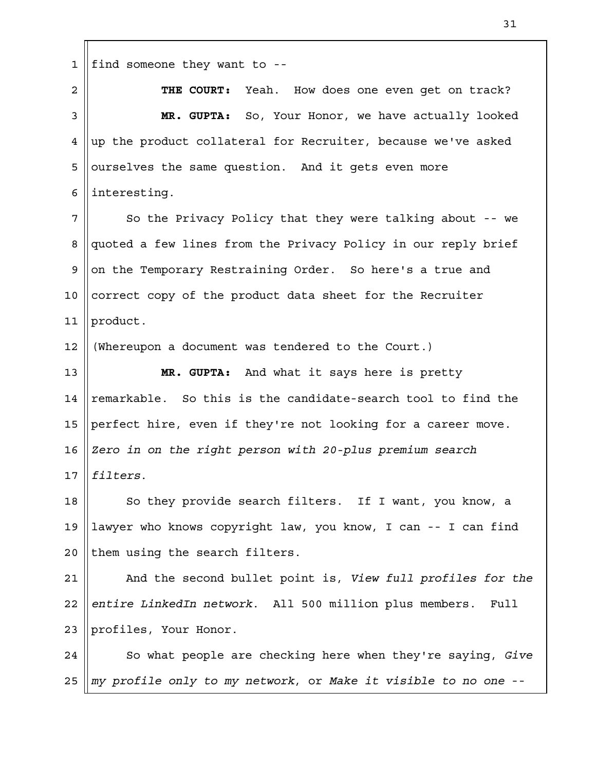find someone they want to --

**THE COURT:** Yeah. How does one even get on track?

**MR. GUPTA:** So, Your Honor, we have actually looked up the product collateral for Recruiter, because we've asked ourselves the same question. And it gets even more interesting.

So the Privacy Policy that they were talking about -- we quoted a few lines from the Privacy Policy in our reply brief on the Temporary Restraining Order. So here's a true and correct copy of the product data sheet for the Recruiter product.

(Whereupon a document was tendered to the Court.)

**MR. GUPTA:** And what it says here is pretty remarkable. So this is the candidate-search tool to find the perfect hire, even if they're not looking for a career move. *Zero in on the right person with 20-plus premium search filters*.

So they provide search filters. If I want, you know, a lawyer who knows copyright law, you know, I can -- I can find them using the search filters.

And the second bullet point is, *View full profiles for the entire LinkedIn network*. All 500 million plus members. Full profiles, Your Honor.

So what people are checking here when they're saying, *Give my profile only to my network*, or *Make it visible to no one* --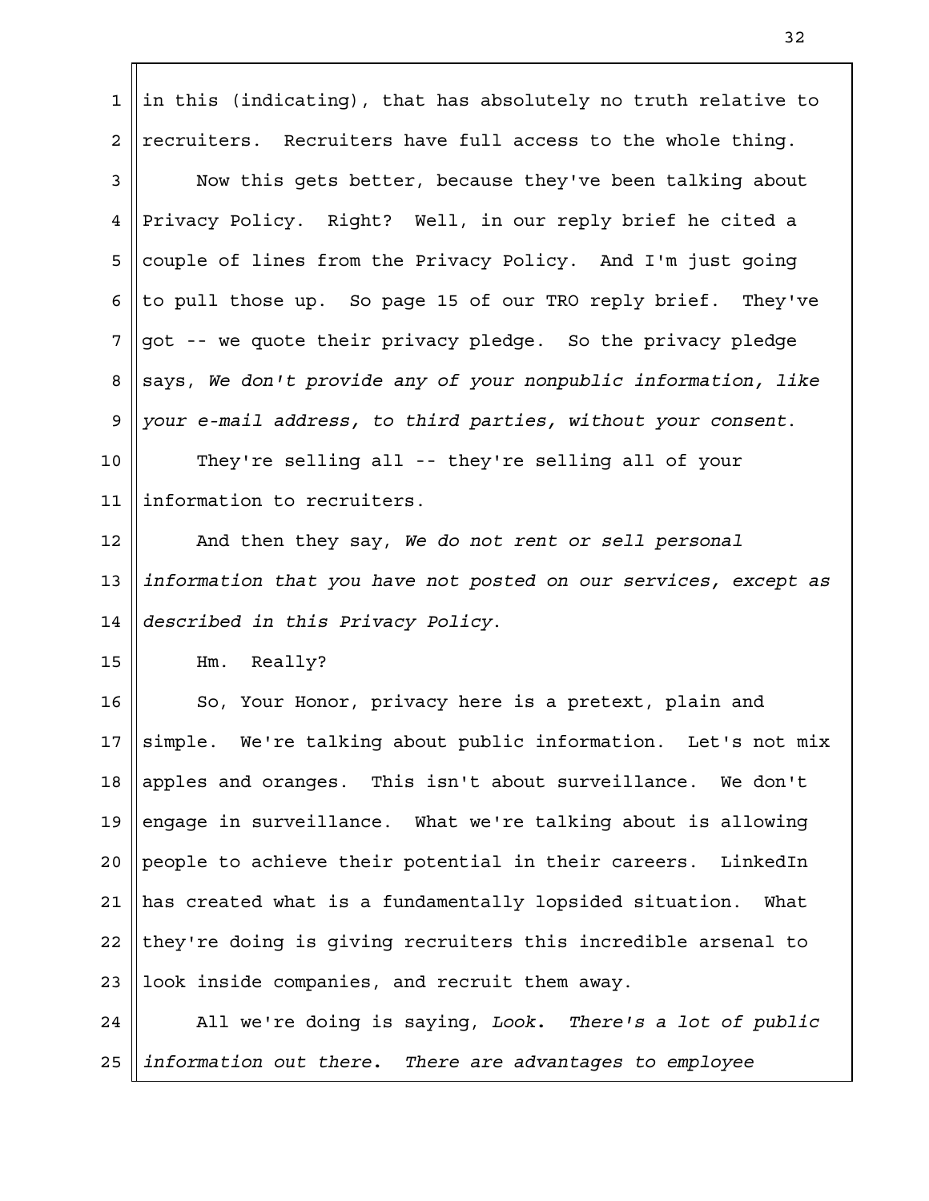in this (indicating), that has absolutely no truth relative to recruiters. Recruiters have full access to the whole thing.

Now this gets better, because they've been talking about Privacy Policy. Right? Well, in our reply brief he cited a couple of lines from the Privacy Policy. And I'm just going to pull those up. So page 15 of our TRO reply brief. They've got -- we quote their privacy pledge. So the privacy pledge says, *We don't provide any of your nonpublic information, like your e-mail address, to third parties, without your consent.*

They're selling all -- they're selling all of your information to recruiters.

And then they say, *We do not rent or sell personal information that you have not posted on our services, except as described in this Privacy Policy.*

Hm. Really?

So, Your Honor, privacy here is a pretext, plain and simple. We're talking about public information. Let's not mix apples and oranges. This isn't about surveillance. We don't engage in surveillance. What we're talking about is allowing people to achieve their potential in their careers. LinkedIn has created what is a fundamentally lopsided situation. What they're doing is giving recruiters this incredible arsenal to look inside companies, and recruit them away.

All we're doing is saying, *Look. There's a lot of public information out there. There are advantages to employee*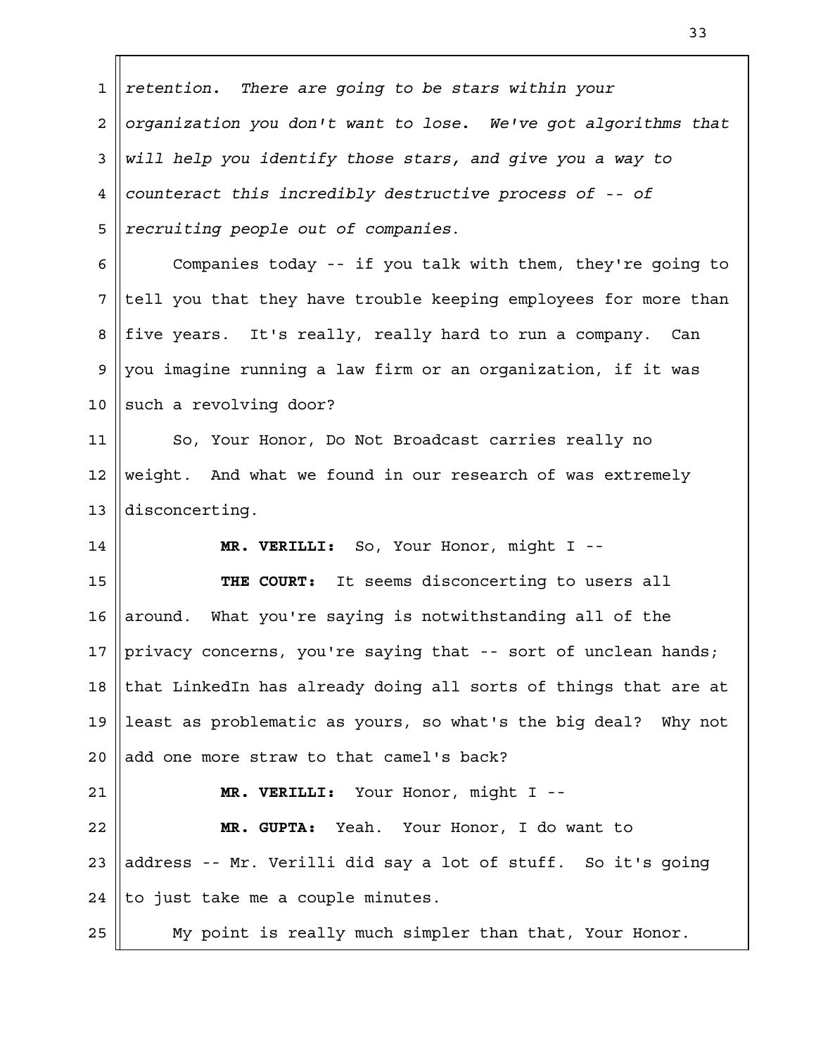*retention. There are going to be stars within your organization you don't want to lose. We've got algorithms that will help you identify those stars, and give you a way to counteract this incredibly destructive process of -- of recruiting people out of companies.*

Companies today -- if you talk with them, they're going to tell you that they have trouble keeping employees for more than five years. It's really, really hard to run a company. Can you imagine running a law firm or an organization, if it was such a revolving door?

So, Your Honor, Do Not Broadcast carries really no weight. And what we found in our research of was extremely disconcerting.

**MR. VERILLI:** So, Your Honor, might I --

**THE COURT:** It seems disconcerting to users all around. What you're saying is notwithstanding all of the privacy concerns, you're saying that -- sort of unclean hands; that LinkedIn has already doing all sorts of things that are at least as problematic as yours, so what's the big deal? Why not add one more straw to that camel's back?

**MR. VERILLI:** Your Honor, might I --

**MR. GUPTA:** Yeah. Your Honor, I do want to address -- Mr. Verilli did say a lot of stuff. So it's going to just take me a couple minutes.

My point is really much simpler than that, Your Honor.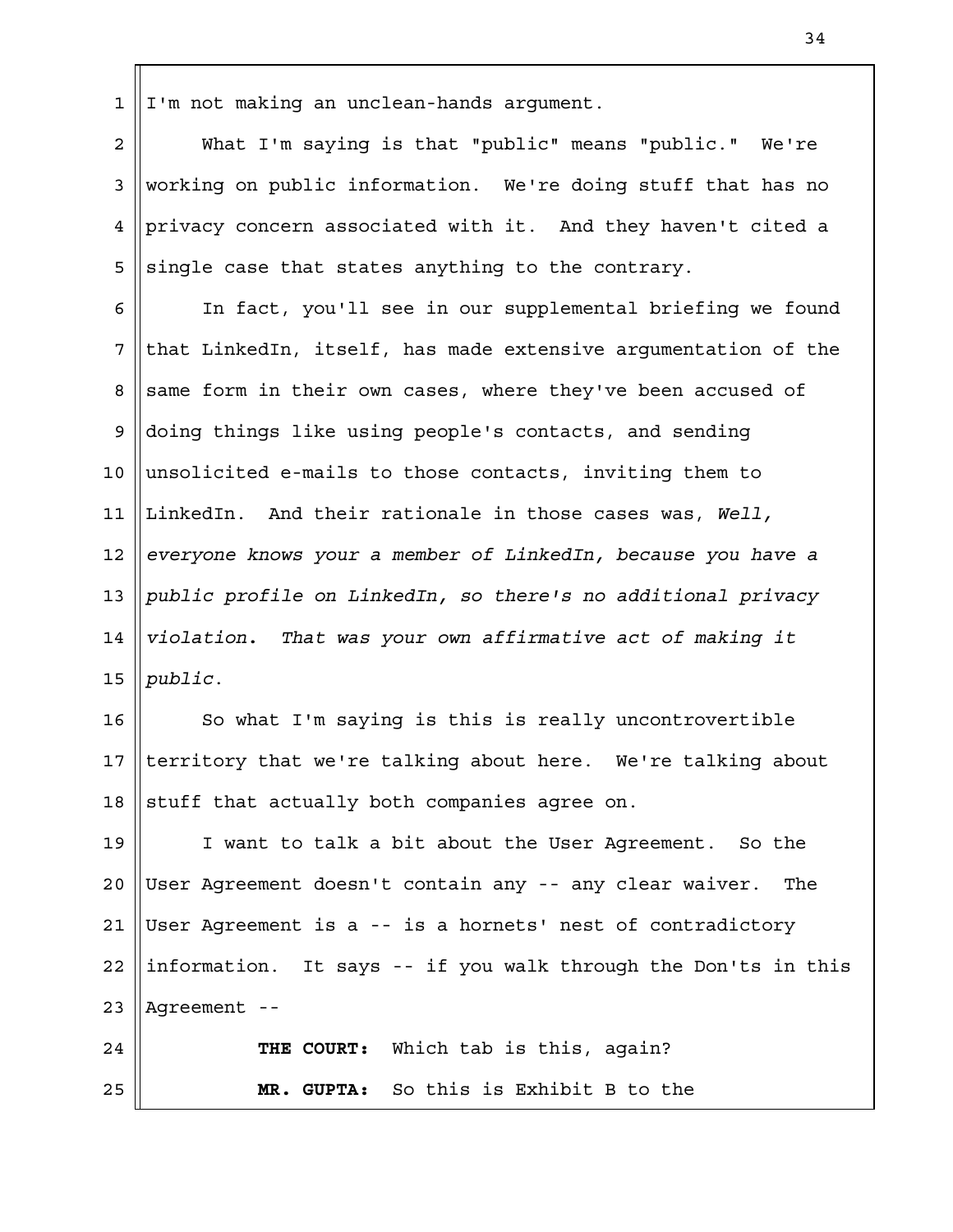I'm not making an unclean-hands argument.

What I'm saying is that "public" means "public." We're working on public information. We're doing stuff that has no privacy concern associated with it. And they haven't cited a single case that states anything to the contrary.

In fact, you'll see in our supplemental briefing we found that LinkedIn, itself, has made extensive argumentation of the same form in their own cases, where they've been accused of doing things like using people's contacts, and sending unsolicited e-mails to those contacts, inviting them to LinkedIn. And their rationale in those cases was, *Well, everyone knows your a member of LinkedIn, because you have a public profile on LinkedIn, so there's no additional privacy violation. That was your own affirmative act of making it public.*

So what I'm saying is this is really uncontrovertible territory that we're talking about here. We're talking about stuff that actually both companies agree on.

I want to talk a bit about the User Agreement. So the User Agreement doesn't contain any -- any clear waiver. The User Agreement is a -- is a hornets' nest of contradictory information. It says -- if you walk through the Don'ts in this Agreement --

**THE COURT:** Which tab is this, again?

**MR. GUPTA:** So this is Exhibit B to the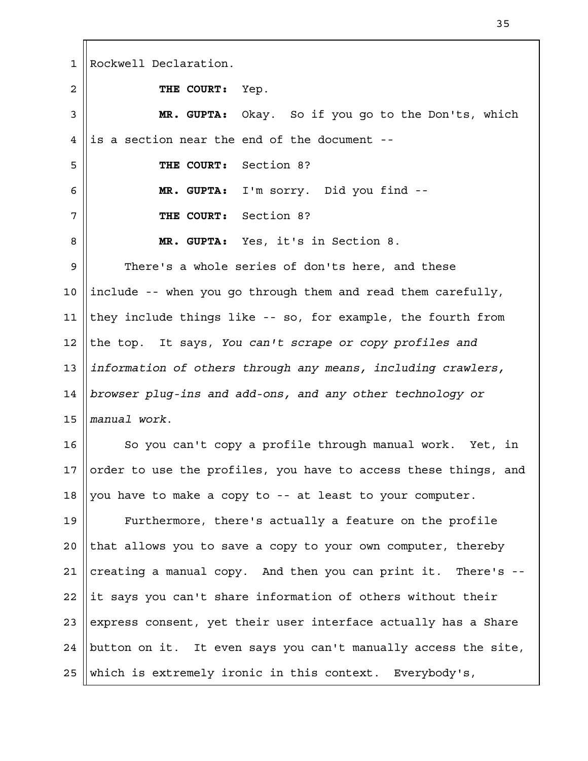Rockwell Declaration.

**THE COURT:** Yep.

**MR. GUPTA:** Okay. So if you go to the Don'ts, which is a section near the end of the document --

**THE COURT:** Section 8?

**MR. GUPTA:** I'm sorry. Did you find --

**THE COURT:** Section 8?

**MR. GUPTA:** Yes, it's in Section 8.

There's a whole series of don'ts here, and these include -- when you go through them and read them carefully, they include things like -- so, for example, the fourth from the top. It says, *You can't scrape or copy profiles and information of others through any means, including crawlers, browser plug-ins and add-ons, and any other technology or manual work.*

So you can't copy a profile through manual work. Yet, in order to use the profiles, you have to access these things, and you have to make a copy to -- at least to your computer.

Furthermore, there's actually a feature on the profile that allows you to save a copy to your own computer, thereby creating a manual copy. And then you can print it. There's -- it says you can't share information of others without their express consent, yet their user interface actually has a Share button on it. It even says you can't manually access the site, which is extremely ironic in this context. Everybody's,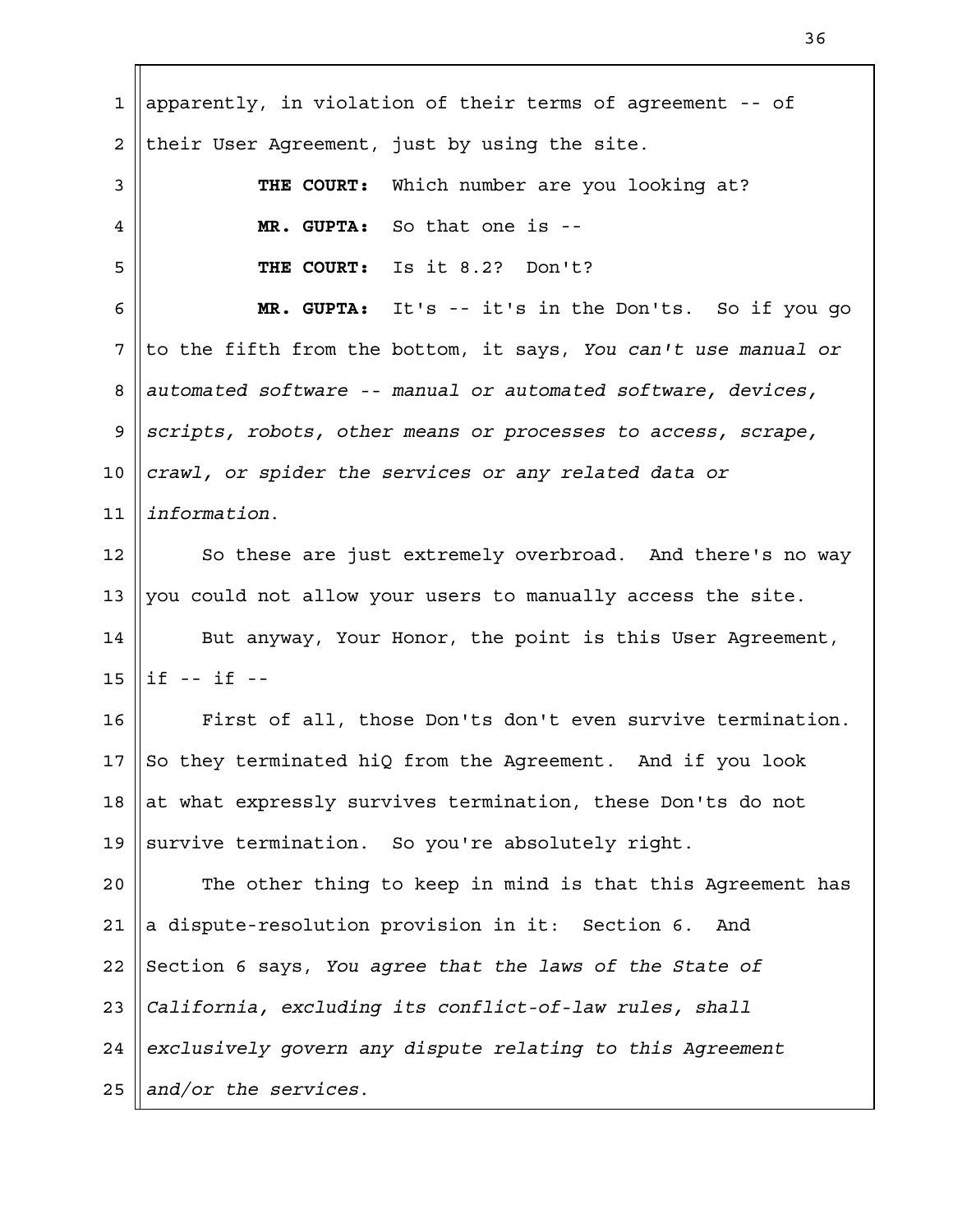apparently, in violation of their terms of agreement -- of their User Agreement, just by using the site.

**THE COURT:** Which number are you looking at?

**MR. GUPTA:** So that one is --

**THE COURT:** Is it 8.2? Don't?

**MR. GUPTA:** It's -- it's in the Don'ts. So if you go to the fifth from the bottom, it says, *You can't use manual or automated software -- manual or automated software, devices, scripts, robots, other means or processes to access, scrape, crawl, or spider the services or any related data or information.*

So these are just extremely overbroad. And there's no way you could not allow your users to manually access the site.

But anyway, Your Honor, the point is this User Agreement, if -- if --

First of all, those Don'ts don't even survive termination. So they terminated hiQ from the Agreement. And if you look at what expressly survives termination, these Don'ts do not survive termination. So you're absolutely right.

The other thing to keep in mind is that this Agreement has a dispute-resolution provision in it: Section 6. And Section 6 says, *You agree that the laws of the State of California, excluding its conflict-of-law rules, shall exclusively govern any dispute relating to this Agreement and/or the services.*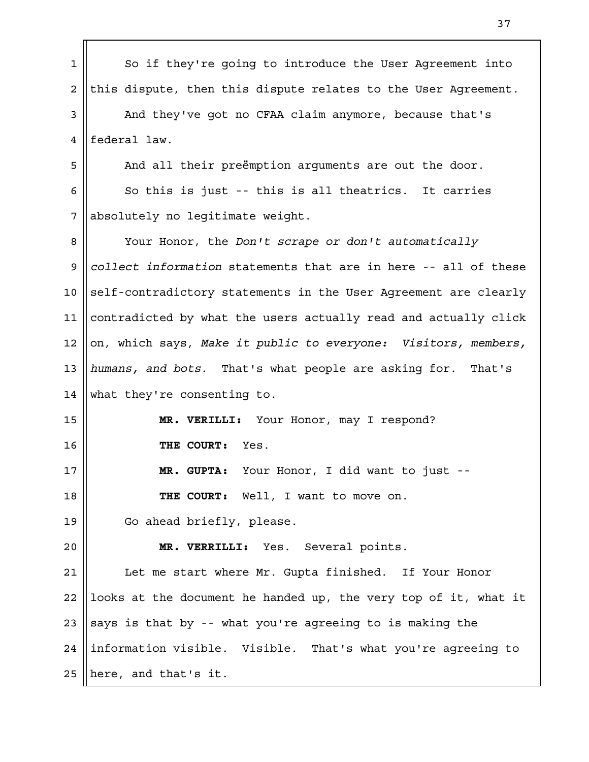So if they're going to introduce the User Agreement into this dispute, then this dispute relates to the User Agreement.

And they've got no CFAA claim anymore, because that's federal law.

And all their preëmption arguments are out the door.

So this is just -- this is all theatrics. It carries absolutely no legitimate weight.

Your Honor, the *Don't scrape or don't automatically collect information* statements that are in here -- all of these self-contradictory statements in the User Agreement are clearly contradicted by what the users actually read and actually click on, which says, *Make it public to everyone: Visitors, members, humans, and bots*. That's what people are asking for. That's what they're consenting to.

**MR. VERILLI:** Your Honor, may I respond?

**THE COURT:** Yes.

**MR. GUPTA:** Your Honor, I did want to just --

**THE COURT:** Well, I want to move on.

Go ahead briefly, please.

**MR. VERRILLI:** Yes. Several points.

Let me start where Mr. Gupta finished. If Your Honor looks at the document he handed up, the very top of it, what it says is that by -- what you're agreeing to is making the information visible. Visible. That's what you're agreeing to here, and that's it.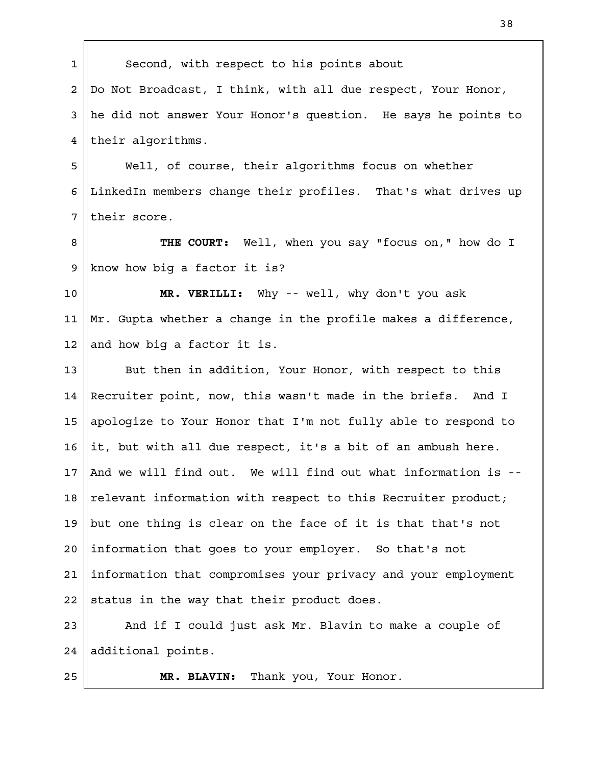Second, with respect to his points about Do Not Broadcast, I think, with all due respect, Your Honor, he did not answer Your Honor's question. He says he points to their algorithms.

Well, of course, their algorithms focus on whether LinkedIn members change their profiles. That's what drives up their score.

**THE COURT:** Well, when you say "focus on," how do I know how big a factor it is?

**MR. VERILLI:** Why -- well, why don't you ask Mr. Gupta whether a change in the profile makes a difference, and how big a factor it is.

But then in addition, Your Honor, with respect to this Recruiter point, now, this wasn't made in the briefs. And I apologize to Your Honor that I'm not fully able to respond to it, but with all due respect, it's a bit of an ambush here. And we will find out. We will find out what information is -- relevant information with respect to this Recruiter product; but one thing is clear on the face of it is that that's not information that goes to your employer. So that's not information that compromises your privacy and your employment status in the way that their product does.

And if I could just ask Mr. Blavin to make a couple of additional points.

**MR. BLAVIN:** Thank you, Your Honor.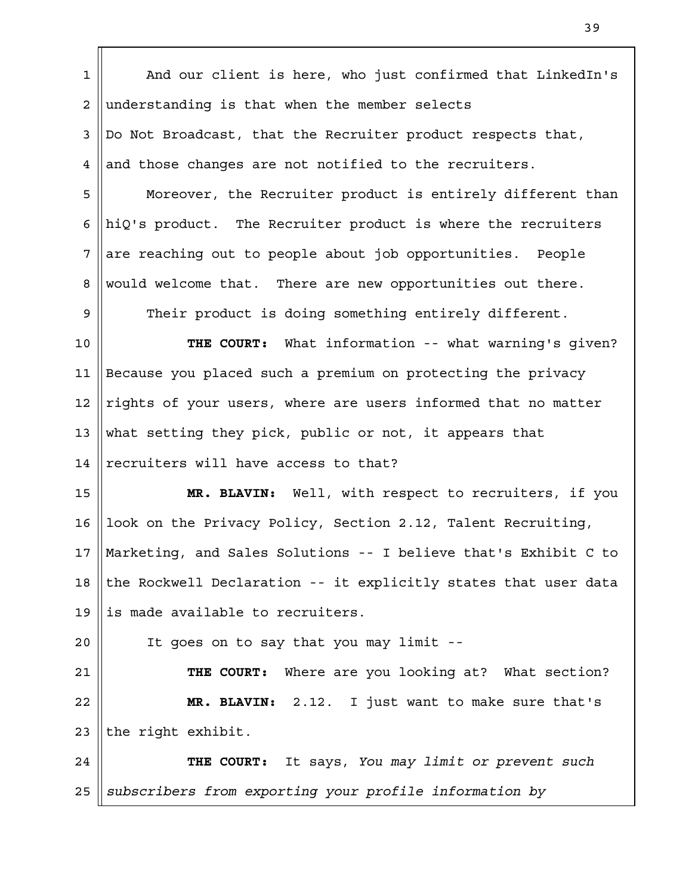And our client is here, who just confirmed that LinkedIn's understanding is that when the member selects Do Not Broadcast, that the Recruiter product respects that, and those changes are not notified to the recruiters.

Moreover, the Recruiter product is entirely different than hiQ's product. The Recruiter product is where the recruiters are reaching out to people about job opportunities. People would welcome that. There are new opportunities out there.

Their product is doing something entirely different.

**THE COURT:** What information -- what warning's given? Because you placed such a premium on protecting the privacy rights of your users, where are users informed that no matter what setting they pick, public or not, it appears that recruiters will have access to that?

**MR. BLAVIN:** Well, with respect to recruiters, if you look on the Privacy Policy, Section 2.12, Talent Recruiting, Marketing, and Sales Solutions -- I believe that's Exhibit C to the Rockwell Declaration -- it explicitly states that user data is made available to recruiters.

It goes on to say that you may limit --

**THE COURT:** Where are you looking at? What section?

**MR. BLAVIN:** 2.12. I just want to make sure that's the right exhibit.

**THE COURT:** It says, *You may limit or prevent such subscribers from exporting your profile information by*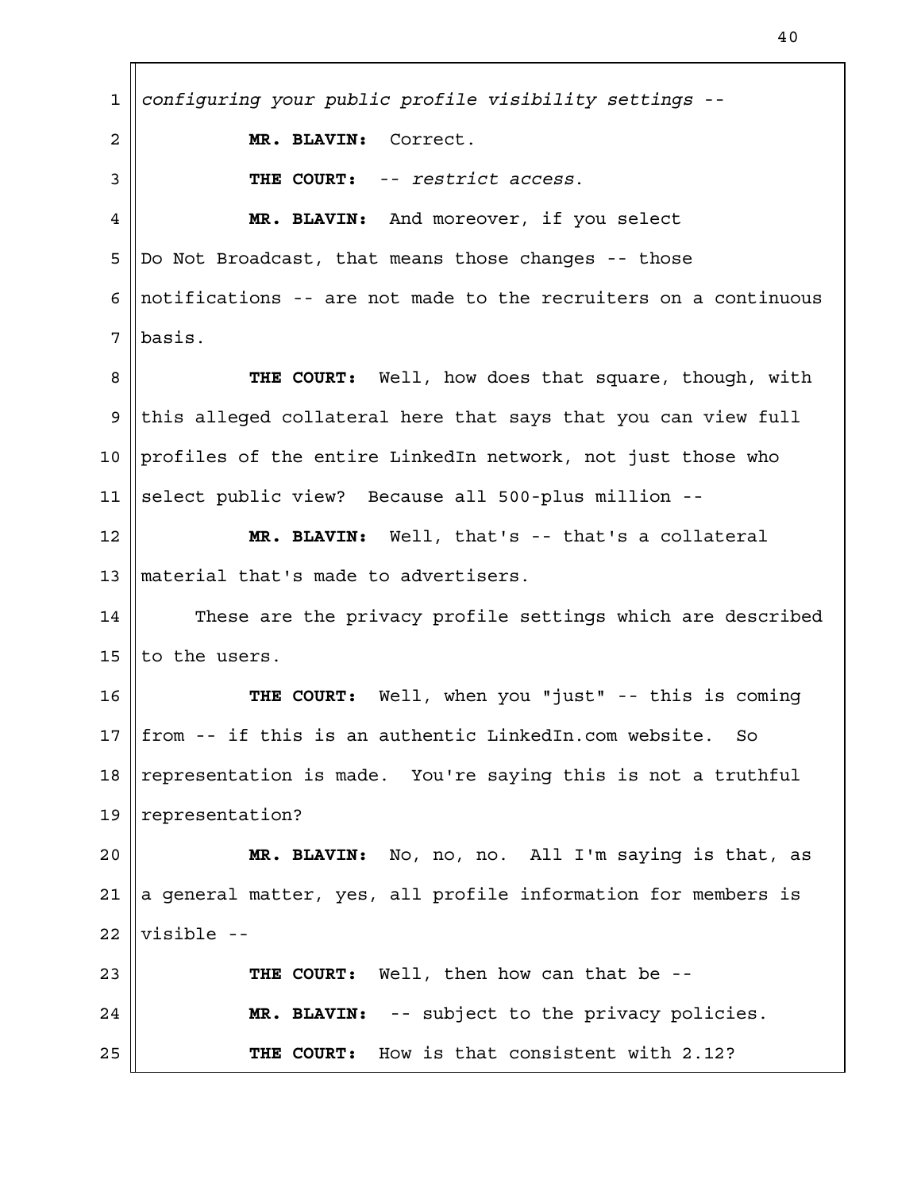*configuring your public profile visibility settings* --

**MR. BLAVIN:** Correct.

**THE COURT:** -- *restrict access*.

**MR. BLAVIN:** And moreover, if you select Do Not Broadcast, that means those changes -- those notifications -- are not made to the recruiters on a continuous basis.

**THE COURT:** Well, how does that square, though, with this alleged collateral here that says that you can view full profiles of the entire LinkedIn network, not just those who select public view? Because all 500-plus million --

**MR. BLAVIN:** Well, that's -- that's a collateral material that's made to advertisers.

These are the privacy profile settings which are described to the users.

**THE COURT:** Well, when you "just" -- this is coming from -- if this is an authentic LinkedIn.com website. So representation is made. You're saying this is not a truthful representation?

**MR. BLAVIN:** No, no, no. All I'm saying is that, as a general matter, yes, all profile information for members is visible --

**THE COURT:** Well, then how can that be --

**MR. BLAVIN:** -- subject to the privacy policies.

**THE COURT:** How is that consistent with 2.12?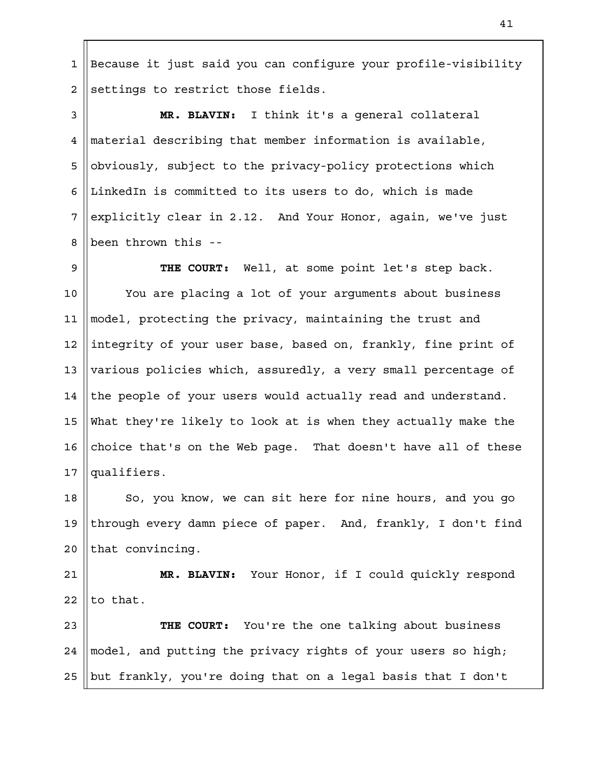Because it just said you can configure your profile-visibility settings to restrict those fields.

**MR. BLAVIN:** I think it's a general collateral material describing that member information is available, obviously, subject to the privacy-policy protections which LinkedIn is committed to its users to do, which is made explicitly clear in 2.12. And Your Honor, again, we've just been thrown this --

**THE COURT:** Well, at some point let's step back.

You are placing a lot of your arguments about business model, protecting the privacy, maintaining the trust and integrity of your user base, based on, frankly, fine print of various policies which, assuredly, a very small percentage of the people of your users would actually read and understand. What they're likely to look at is when they actually make the choice that's on the Web page. That doesn't have all of these qualifiers.

So, you know, we can sit here for nine hours, and you go through every damn piece of paper. And, frankly, I don't find that convincing.

**MR. BLAVIN:** Your Honor, if I could quickly respond to that.

**THE COURT:** You're the one talking about business model, and putting the privacy rights of your users so high; but frankly, you're doing that on a legal basis that I don't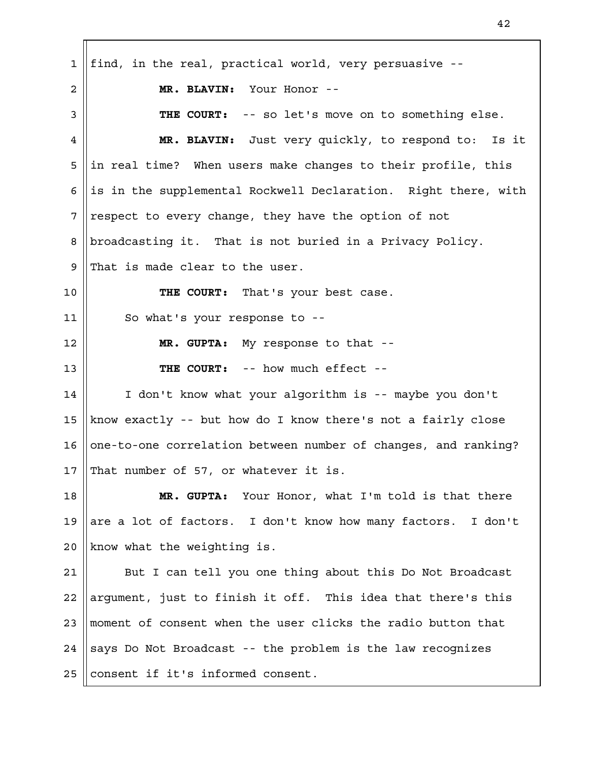find, in the real, practical world, very persuasive --

**MR. BLAVIN:** Your Honor --

**THE COURT:** -- so let's move on to something else.

**MR. BLAVIN:** Just very quickly, to respond to: Is it in real time? When users make changes to their profile, this is in the supplemental Rockwell Declaration. Right there, with respect to every change, they have the option of not broadcasting it. That is not buried in a Privacy Policy. That is made clear to the user.

**THE COURT:** That's your best case.

So what's your response to --

**MR. GUPTA:** My response to that --

**THE COURT:** -- how much effect --

I don't know what your algorithm is -- maybe you don't know exactly -- but how do I know there's not a fairly close one-to-one correlation between number of changes, and ranking? That number of 57, or whatever it is.

**MR. GUPTA:** Your Honor, what I'm told is that there are a lot of factors. I don't know how many factors. I don't know what the weighting is.

But I can tell you one thing about this Do Not Broadcast argument, just to finish it off. This idea that there's this moment of consent when the user clicks the radio button that says Do Not Broadcast -- the problem is the law recognizes consent if it's informed consent.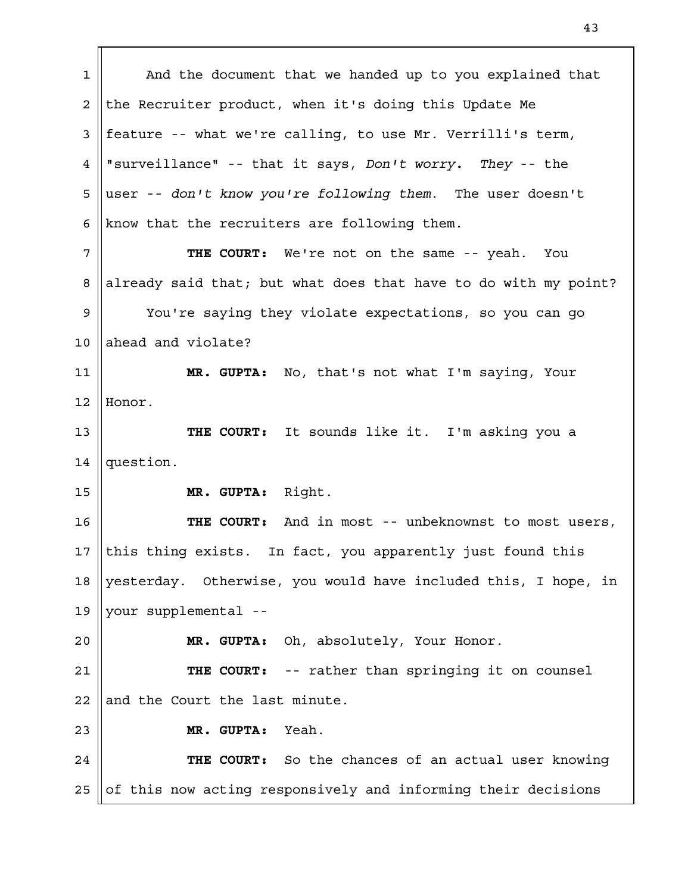And the document that we handed up to you explained that the Recruiter product, when it's doing this Update Me feature -- what we're calling, to use Mr. Verrilli's term, "surveillance" -- that it says, *Don't worry. They* -- the user -- *don't know you're following them*. The user doesn't know that the recruiters are following them.

**THE COURT:** We're not on the same -- yeah. You already said that; but what does that have to do with my point?

You're saying they violate expectations, so you can go ahead and violate?

**MR. GUPTA:** No, that's not what I'm saying, Your Honor.

**THE COURT:** It sounds like it. I'm asking you a question.

**MR. GUPTA:** Right.

**THE COURT:** And in most -- unbeknownst to most users, this thing exists. In fact, you apparently just found this yesterday. Otherwise, you would have included this, I hope, in your supplemental --

**MR. GUPTA:** Oh, absolutely, Your Honor.

**THE COURT:** -- rather than springing it on counsel and the Court the last minute.

**MR. GUPTA:** Yeah.

**THE COURT:** So the chances of an actual user knowing of this now acting responsively and informing their decisions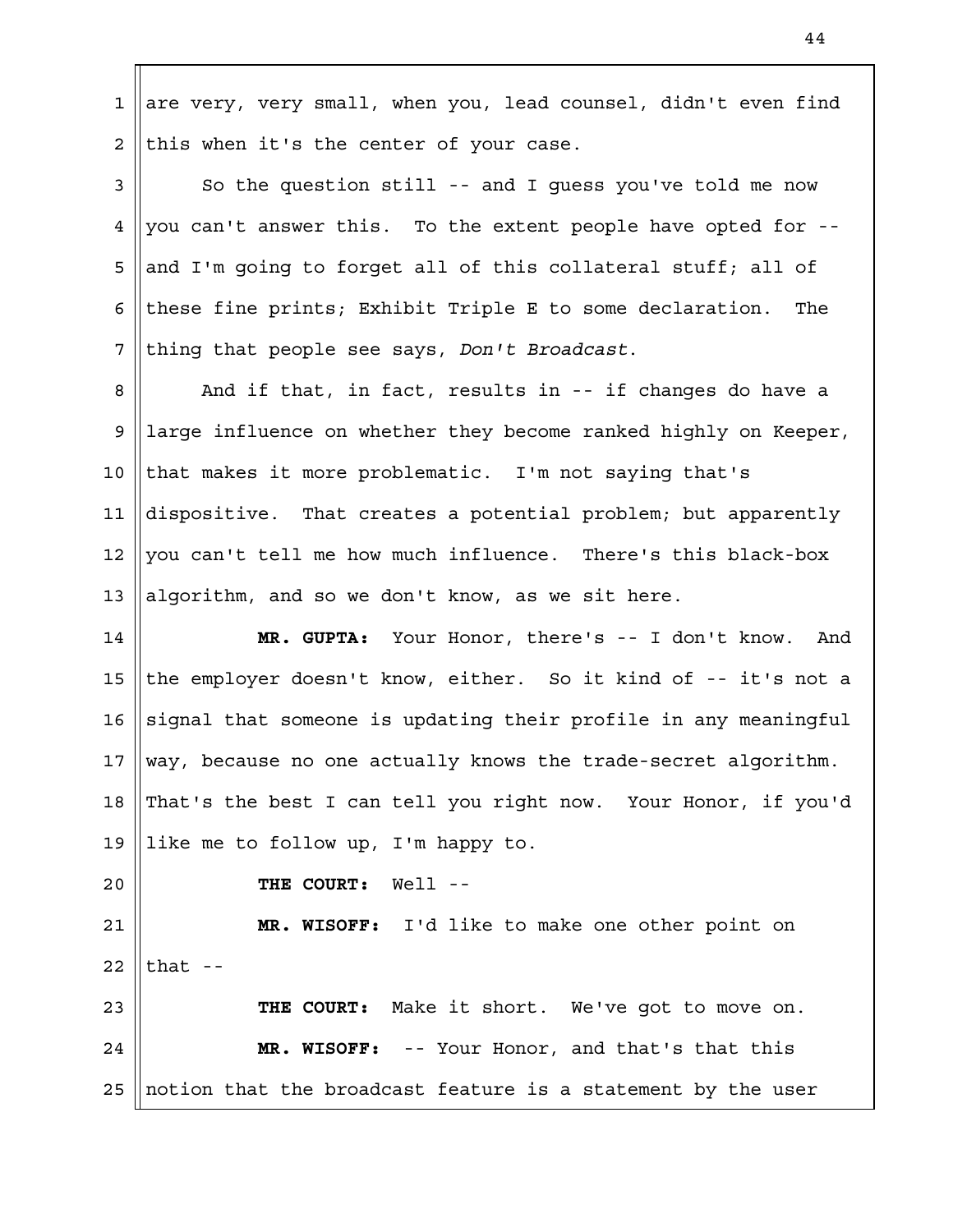are very, very small, when you, lead counsel, didn't even find this when it's the center of your case.

So the question still -- and I guess you've told me now you can't answer this. To the extent people have opted for -- and I'm going to forget all of this collateral stuff; all of these fine prints; Exhibit Triple E to some declaration. The thing that people see says, *Don't Broadcast*.

And if that, in fact, results in -- if changes do have a large influence on whether they become ranked highly on Keeper, that makes it more problematic. I'm not saying that's dispositive. That creates a potential problem; but apparently you can't tell me how much influence. There's this black-box algorithm, and so we don't know, as we sit here.

**MR. GUPTA:** Your Honor, there's -- I don't know. And the employer doesn't know, either. So it kind of -- it's not a signal that someone is updating their profile in any meaningful way, because no one actually knows the trade-secret algorithm. That's the best I can tell you right now. Your Honor, if you'd like me to follow up, I'm happy to.

**THE COURT:** Well --

**MR. WISOFF:** I'd like to make one other point on that --

**THE COURT:** Make it short. We've got to move on.

**MR. WISOFF:** -- Your Honor, and that's that this notion that the broadcast feature is a statement by the user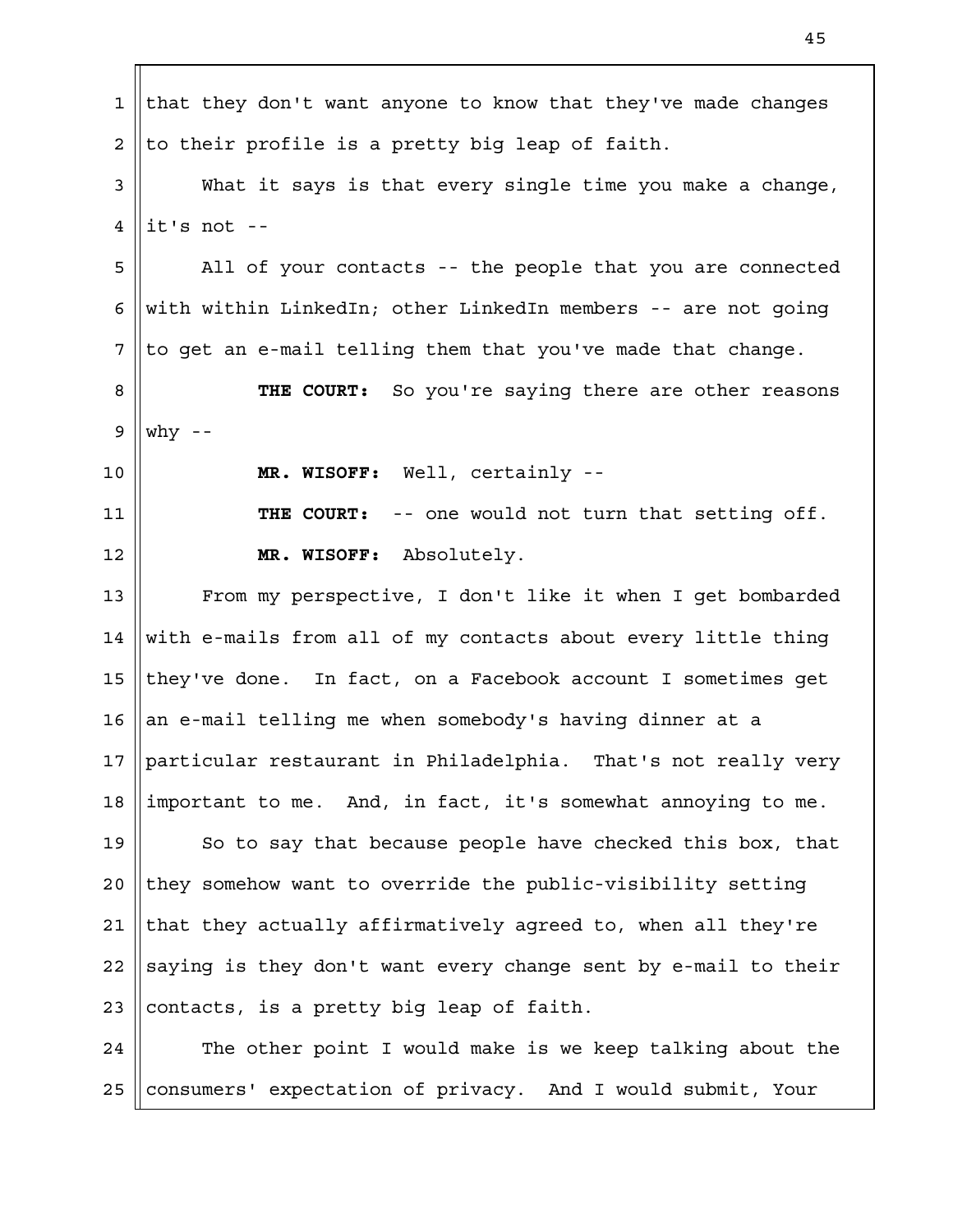that they don't want anyone to know that they've made changes to their profile is a pretty big leap of faith.

What it says is that every single time you make a change, it's not --

All of your contacts -- the people that you are connected with within LinkedIn; other LinkedIn members -- are not going to get an e-mail telling them that you've made that change.

**THE COURT:** So you're saying there are other reasons why --

**MR. WISOFF:** Well, certainly --

**THE COURT:** -- one would not turn that setting off.

**MR. WISOFF:** Absolutely.

From my perspective, I don't like it when I get bombarded with e-mails from all of my contacts about every little thing they've done. In fact, on a Facebook account I sometimes get an e-mail telling me when somebody's having dinner at a particular restaurant in Philadelphia. That's not really very important to me. And, in fact, it's somewhat annoying to me.

So to say that because people have checked this box, that they somehow want to override the public-visibility setting that they actually affirmatively agreed to, when all they're saying is they don't want every change sent by e-mail to their contacts, is a pretty big leap of faith.

The other point I would make is we keep talking about the consumers' expectation of privacy. And I would submit, Your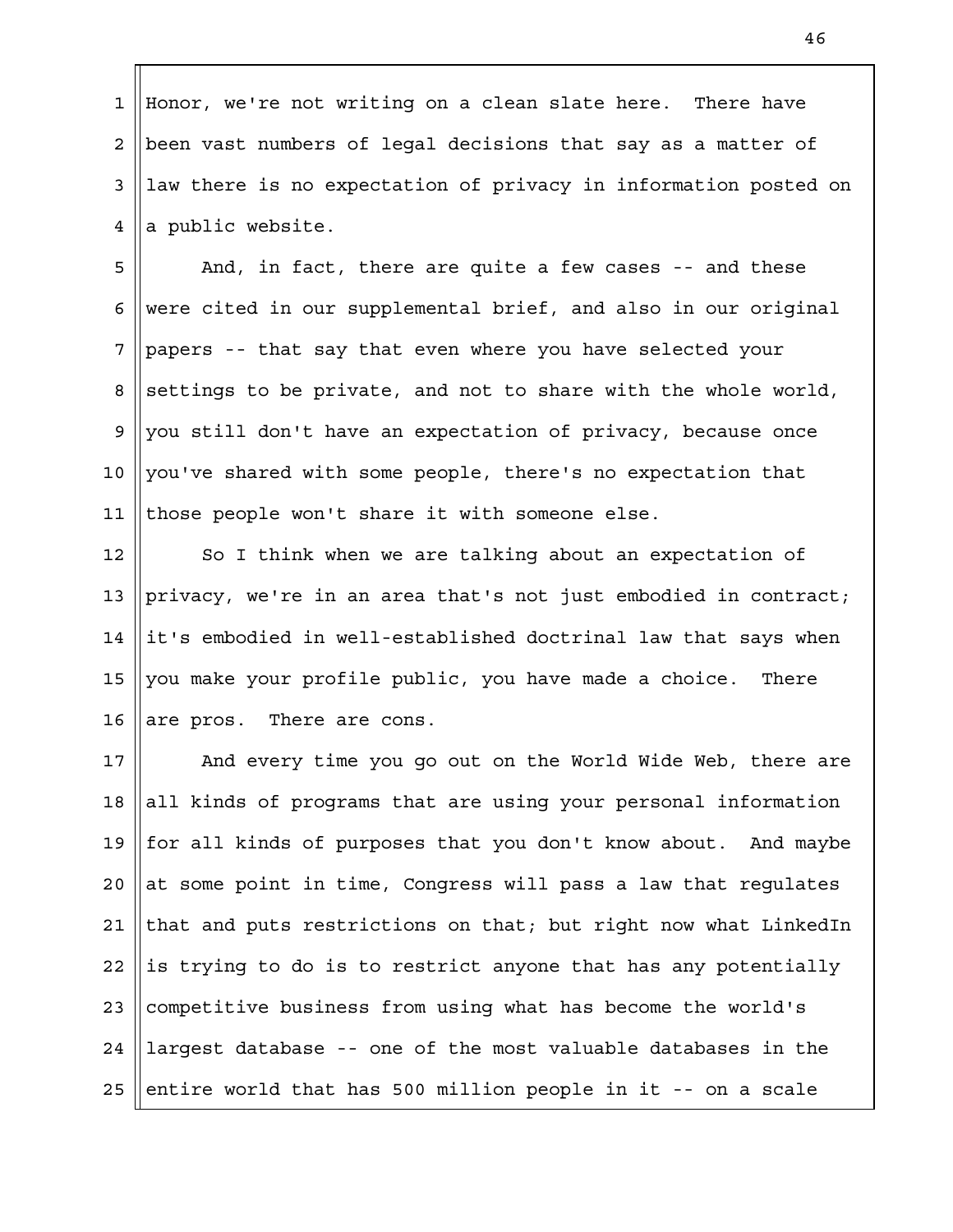Honor, we're not writing on a clean slate here. There have been vast numbers of legal decisions that say as a matter of law there is no expectation of privacy in information posted on a public website.

And, in fact, there are quite a few cases -- and these were cited in our supplemental brief, and also in our original papers -- that say that even where you have selected your settings to be private, and not to share with the whole world, you still don't have an expectation of privacy, because once you've shared with some people, there's no expectation that those people won't share it with someone else.

So I think when we are talking about an expectation of privacy, we're in an area that's not just embodied in contract; it's embodied in well-established doctrinal law that says when you make your profile public, you have made a choice. There are pros. There are cons.

And every time you go out on the World Wide Web, there are all kinds of programs that are using your personal information for all kinds of purposes that you don't know about. And maybe at some point in time, Congress will pass a law that regulates that and puts restrictions on that; but right now what LinkedIn is trying to do is to restrict anyone that has any potentially competitive business from using what has become the world's largest database -- one of the most valuable databases in the entire world that has 500 million people in it -- on a scale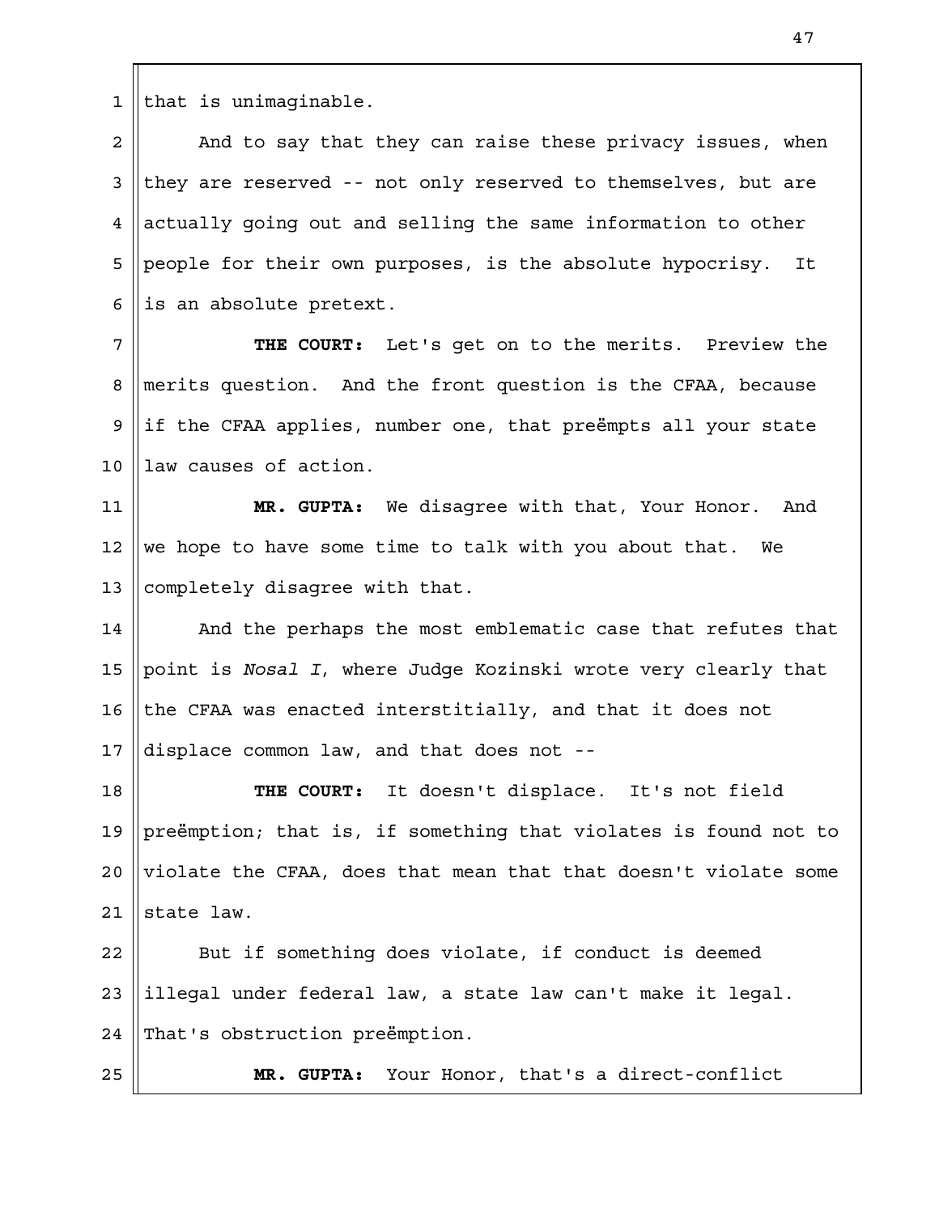that is unimaginable.

And to say that they can raise these privacy issues, when they are reserved -- not only reserved to themselves, but are actually going out and selling the same information to other people for their own purposes, is the absolute hypocrisy. It is an absolute pretext.

**THE COURT:** Let's get on to the merits. Preview the merits question. And the front question is the CFAA, because if the CFAA applies, number one, that preëmpts all your state law causes of action.

**MR. GUPTA:** We disagree with that, Your Honor. And we hope to have some time to talk with you about that. We completely disagree with that.

And the perhaps the most emblematic case that refutes that point is *Nosal I*, where Judge Kozinski wrote very clearly that the CFAA was enacted interstitially, and that it does not displace common law, and that does not --

**THE COURT:** It doesn't displace. It's not field preëmption; that is, if something that violates is found not to violate the CFAA, does that mean that that doesn't violate some state law.

But if something does violate, if conduct is deemed illegal under federal law, a state law can't make it legal. That's obstruction preëmption.

**MR. GUPTA:** Your Honor, that's a direct-conflict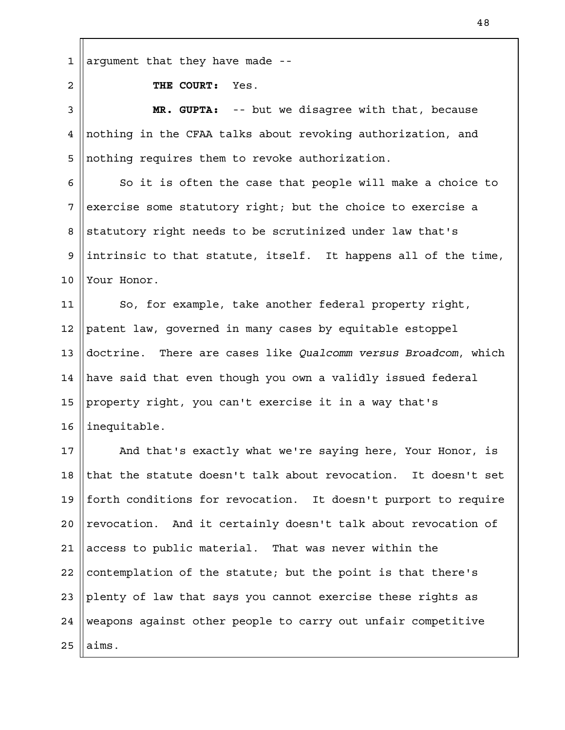argument that they have made --

**THE COURT:** Yes.

**MR. GUPTA:** -- but we disagree with that, because nothing in the CFAA talks about revoking authorization, and nothing requires them to revoke authorization.

So it is often the case that people will make a choice to exercise some statutory right; but the choice to exercise a statutory right needs to be scrutinized under law that's intrinsic to that statute, itself. It happens all of the time, Your Honor.

So, for example, take another federal property right, patent law, governed in many cases by equitable estoppel doctrine. There are cases like *Qualcomm versus Broadcom*, which have said that even though you own a validly issued federal property right, you can't exercise it in a way that's inequitable.

And that's exactly what we're saying here, Your Honor, is that the statute doesn't talk about revocation. It doesn't set forth conditions for revocation. It doesn't purport to require revocation. And it certainly doesn't talk about revocation of access to public material. That was never within the contemplation of the statute; but the point is that there's plenty of law that says you cannot exercise these rights as weapons against other people to carry out unfair competitive aims.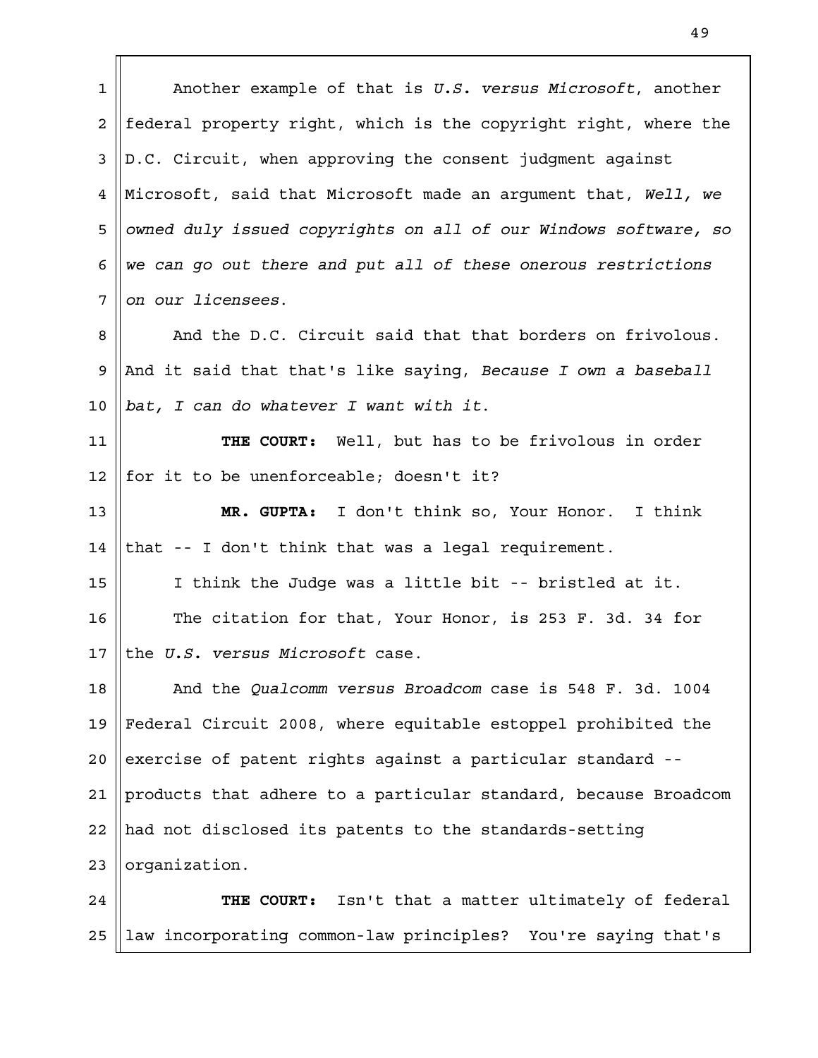Another example of that is *U.S. versus Microsoft*, another federal property right, which is the copyright right, where the D.C. Circuit, when approving the consent judgment against Microsoft, said that Microsoft made an argument that, *Well, we owned duly issued copyrights on all of our Windows software, so we can go out there and put all of these onerous restrictions on our licensees*.

And the D.C. Circuit said that that borders on frivolous. And it said that that's like saying, *Because I own a baseball bat, I can do whatever I want with it*.

**THE COURT:** Well, but has to be frivolous in order for it to be unenforceable; doesn't it?

**MR. GUPTA:** I don't think so, Your Honor. I think that -- I don't think that was a legal requirement.

I think the Judge was a little bit -- bristled at it.

The citation for that, Your Honor, is 253 F. 3d. 34 for the *U.S. versus Microsoft* case.

And the *Qualcomm versus Broadcom* case is 548 F. 3d. 1004 Federal Circuit 2008, where equitable estoppel prohibited the exercise of patent rights against a particular standard -- products that adhere to a particular standard, because Broadcom had not disclosed its patents to the standards-setting organization.

**THE COURT:** Isn't that a matter ultimately of federal law incorporating common-law principles? You're saying that's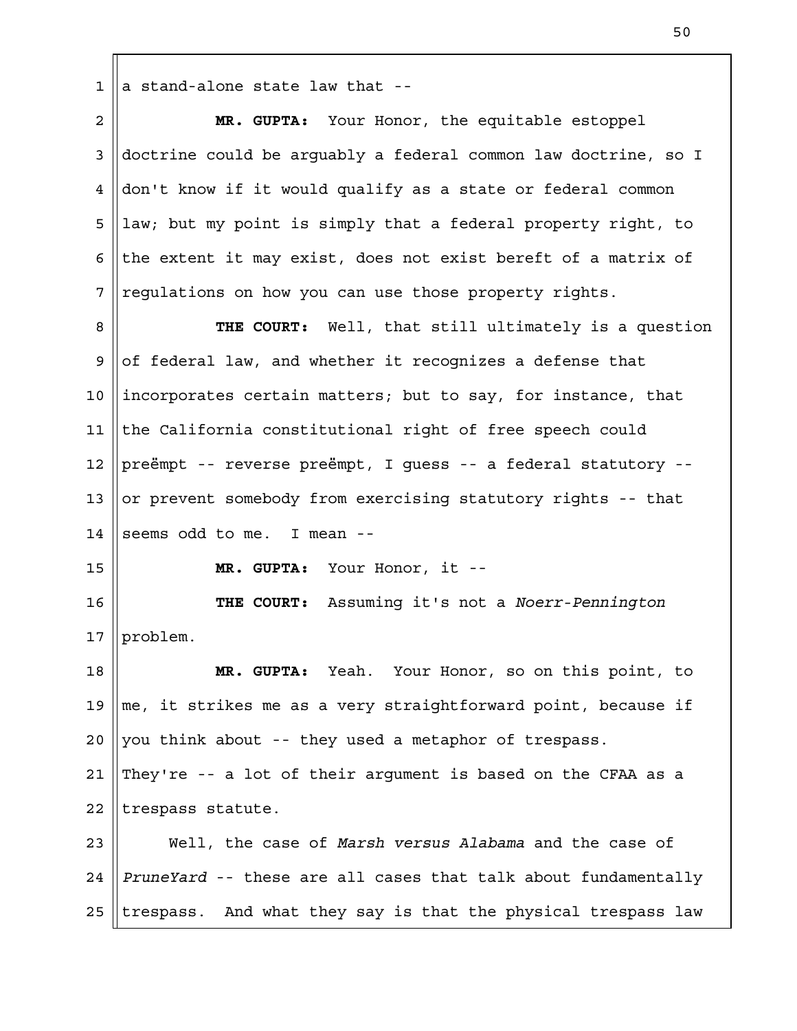a stand-alone state law that --

**MR. GUPTA:** Your Honor, the equitable estoppel doctrine could be arguably a federal common law doctrine, so I don't know if it would qualify as a state or federal common law; but my point is simply that a federal property right, to the extent it may exist, does not exist bereft of a matrix of regulations on how you can use those property rights.

**THE COURT:** Well, that still ultimately is a question of federal law, and whether it recognizes a defense that incorporates certain matters; but to say, for instance, that the California constitutional right of free speech could preëmpt -- reverse preëmpt, I guess -- a federal statutory -- or prevent somebody from exercising statutory rights -- that seems odd to me. I mean --

**MR. GUPTA:** Your Honor, it --

**THE COURT:** Assuming it's not a *Noerr-Pennington* problem.

**MR. GUPTA:** Yeah. Your Honor, so on this point, to me, it strikes me as a very straightforward point, because if you think about -- they used a metaphor of trespass. They're -- a lot of their argument is based on the CFAA as a trespass statute.

Well, the case of *Marsh versus Alabama* and the case of *PruneYard* -- these are all cases that talk about fundamentally trespass. And what they say is that the physical trespass law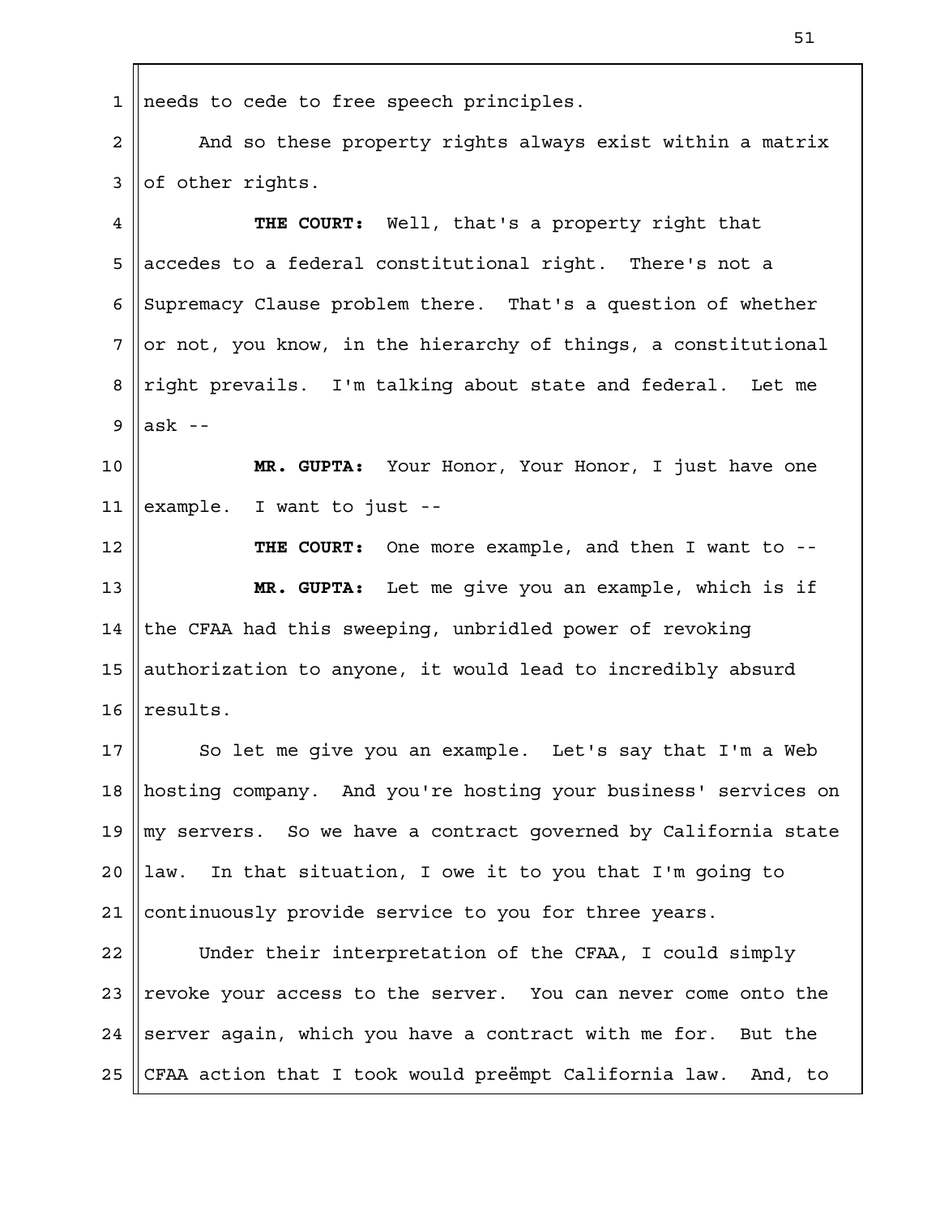needs to cede to free speech principles.

And so these property rights always exist within a matrix of other rights.

**THE COURT:** Well, that's a property right that accedes to a federal constitutional right. There's not a Supremacy Clause problem there. That's a question of whether or not, you know, in the hierarchy of things, a constitutional right prevails. I'm talking about state and federal. Let me ask --

**MR. GUPTA:** Your Honor, Your Honor, I just have one example. I want to just --

**THE COURT:** One more example, and then I want to --

**MR. GUPTA:** Let me give you an example, which is if the CFAA had this sweeping, unbridled power of revoking authorization to anyone, it would lead to incredibly absurd results.

So let me give you an example. Let's say that I'm a Web hosting company. And you're hosting your business' services on my servers. So we have a contract governed by California state law. In that situation, I owe it to you that I'm going to continuously provide service to you for three years.

Under their interpretation of the CFAA, I could simply revoke your access to the server. You can never come onto the server again, which you have a contract with me for. But the CFAA action that I took would preëmpt California law. And, to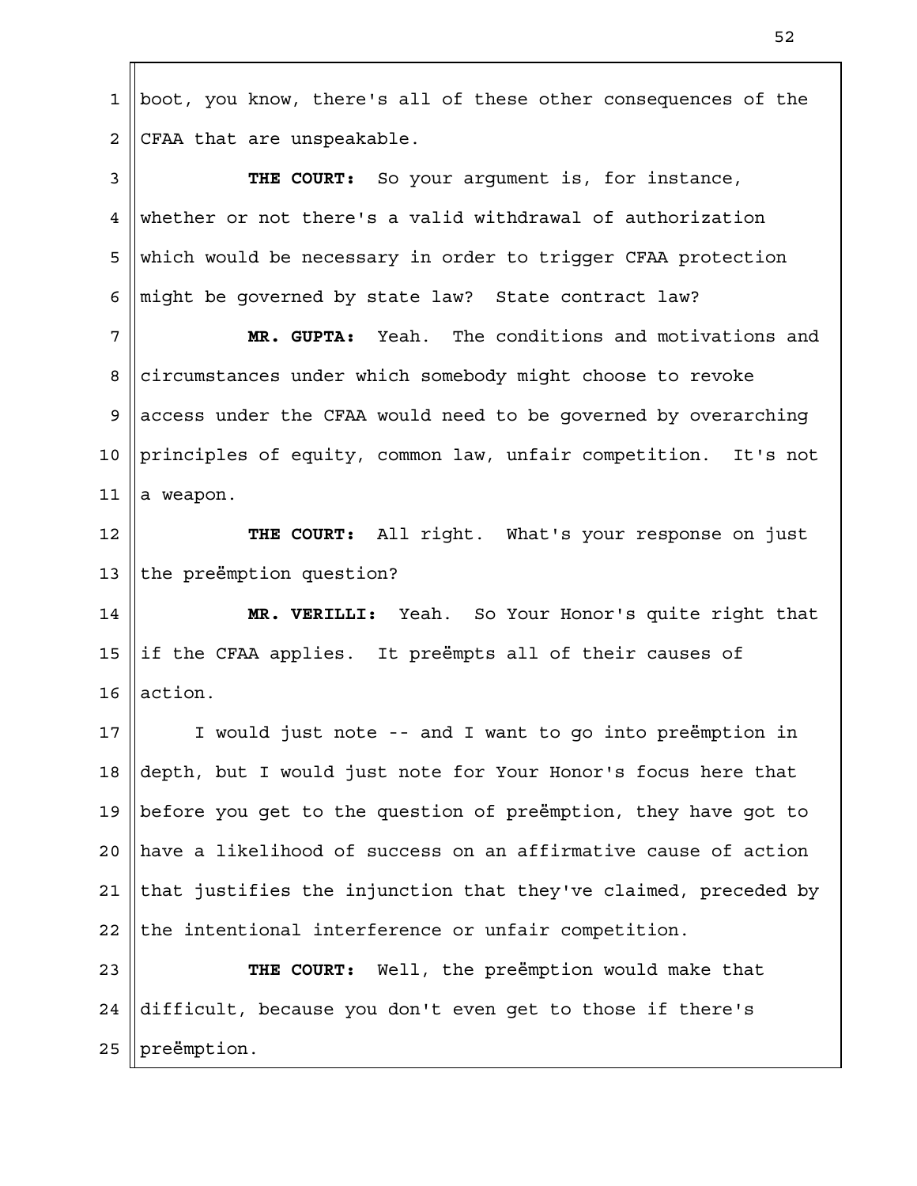boot, you know, there's all of these other consequences of the CFAA that are unspeakable.

**THE COURT:** So your argument is, for instance, whether or not there's a valid withdrawal of authorization which would be necessary in order to trigger CFAA protection might be governed by state law? State contract law?

**MR. GUPTA:** Yeah. The conditions and motivations and circumstances under which somebody might choose to revoke access under the CFAA would need to be governed by overarching principles of equity, common law, unfair competition. It's not a weapon.

**THE COURT:** All right. What's your response on just the preëmption question?

**MR. VERILLI:** Yeah. So Your Honor's quite right that if the CFAA applies. It preëmpts all of their causes of action.

I would just note -- and I want to go into preëmption in depth, but I would just note for Your Honor's focus here that before you get to the question of preëmption, they have got to have a likelihood of success on an affirmative cause of action that justifies the injunction that they've claimed, preceded by the intentional interference or unfair competition.

**THE COURT:** Well, the preëmption would make that difficult, because you don't even get to those if there's preëmption.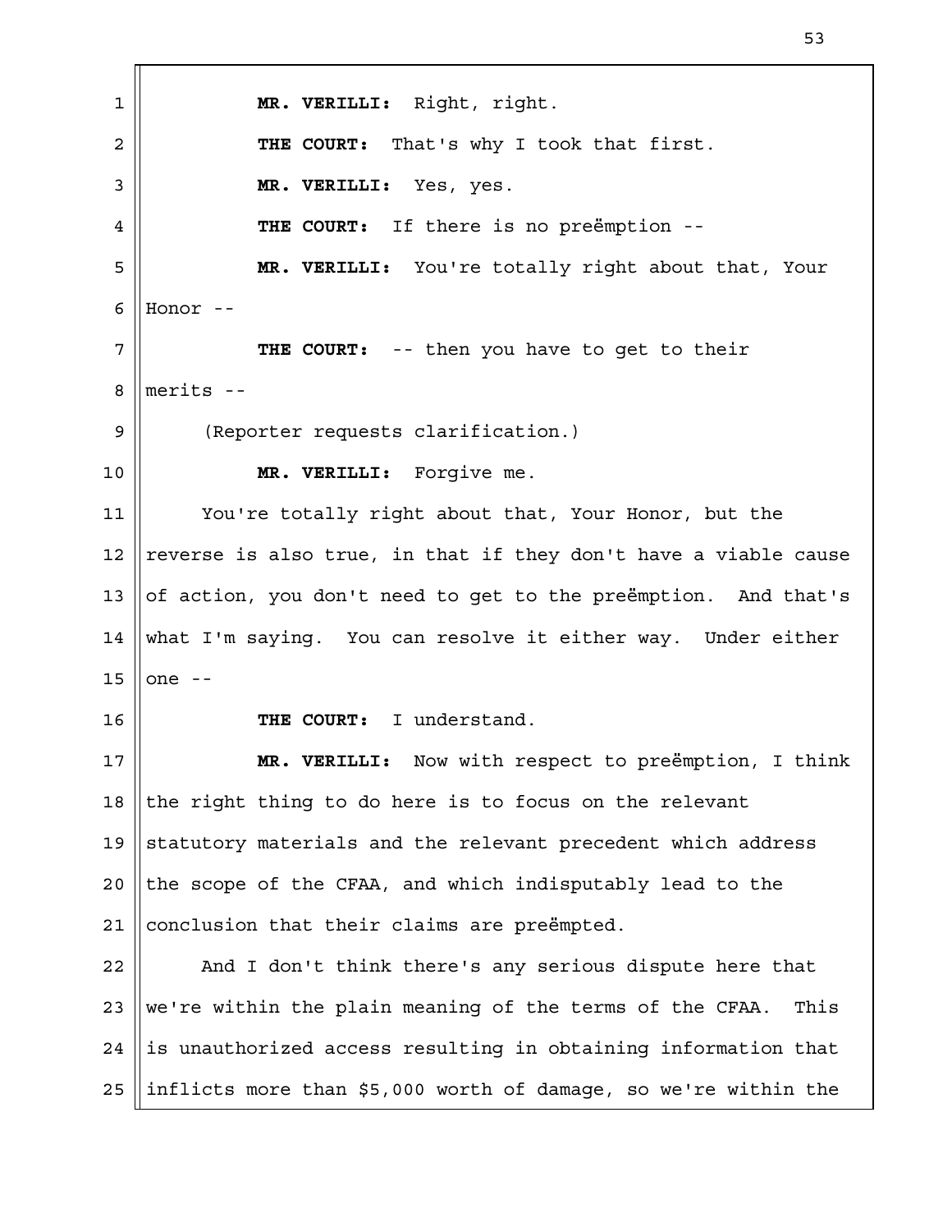**MR. VERILLI:** Right, right.

**THE COURT:** That's why I took that first.

**MR. VERILLI:** Yes, yes.

**THE COURT:** If there is no preëmption --

**MR. VERILLI:** You're totally right about that, Your Honor --

**THE COURT:** -- then you have to get to their merits --

(Reporter requests clarification.)

**MR. VERILLI:** Forgive me.

You're totally right about that, Your Honor, but the reverse is also true, in that if they don't have a viable cause of action, you don't need to get to the preëmption. And that's what I'm saying. You can resolve it either way. Under either one --

**THE COURT:** I understand.

**MR. VERILLI:** Now with respect to preëmption, I think the right thing to do here is to focus on the relevant statutory materials and the relevant precedent which address the scope of the CFAA, and which indisputably lead to the conclusion that their claims are preëmpted.

And I don't think there's any serious dispute here that we're within the plain meaning of the terms of the CFAA. This is unauthorized access resulting in obtaining information that inflicts more than $5,000 worth of damage, so we're within the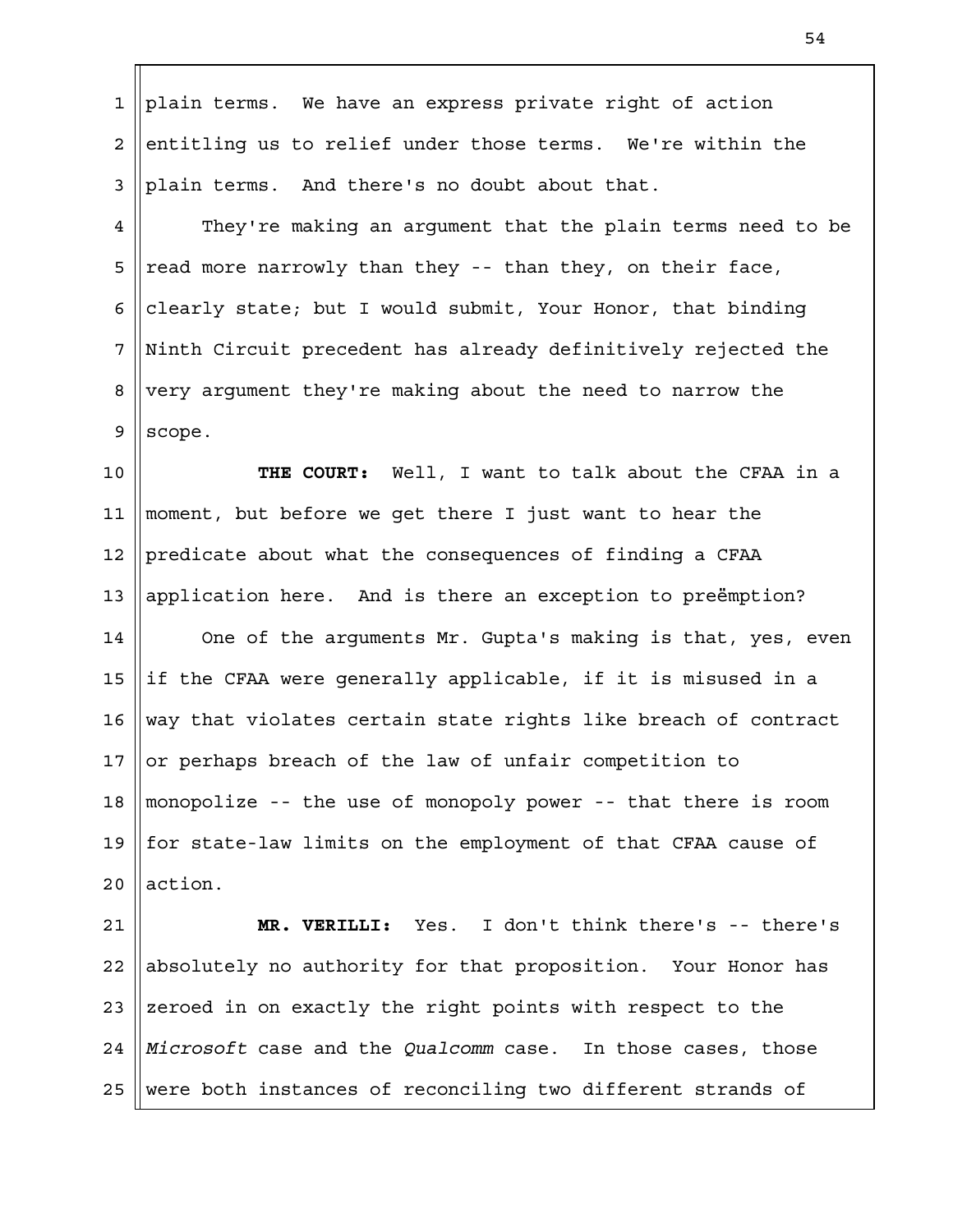plain terms. We have an express private right of action entitling us to relief under those terms. We're within the plain terms. And there's no doubt about that.

They're making an argument that the plain terms need to be read more narrowly than they -- than they, on their face, clearly state; but I would submit, Your Honor, that binding Ninth Circuit precedent has already definitively rejected the very argument they're making about the need to narrow the scope.

**THE COURT:** Well, I want to talk about the CFAA in a moment, but before we get there I just want to hear the predicate about what the consequences of finding a CFAA application here. And is there an exception to preëmption?

One of the arguments Mr. Gupta's making is that, yes, even if the CFAA were generally applicable, if it is misused in a way that violates certain state rights like breach of contract or perhaps breach of the law of unfair competition to monopolize -- the use of monopoly power -- that there is room for state-law limits on the employment of that CFAA cause of action.

**MR. VERILLI:** Yes. I don't think there's -- there's absolutely no authority for that proposition. Your Honor has zeroed in on exactly the right points with respect to the *Microsoft* case and the *Qualcomm* case. In those cases, those were both instances of reconciling two different strands of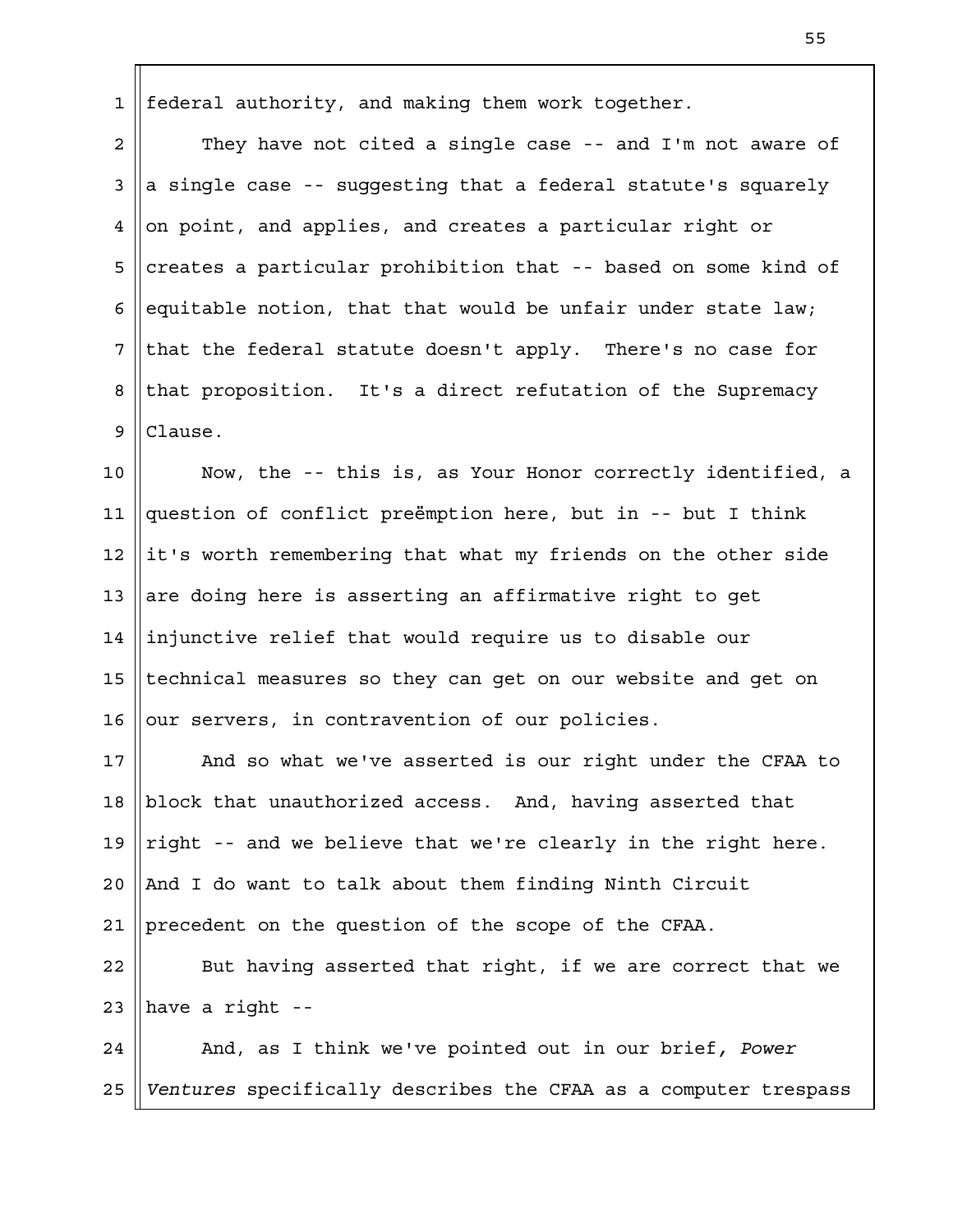federal authority, and making them work together.

They have not cited a single case -- and I'm not aware of a single case -- suggesting that a federal statute's squarely on point, and applies, and creates a particular right or creates a particular prohibition that -- based on some kind of equitable notion, that that would be unfair under state law; that the federal statute doesn't apply. There's no case for that proposition. It's a direct refutation of the Supremacy Clause.

Now, the -- this is, as Your Honor correctly identified, a question of conflict preëmption here, but in -- but I think it's worth remembering that what my friends on the other side are doing here is asserting an affirmative right to get injunctive relief that would require us to disable our technical measures so they can get on our website and get on our servers, in contravention of our policies.

And so what we've asserted is our right under the CFAA to block that unauthorized access. And, having asserted that right -- and we believe that we're clearly in the right here. And I do want to talk about them finding Ninth Circuit precedent on the question of the scope of the CFAA.

But having asserted that right, if we are correct that we have a right --

And, as I think we've pointed out in our brief, *Power Ventures* specifically describes the CFAA as a computer trespass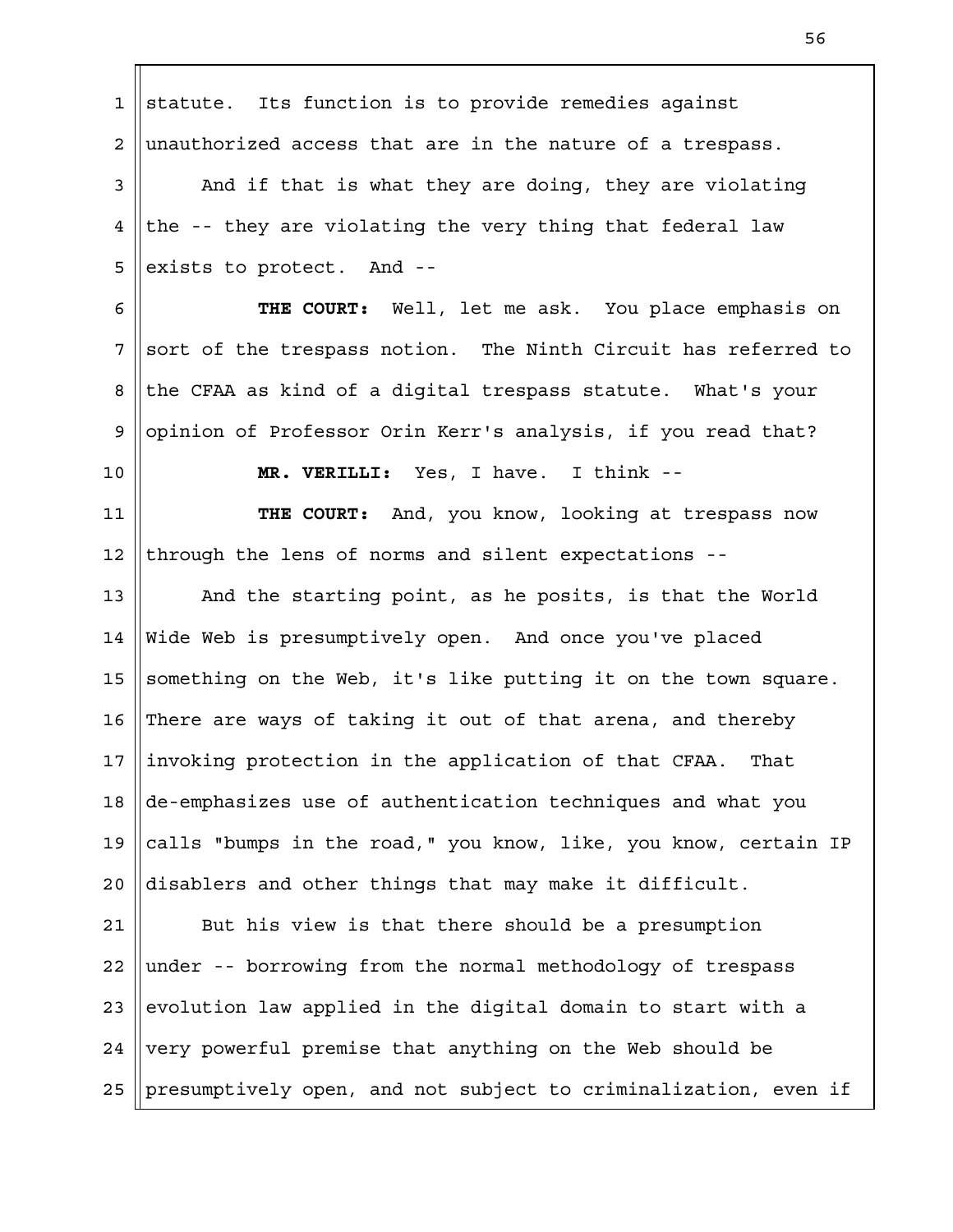statute. Its function is to provide remedies against unauthorized access that are in the nature of a trespass.

And if that is what they are doing, they are violating the -- they are violating the very thing that federal law exists to protect. And --

**THE COURT:** Well, let me ask. You place emphasis on sort of the trespass notion. The Ninth Circuit has referred to the CFAA as kind of a digital trespass statute. What's your opinion of Professor Orin Kerr's analysis, if you read that?

**MR. VERILLI:** Yes, I have. I think --

**THE COURT:** And, you know, looking at trespass now through the lens of norms and silent expectations --

And the starting point, as he posits, is that the World Wide Web is presumptively open. And once you've placed something on the Web, it's like putting it on the town square. There are ways of taking it out of that arena, and thereby invoking protection in the application of that CFAA. That de-emphasizes use of authentication techniques and what you calls "bumps in the road," you know, like, you know, certain IP disablers and other things that may make it difficult.

But his view is that there should be a presumption under -- borrowing from the normal methodology of trespass evolution law applied in the digital domain to start with a very powerful premise that anything on the Web should be presumptively open, and not subject to criminalization, even if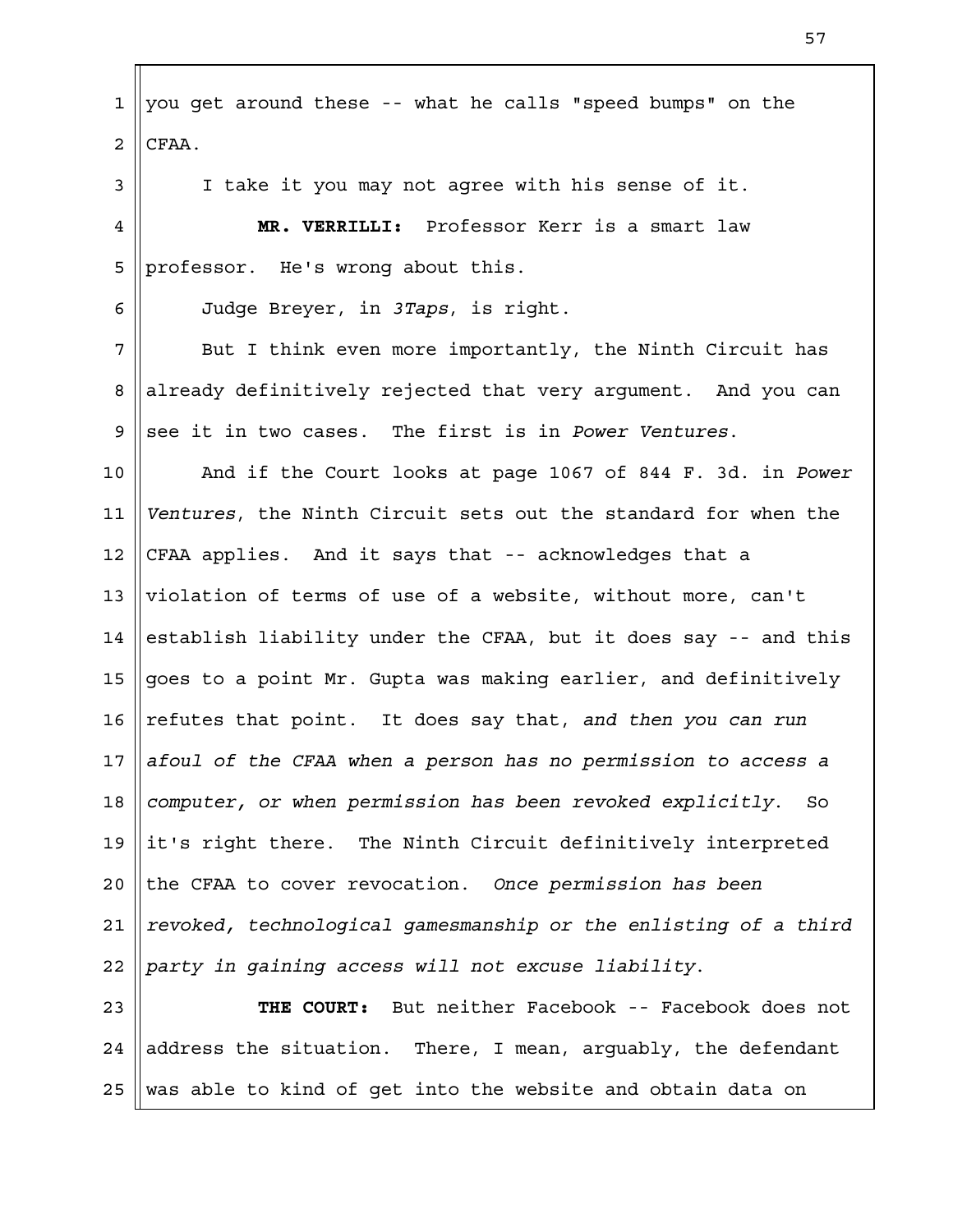you get around these -- what he calls "speed bumps" on the CFAA.

I take it you may not agree with his sense of it.

**MR. VERRILLI:** Professor Kerr is a smart law professor. He's wrong about this.

Judge Breyer, in *3Taps*, is right.

But I think even more importantly, the Ninth Circuit has already definitively rejected that very argument. And you can see it in two cases. The first is in *Power Ventures*.

And if the Court looks at page 1067 of 844 F. 3d. in *Power Ventures*, the Ninth Circuit sets out the standard for when the CFAA applies. And it says that -- acknowledges that a violation of terms of use of a website, without more, can't establish liability under the CFAA, but it does say -- and this goes to a point Mr. Gupta was making earlier, and definitively refutes that point. It does say that, *and then you can run afoul of the CFAA when a person has no permission to access a computer, or when permission has been revoked explicitly*. So it's right there. The Ninth Circuit definitively interpreted the CFAA to cover revocation. *Once permission has been revoked, technological gamesmanship or the enlisting of a third party in gaining access will not excuse liability*.

**THE COURT:** But neither Facebook -- Facebook does not address the situation. There, I mean, arguably, the defendant was able to kind of get into the website and obtain data on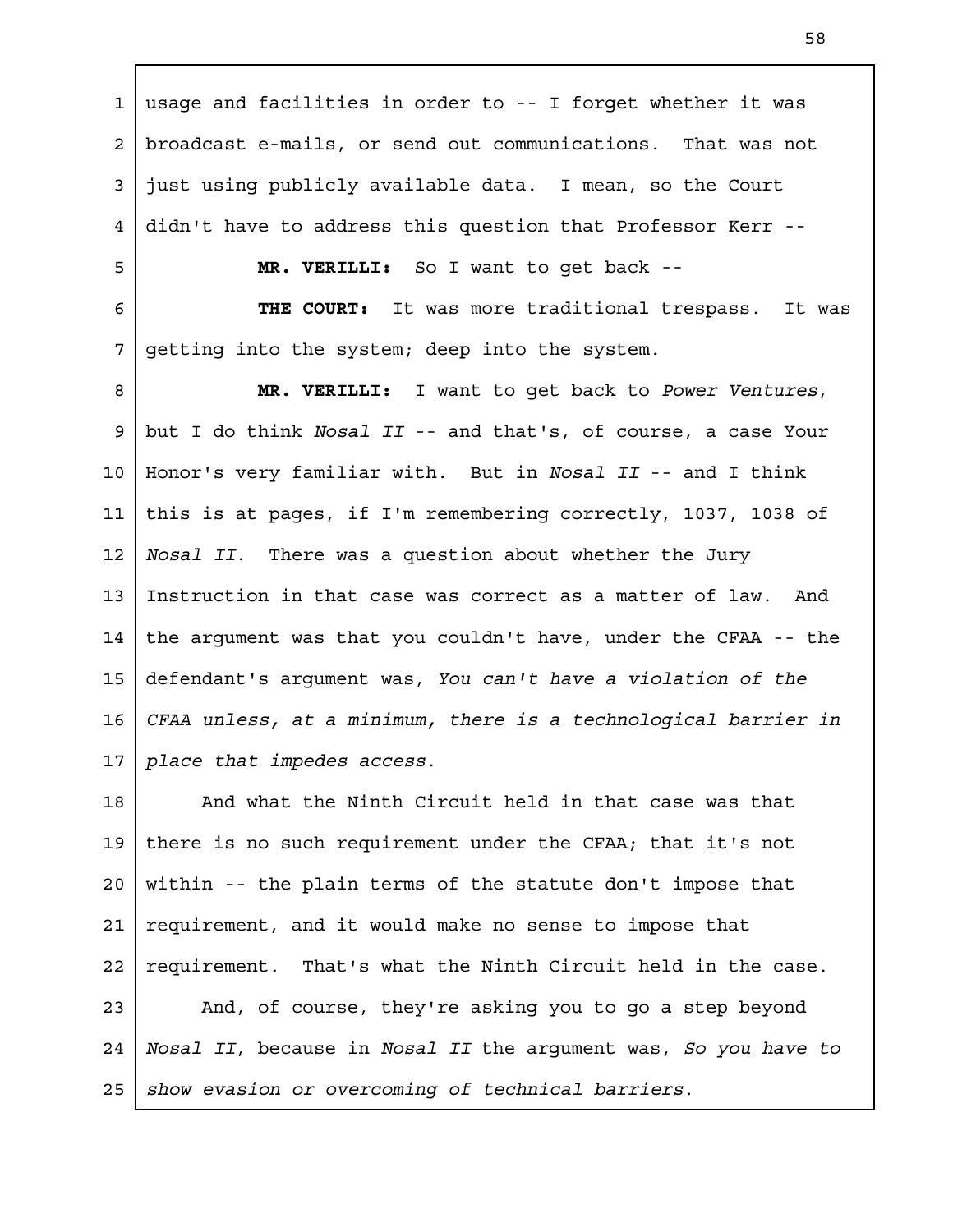usage and facilities in order to -- I forget whether it was broadcast e-mails, or send out communications. That was not just using publicly available data. I mean, so the Court didn't have to address this question that Professor Kerr --

**MR. VERILLI:** So I want to get back --

**THE COURT:** It was more traditional trespass. It was getting into the system; deep into the system.

**MR. VERILLI:** I want to get back to *Power Ventures*, but I do think *Nosal II* -- and that's, of course, a case Your Honor's very familiar with. But in *Nosal II* -- and I think this is at pages, if I'm remembering correctly, 1037, 1038 of *Nosal II*. There was a question about whether the Jury Instruction in that case was correct as a matter of law. And the argument was that you couldn't have, under the CFAA -- the defendant's argument was, *You can't have a violation of the CFAA unless, at a minimum, there is a technological barrier in place that impedes access.*

And what the Ninth Circuit held in that case was that there is no such requirement under the CFAA; that it's not within -- the plain terms of the statute don't impose that requirement, and it would make no sense to impose that requirement. That's what the Ninth Circuit held in the case.

And, of course, they're asking you to go a step beyond *Nosal II*, because in *Nosal II* the argument was, *So you have to show evasion or overcoming of technical barriers.*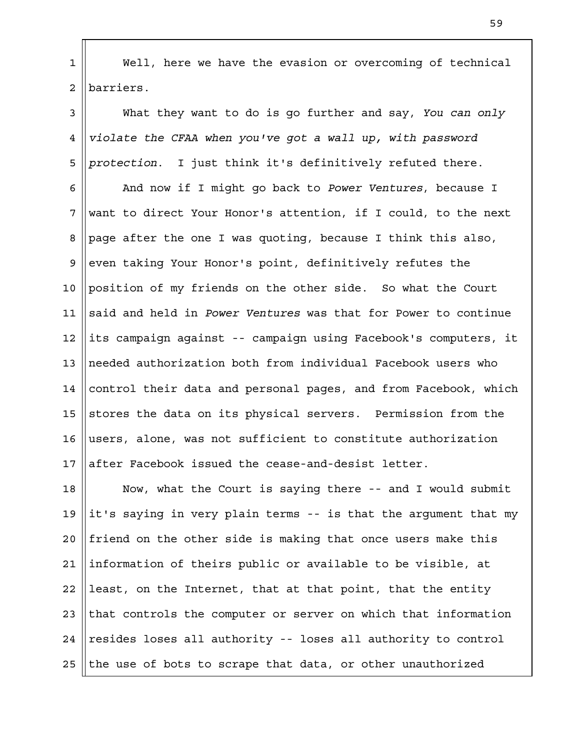Well, here we have the evasion or overcoming of technical barriers.

What they want to do is go further and say, *You can only violate the CFAA when you've got a wall up, with password protection.* I just think it's definitively refuted there.

And now if I might go back to *Power Ventures*, because I want to direct Your Honor's attention, if I could, to the next page after the one I was quoting, because I think this also, even taking Your Honor's point, definitively refutes the position of my friends on the other side. So what the Court said and held in *Power Ventures* was that for Power to continue its campaign against -- campaign using Facebook's computers, it needed authorization both from individual Facebook users who control their data and personal pages, and from Facebook, which stores the data on its physical servers. Permission from the users, alone, was not sufficient to constitute authorization after Facebook issued the cease-and-desist letter.

Now, what the Court is saying there -- and I would submit it's saying in very plain terms -- is that the argument that my friend on the other side is making that once users make this information of theirs public or available to be visible, at least, on the Internet, that at that point, that the entity that controls the computer or server on which that information resides loses all authority -- loses all authority to control the use of bots to scrape that data, or other unauthorized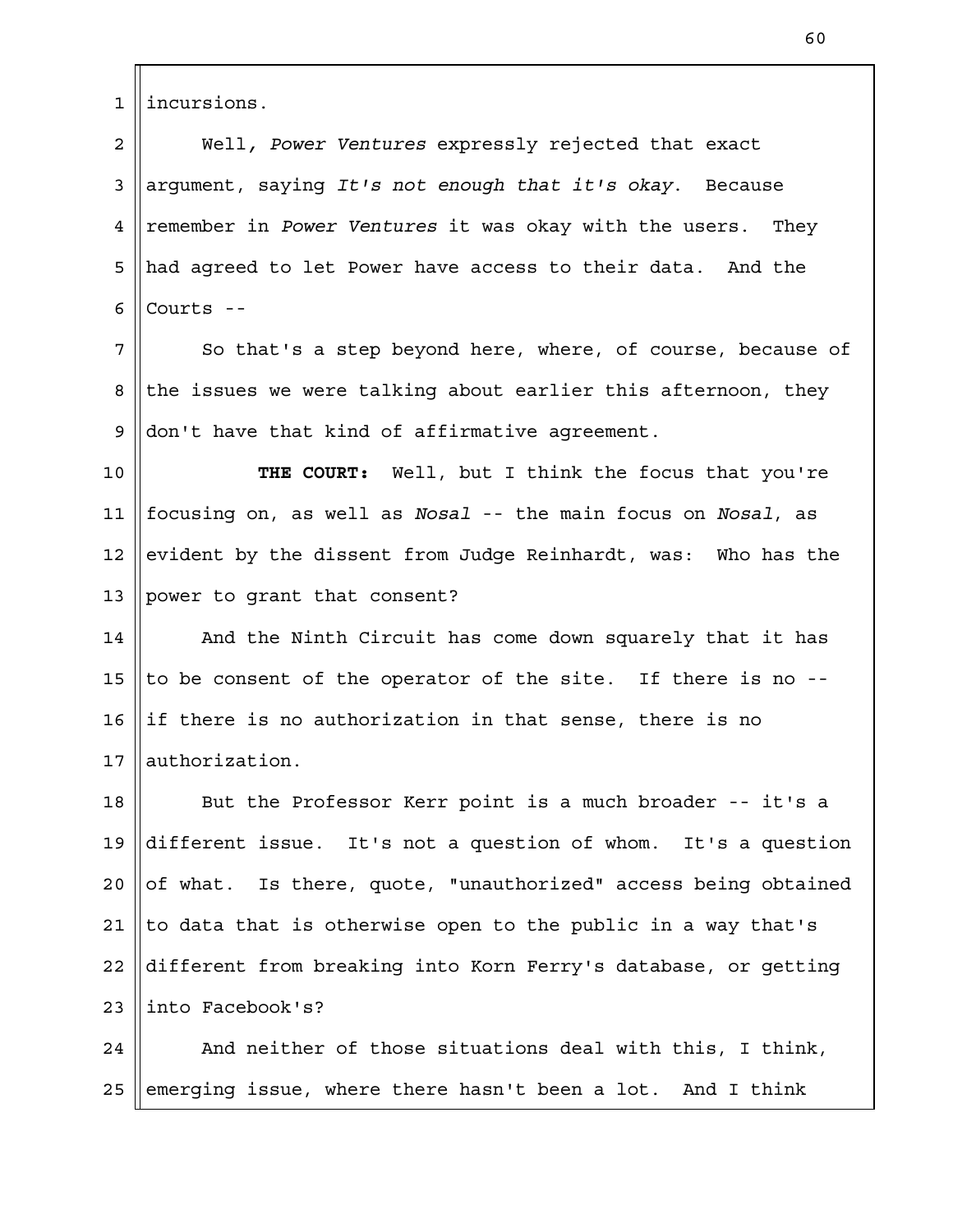incursions.

Well, *Power Ventures* expressly rejected that exact argument, saying *It's not enough that it's okay*. Because remember in *Power Ventures* it was okay with the users. They had agreed to let Power have access to their data. And the Courts --

So that's a step beyond here, where, of course, because of the issues we were talking about earlier this afternoon, they don't have that kind of affirmative agreement.

**THE COURT:** Well, but I think the focus that you're focusing on, as well as *Nosal* -- the main focus on *Nosal*, as evident by the dissent from Judge Reinhardt, was: Who has the power to grant that consent?

And the Ninth Circuit has come down squarely that it has to be consent of the operator of the site. If there is no -- if there is no authorization in that sense, there is no authorization.

But the Professor Kerr point is a much broader -- it's a different issue. It's not a question of whom. It's a question of what. Is there, quote, "unauthorized" access being obtained to data that is otherwise open to the public in a way that's different from breaking into Korn Ferry's database, or getting into Facebook's?

And neither of those situations deal with this, I think, emerging issue, where there hasn't been a lot. And I think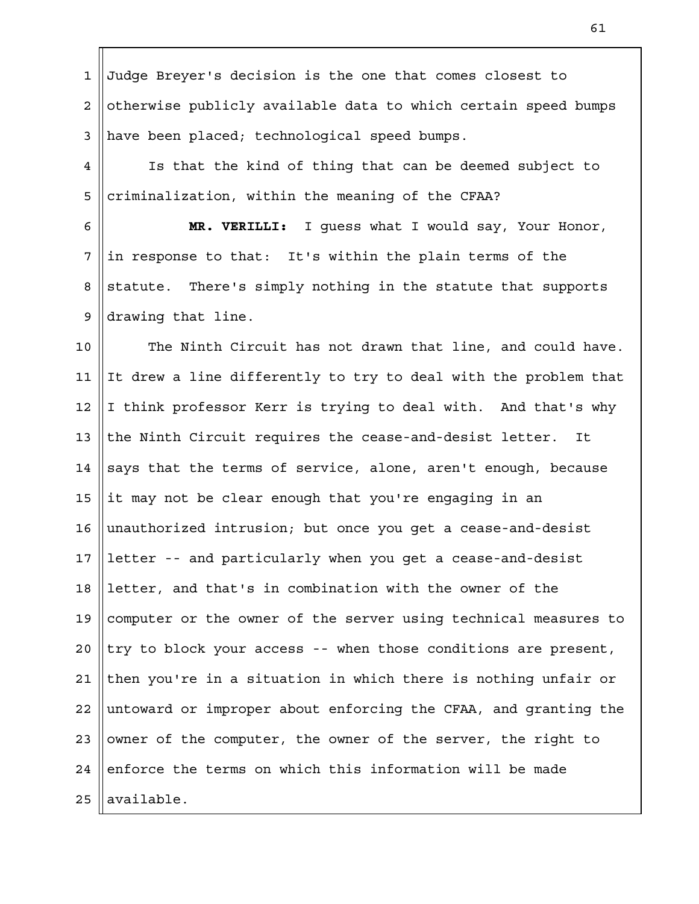Judge Breyer's decision is the one that comes closest to otherwise publicly available data to which certain speed bumps have been placed; technological speed bumps.

Is that the kind of thing that can be deemed subject to criminalization, within the meaning of the CFAA?

**MR. VERILLI:** I guess what I would say, Your Honor, in response to that: It's within the plain terms of the statute. There's simply nothing in the statute that supports drawing that line.

The Ninth Circuit has not drawn that line, and could have. It drew a line differently to try to deal with the problem that I think professor Kerr is trying to deal with. And that's why the Ninth Circuit requires the cease-and-desist letter. It says that the terms of service, alone, aren't enough, because it may not be clear enough that you're engaging in an unauthorized intrusion; but once you get a cease-and-desist letter -- and particularly when you get a cease-and-desist letter, and that's in combination with the owner of the computer or the owner of the server using technical measures to try to block your access -- when those conditions are present, then you're in a situation in which there is nothing unfair or untoward or improper about enforcing the CFAA, and granting the owner of the computer, the owner of the server, the right to enforce the terms on which this information will be made available.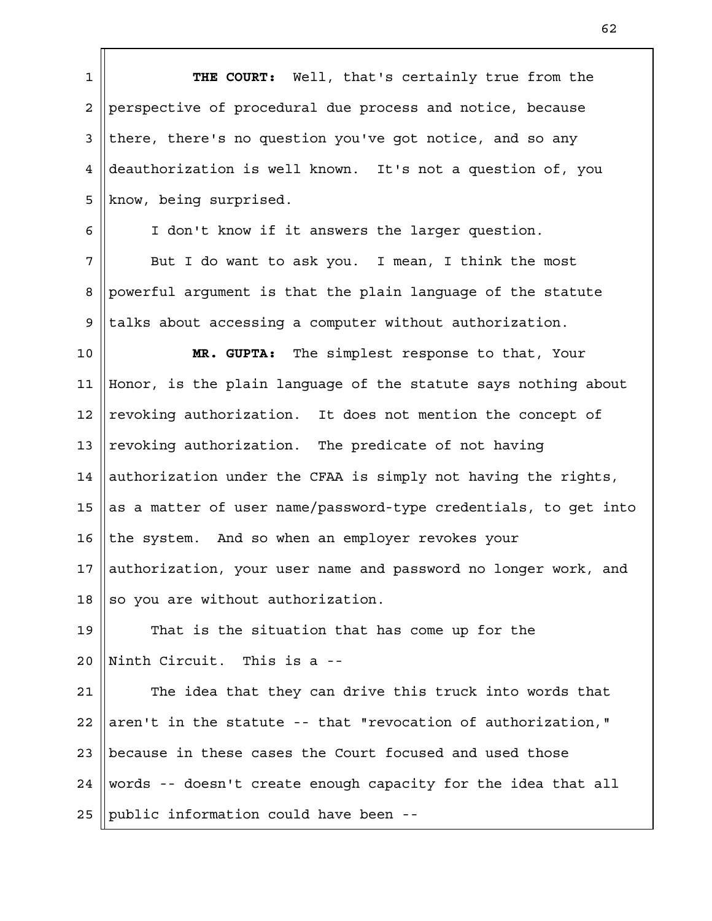**THE COURT:** Well, that's certainly true from the perspective of procedural due process and notice, because there, there's no question you've got notice, and so any deauthorization is well known. It's not a question of, you know, being surprised.

I don't know if it answers the larger question.

But I do want to ask you. I mean, I think the most powerful argument is that the plain language of the statute talks about accessing a computer without authorization.

**MR. GUPTA:** The simplest response to that, Your Honor, is the plain language of the statute says nothing about revoking authorization. It does not mention the concept of revoking authorization. The predicate of not having authorization under the CFAA is simply not having the rights, as a matter of user name/password-type credentials, to get into the system. And so when an employer revokes your authorization, your user name and password no longer work, and so you are without authorization.

That is the situation that has come up for the Ninth Circuit. This is a --

The idea that they can drive this truck into words that aren't in the statute -- that "revocation of authorization," because in these cases the Court focused and used those words -- doesn't create enough capacity for the idea that all public information could have been --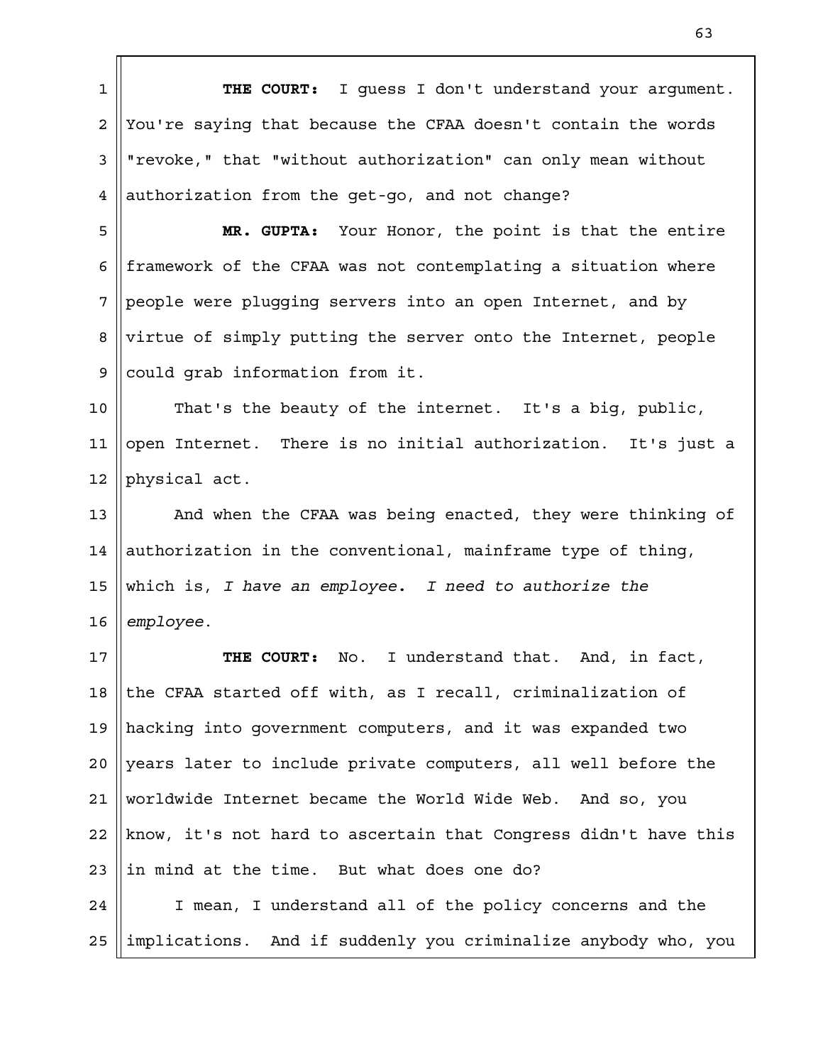**THE COURT:** I guess I don't understand your argument. You're saying that because the CFAA doesn't contain the words "revoke," that "without authorization" can only mean without authorization from the get-go, and not change?

**MR. GUPTA:** Your Honor, the point is that the entire framework of the CFAA was not contemplating a situation where people were plugging servers into an open Internet, and by virtue of simply putting the server onto the Internet, people could grab information from it.

That's the beauty of the internet. It's a big, public, open Internet. There is no initial authorization. It's just a physical act.

And when the CFAA was being enacted, they were thinking of authorization in the conventional, mainframe type of thing, which is, *I have an employee. I need to authorize the employee.*

**THE COURT:** No. I understand that. And, in fact, the CFAA started off with, as I recall, criminalization of hacking into government computers, and it was expanded two years later to include private computers, all well before the worldwide Internet became the World Wide Web. And so, you know, it's not hard to ascertain that Congress didn't have this in mind at the time. But what does one do?

I mean, I understand all of the policy concerns and the implications. And if suddenly you criminalize anybody who, you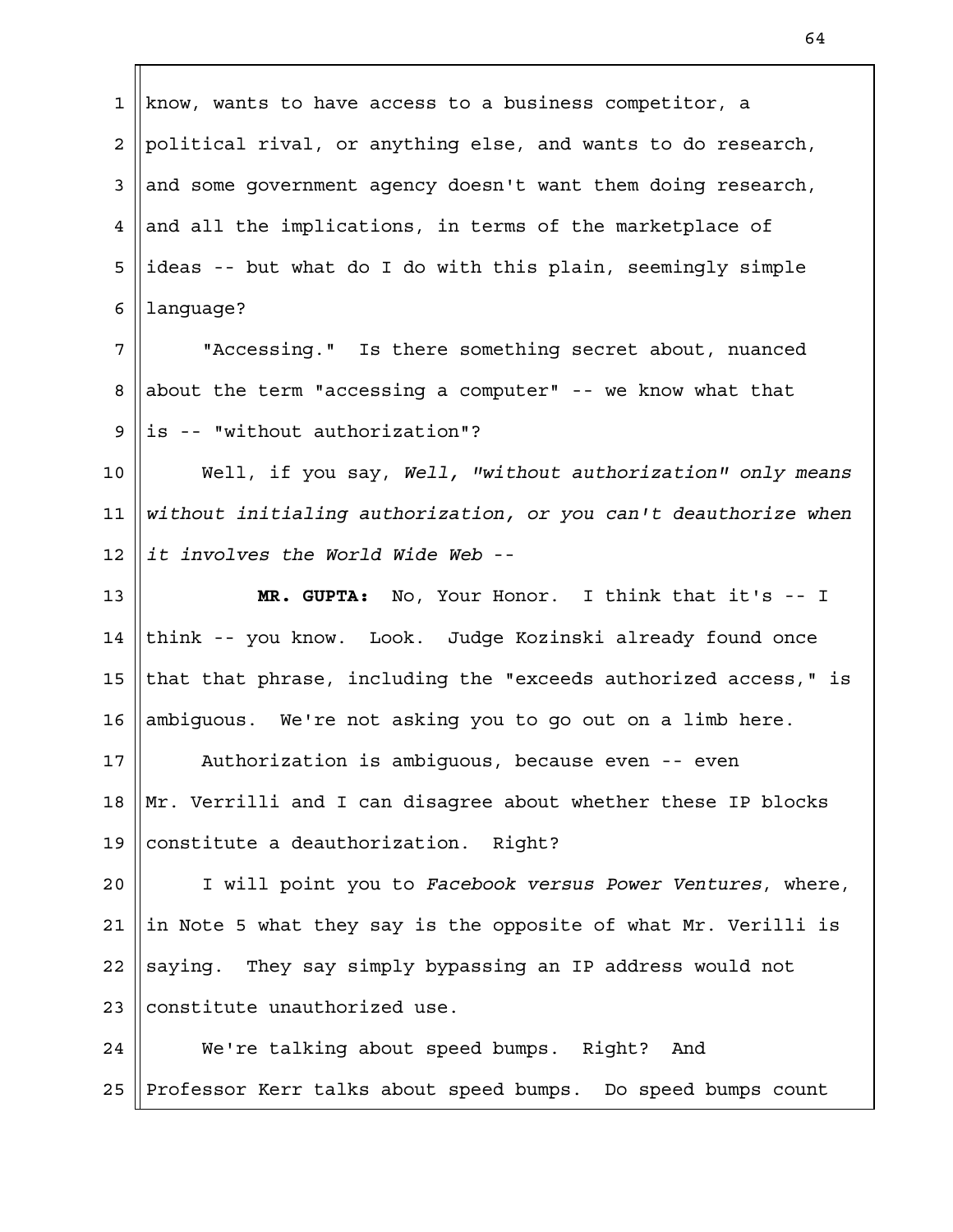know, wants to have access to a business competitor, a political rival, or anything else, and wants to do research, and some government agency doesn't want them doing research, and all the implications, in terms of the marketplace of ideas -- but what do I do with this plain, seemingly simple language?

"Accessing." Is there something secret about, nuanced about the term "accessing a computer" -- we know what that is -- "without authorization"?

Well, if you say, *Well, "without authorization" only means without initialing authorization, or you can't deauthorize when it involves the World Wide Web* --

**MR. GUPTA:** No, Your Honor. I think that it's -- I think -- you know. Look. Judge Kozinski already found once that that phrase, including the "exceeds authorized access," is ambiguous. We're not asking you to go out on a limb here.

Authorization is ambiguous, because even -- even Mr. Verrilli and I can disagree about whether these IP blocks constitute a deauthorization. Right?

I will point you to *Facebook versus Power Ventures*, where, in Note 5 what they say is the opposite of what Mr. Verilli is saying. They say simply bypassing an IP address would not constitute unauthorized use.

We're talking about speed bumps. Right? And Professor Kerr talks about speed bumps. Do speed bumps count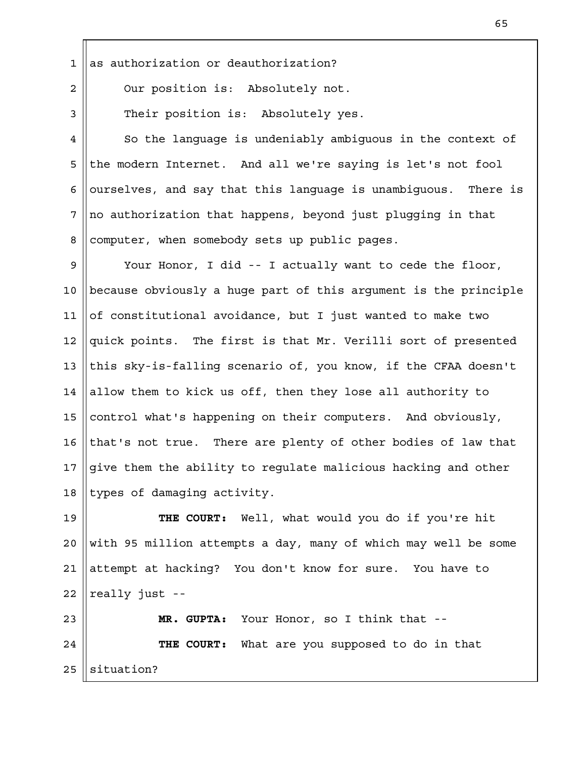as authorization or deauthorization?

Our position is: Absolutely not.

Their position is: Absolutely yes.

So the language is undeniably ambiguous in the context of the modern Internet. And all we're saying is let's not fool ourselves, and say that this language is unambiguous. There is no authorization that happens, beyond just plugging in that computer, when somebody sets up public pages.

Your Honor, I did -- I actually want to cede the floor, because obviously a huge part of this argument is the principle of constitutional avoidance, but I just wanted to make two quick points. The first is that Mr. Verilli sort of presented this sky-is-falling scenario of, you know, if the CFAA doesn't allow them to kick us off, then they lose all authority to control what's happening on their computers. And obviously, that's not true. There are plenty of other bodies of law that give them the ability to regulate malicious hacking and other types of damaging activity.

**THE COURT:** Well, what would you do if you're hit with 95 million attempts a day, many of which may well be some attempt at hacking? You don't know for sure. You have to really just --

**MR. GUPTA:** Your Honor, so I think that --

**THE COURT:** What are you supposed to do in that situation?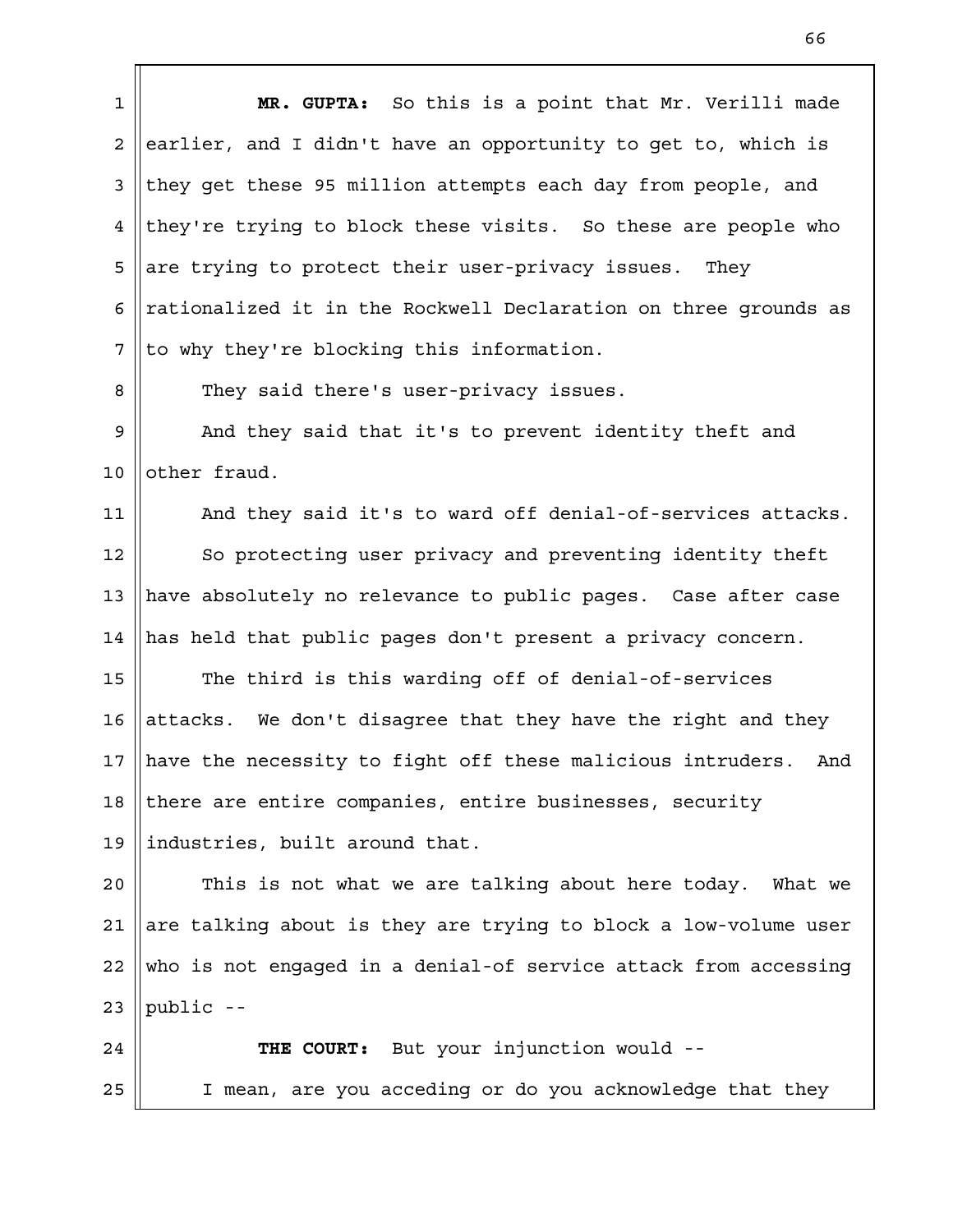**MR. GUPTA:** So this is a point that Mr. Verilli made earlier, and I didn't have an opportunity to get to, which is they get these 95 million attempts each day from people, and they're trying to block these visits. So these are people who are trying to protect their user-privacy issues. They rationalized it in the Rockwell Declaration on three grounds as to why they're blocking this information.

They said there's user-privacy issues.

And they said that it's to prevent identity theft and other fraud.

And they said it's to ward off denial-of-services attacks.

So protecting user privacy and preventing identity theft have absolutely no relevance to public pages. Case after case has held that public pages don't present a privacy concern.

The third is this warding off of denial-of-services attacks. We don't disagree that they have the right and they have the necessity to fight off these malicious intruders. And there are entire companies, entire businesses, security industries, built around that.

This is not what we are talking about here today. What we are talking about is they are trying to block a low-volume user who is not engaged in a denial-of service attack from accessing public --

**THE COURT:** But your injunction would --

I mean, are you acceding or do you acknowledge that they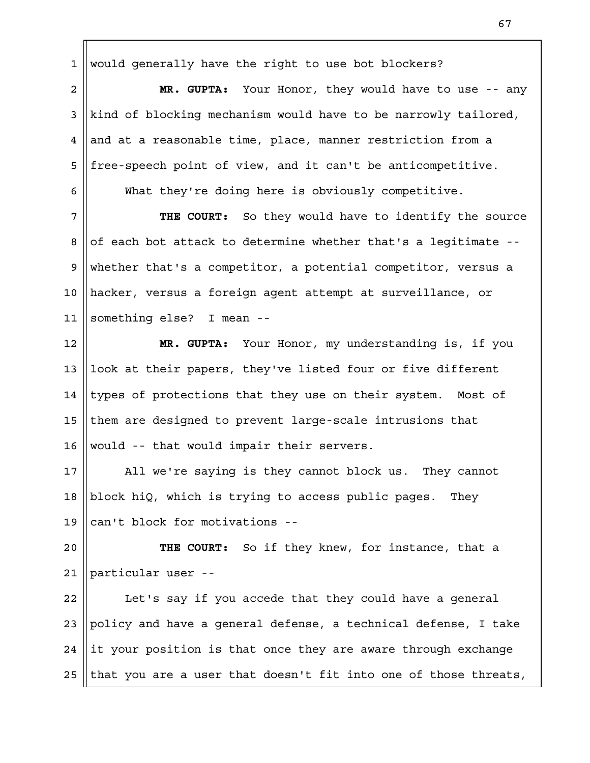would generally have the right to use bot blockers?

**MR. GUPTA:** Your Honor, they would have to use -- any kind of blocking mechanism would have to be narrowly tailored, and at a reasonable time, place, manner restriction from a free-speech point of view, and it can't be anticompetitive.

What they're doing here is obviously competitive.

**THE COURT:** So they would have to identify the source of each bot attack to determine whether that's a legitimate -- whether that's a competitor, a potential competitor, versus a hacker, versus a foreign agent attempt at surveillance, or something else? I mean --

**MR. GUPTA:** Your Honor, my understanding is, if you look at their papers, they've listed four or five different types of protections that they use on their system. Most of them are designed to prevent large-scale intrusions that would -- that would impair their servers.

All we're saying is they cannot block us. They cannot block hiQ, which is trying to access public pages. They can't block for motivations --

**THE COURT:** So if they knew, for instance, that a particular user --

Let's say if you accede that they could have a general policy and have a general defense, a technical defense, I take it your position is that once they are aware through exchange that you are a user that doesn't fit into one of those threats,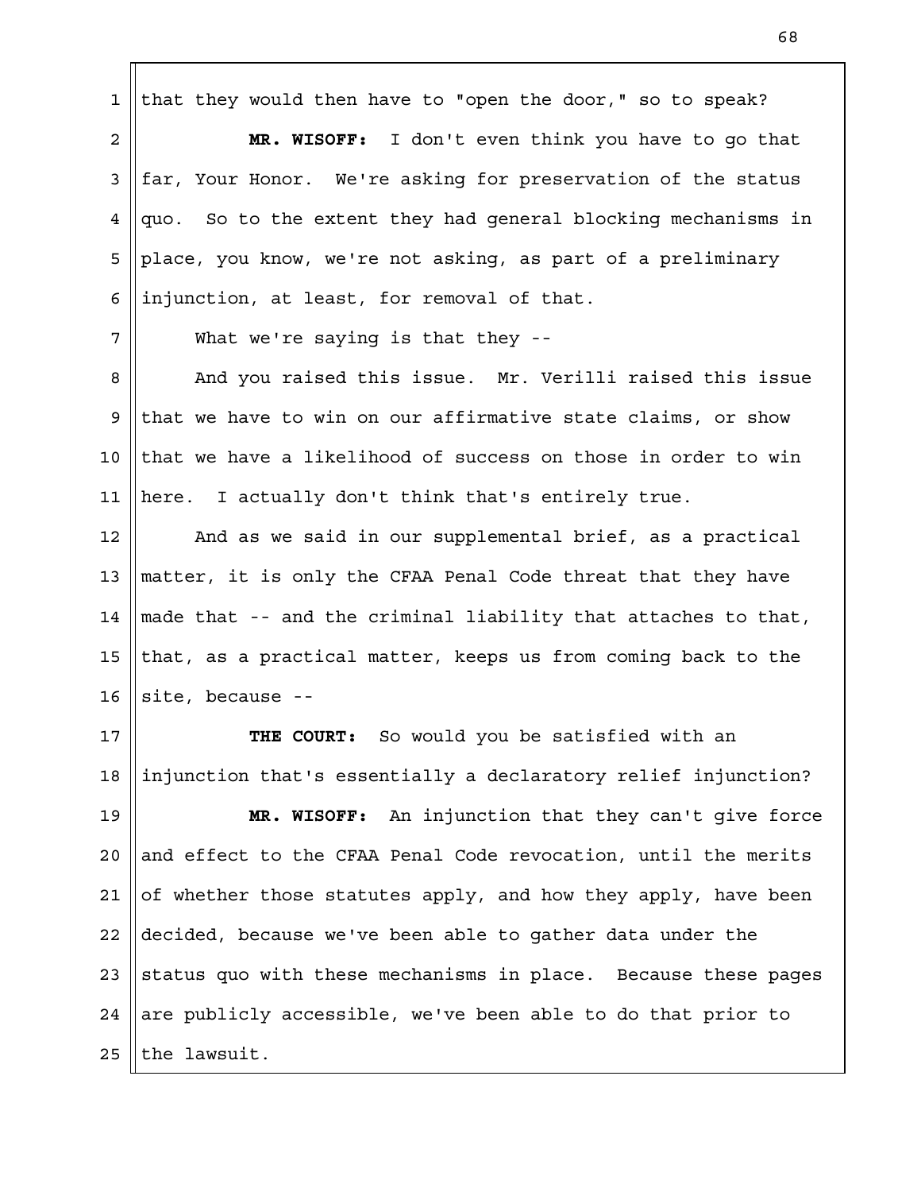that they would then have to "open the door," so to speak?

**MR. WISOFF:** I don't even think you have to go that far, Your Honor. We're asking for preservation of the status quo. So to the extent they had general blocking mechanisms in place, you know, we're not asking, as part of a preliminary injunction, at least, for removal of that.

What we're saying is that they --

And you raised this issue. Mr. Verilli raised this issue that we have to win on our affirmative state claims, or show that we have a likelihood of success on those in order to win here. I actually don't think that's entirely true.

And as we said in our supplemental brief, as a practical matter, it is only the CFAA Penal Code threat that they have made that -- and the criminal liability that attaches to that, that, as a practical matter, keeps us from coming back to the site, because --

**THE COURT:** So would you be satisfied with an injunction that's essentially a declaratory relief injunction?

**MR. WISOFF:** An injunction that they can't give force and effect to the CFAA Penal Code revocation, until the merits of whether those statutes apply, and how they apply, have been decided, because we've been able to gather data under the status quo with these mechanisms in place. Because these pages are publicly accessible, we've been able to do that prior to the lawsuit.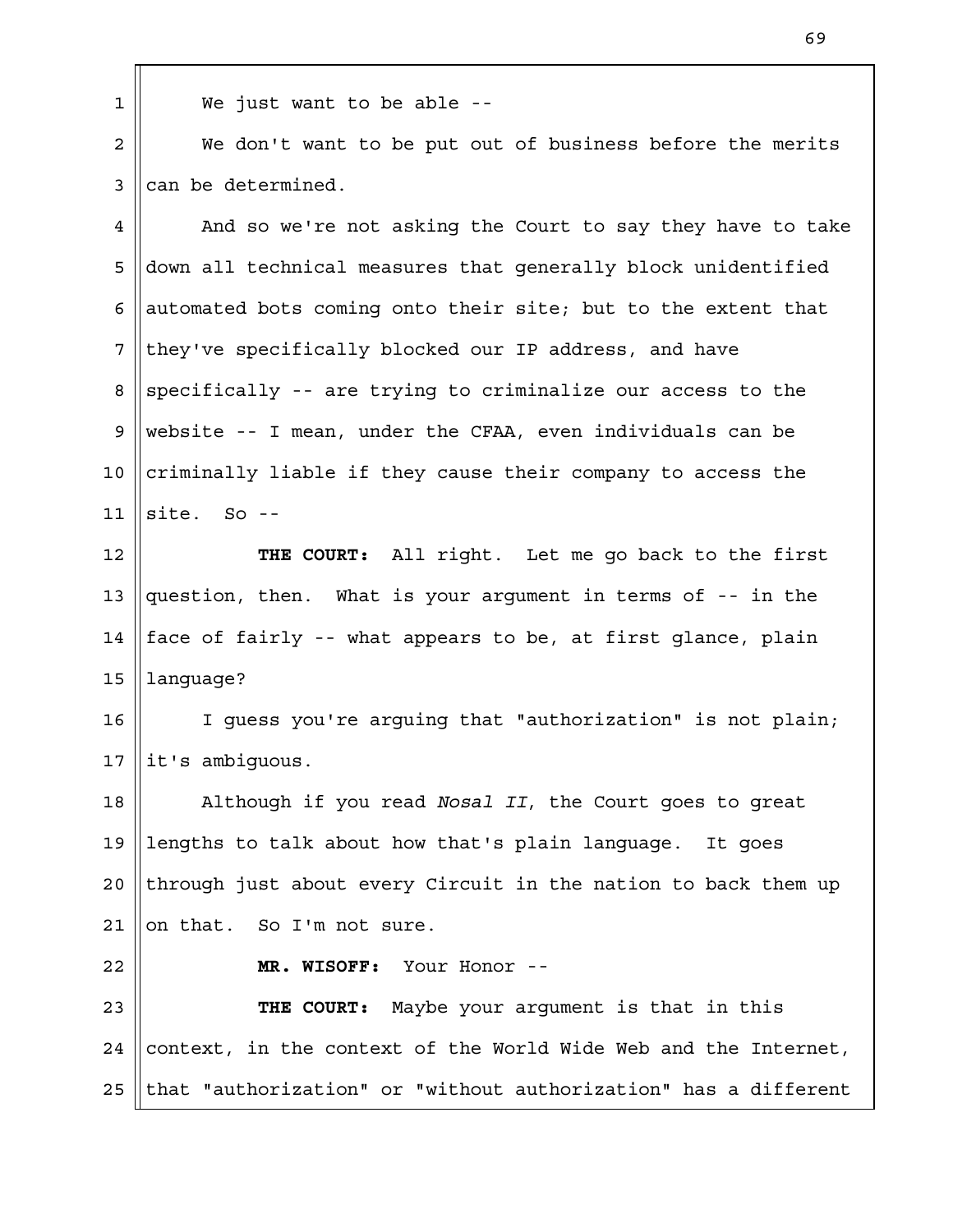We just want to be able --

We don't want to be put out of business before the merits can be determined.

And so we're not asking the Court to say they have to take down all technical measures that generally block unidentified automated bots coming onto their site; but to the extent that they've specifically blocked our IP address, and have specifically -- are trying to criminalize our access to the website -- I mean, under the CFAA, even individuals can be criminally liable if they cause their company to access the site. So --

**THE COURT:** All right. Let me go back to the first question, then. What is your argument in terms of -- in the face of fairly -- what appears to be, at first glance, plain language?

I guess you're arguing that "authorization" is not plain; it's ambiguous.

Although if you read *Nosal II*, the Court goes to great lengths to talk about how that's plain language. It goes through just about every Circuit in the nation to back them up on that. So I'm not sure.

**MR. WISOFF:** Your Honor --

**THE COURT:** Maybe your argument is that in this context, in the context of the World Wide Web and the Internet, that "authorization" or "without authorization" has a different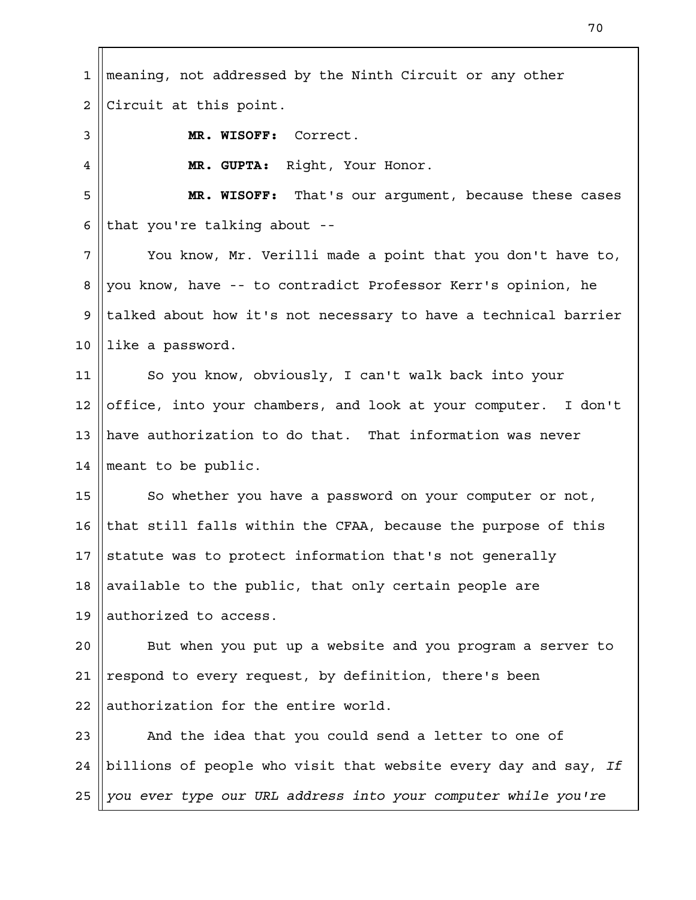meaning, not addressed by the Ninth Circuit or any other Circuit at this point.

**MR. WISOFF:** Correct.

**MR. GUPTA:** Right, Your Honor.

**MR. WISOFF:** That's our argument, because these cases that you're talking about --

You know, Mr. Verilli made a point that you don't have to, you know, have -- to contradict Professor Kerr's opinion, he talked about how it's not necessary to have a technical barrier like a password.

So you know, obviously, I can't walk back into your office, into your chambers, and look at your computer. I don't have authorization to do that. That information was never meant to be public.

So whether you have a password on your computer or not, that still falls within the CFAA, because the purpose of this statute was to protect information that's not generally available to the public, that only certain people are authorized to access.

But when you put up a website and you program a server to respond to every request, by definition, there's been authorization for the entire world.

And the idea that you could send a letter to one of billions of people who visit that website every day and say, *If you ever type our URL address into your computer while you're*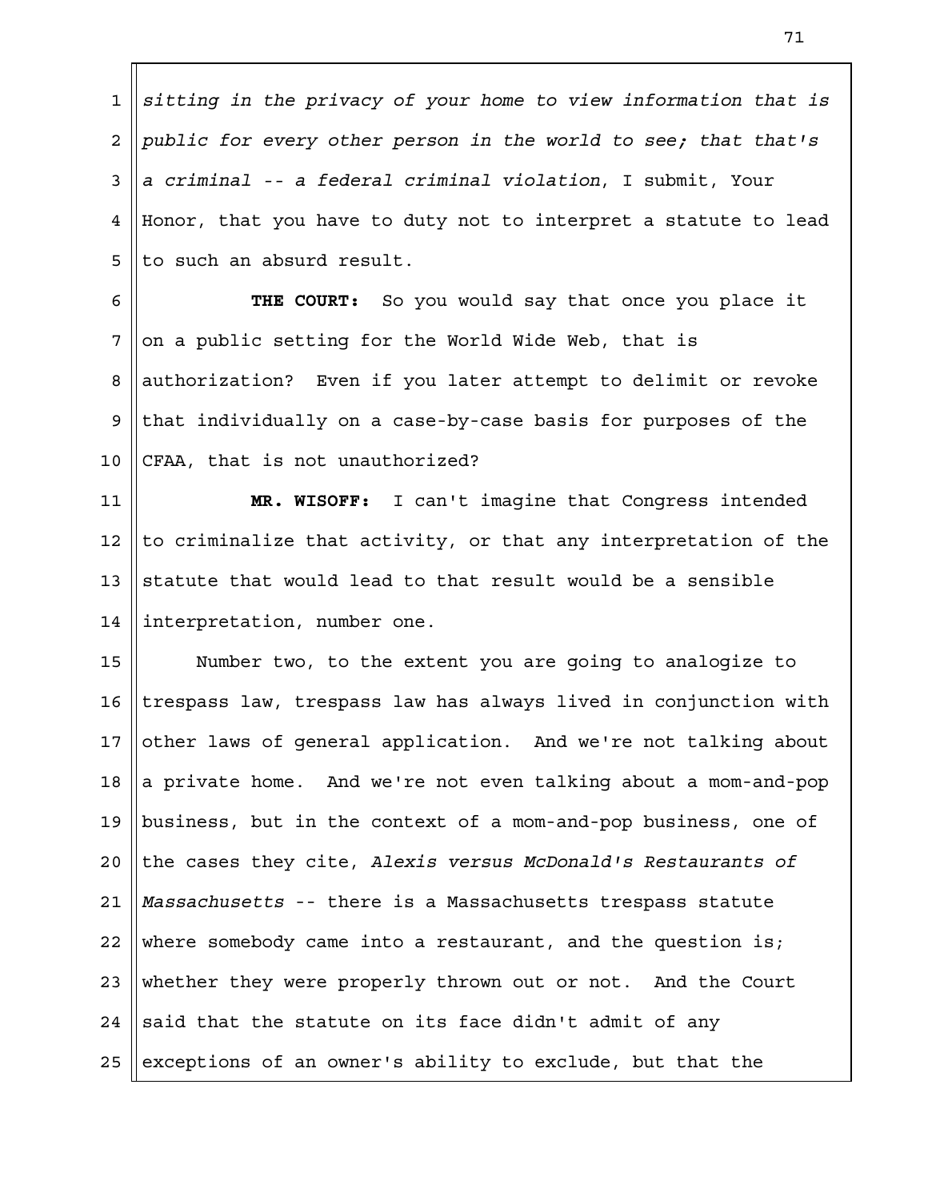*sitting in the privacy of your home to view information that is public for every other person in the world to see; that that's a criminal -- a federal criminal violation*, I submit, Your Honor, that you have to duty not to interpret a statute to lead to such an absurd result.

**THE COURT:** So you would say that once you place it on a public setting for the World Wide Web, that is authorization? Even if you later attempt to delimit or revoke that individually on a case-by-case basis for purposes of the CFAA, that is not unauthorized?

**MR. WISOFF:** I can't imagine that Congress intended to criminalize that activity, or that any interpretation of the statute that would lead to that result would be a sensible interpretation, number one.

Number two, to the extent you are going to analogize to trespass law, trespass law has always lived in conjunction with other laws of general application. And we're not talking about a private home. And we're not even talking about a mom-and-pop business, but in the context of a mom-and-pop business, one of the cases they cite, *Alexis versus McDonald's Restaurants of Massachusetts* -- there is a Massachusetts trespass statute where somebody came into a restaurant, and the question is; whether they were properly thrown out or not. And the Court said that the statute on its face didn't admit of any exceptions of an owner's ability to exclude, but that the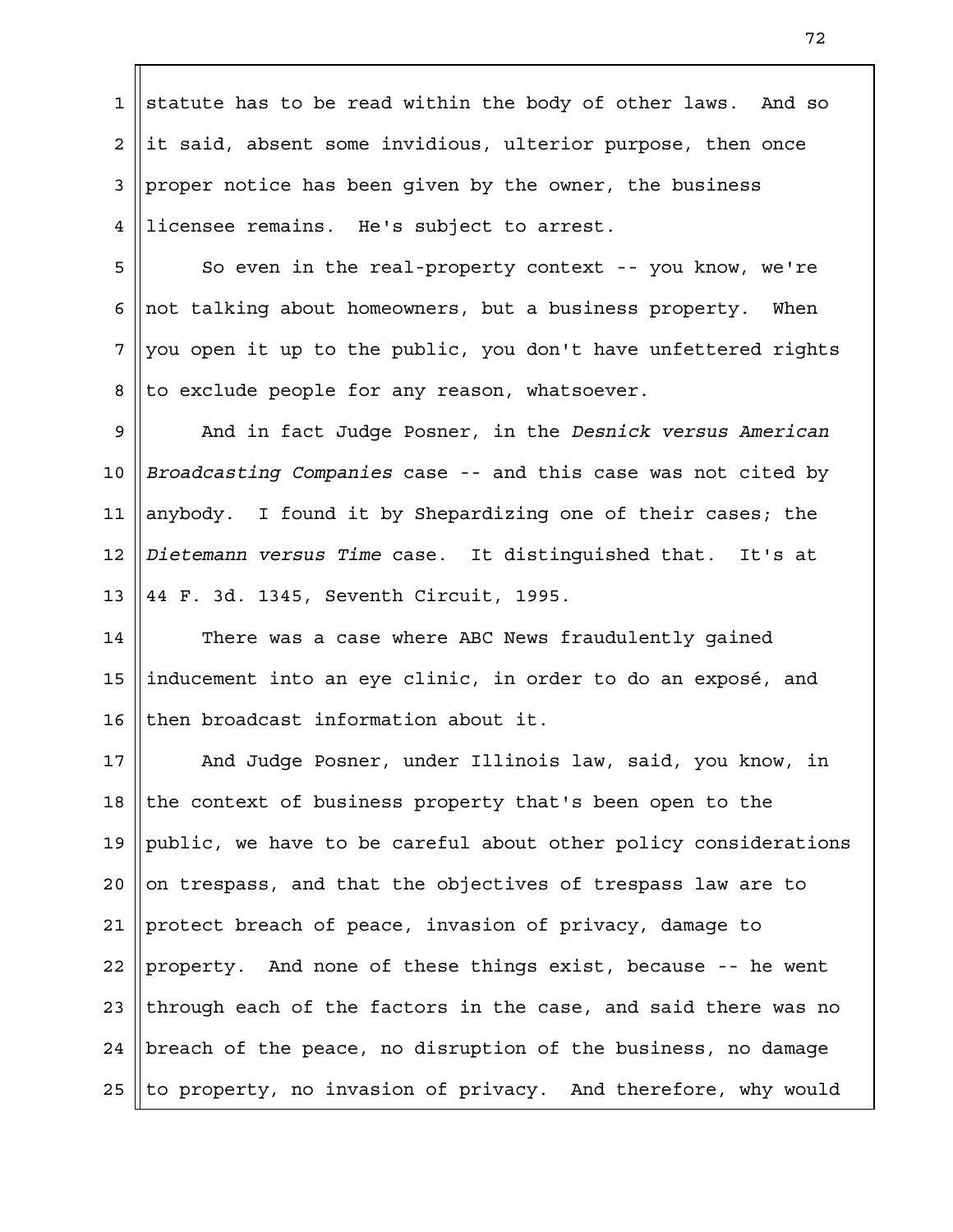statute has to be read within the body of other laws. And so it said, absent some invidious, ulterior purpose, then once proper notice has been given by the owner, the business licensee remains. He's subject to arrest.

So even in the real-property context -- you know, we're not talking about homeowners, but a business property. When you open it up to the public, you don't have unfettered rights to exclude people for any reason, whatsoever.

And in fact Judge Posner, in the *Desnick versus American Broadcasting Companies* case -- and this case was not cited by anybody. I found it by Shepardizing one of their cases; the *Dietemann versus Time* case. It distinguished that. It's at 44 F. 3d. 1345, Seventh Circuit, 1995.

There was a case where ABC News fraudulently gained inducement into an eye clinic, in order to do an exposé, and then broadcast information about it.

And Judge Posner, under Illinois law, said, you know, in the context of business property that's been open to the public, we have to be careful about other policy considerations on trespass, and that the objectives of trespass law are to protect breach of peace, invasion of privacy, damage to property. And none of these things exist, because -- he went through each of the factors in the case, and said there was no breach of the peace, no disruption of the business, no damage to property, no invasion of privacy. And therefore, why would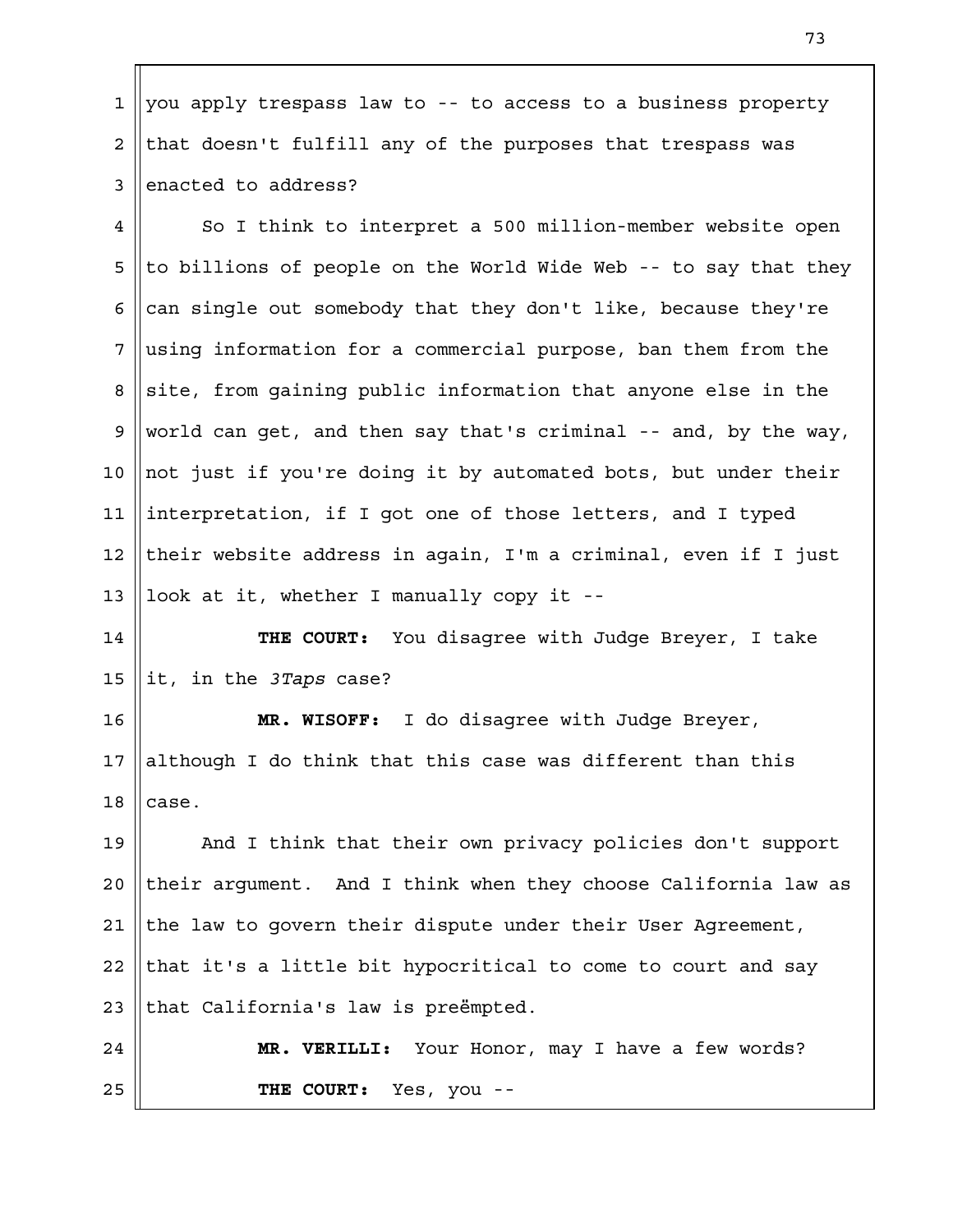you apply trespass law to -- to access to a business property that doesn't fulfill any of the purposes that trespass was enacted to address?

So I think to interpret a 500 million-member website open to billions of people on the World Wide Web -- to say that they can single out somebody that they don't like, because they're using information for a commercial purpose, ban them from the site, from gaining public information that anyone else in the world can get, and then say that's criminal -- and, by the way, not just if you're doing it by automated bots, but under their interpretation, if I got one of those letters, and I typed their website address in again, I'm a criminal, even if I just look at it, whether I manually copy it --

**THE COURT:** You disagree with Judge Breyer, I take it, in the *3Taps* case?

**MR. WISOFF:** I do disagree with Judge Breyer, although I do think that this case was different than this case.

And I think that their own privacy policies don't support their argument. And I think when they choose California law as the law to govern their dispute under their User Agreement, that it's a little bit hypocritical to come to court and say that California's law is preëmpted.

**MR. VERILLI:** Your Honor, may I have a few words?

**THE COURT:** Yes, you --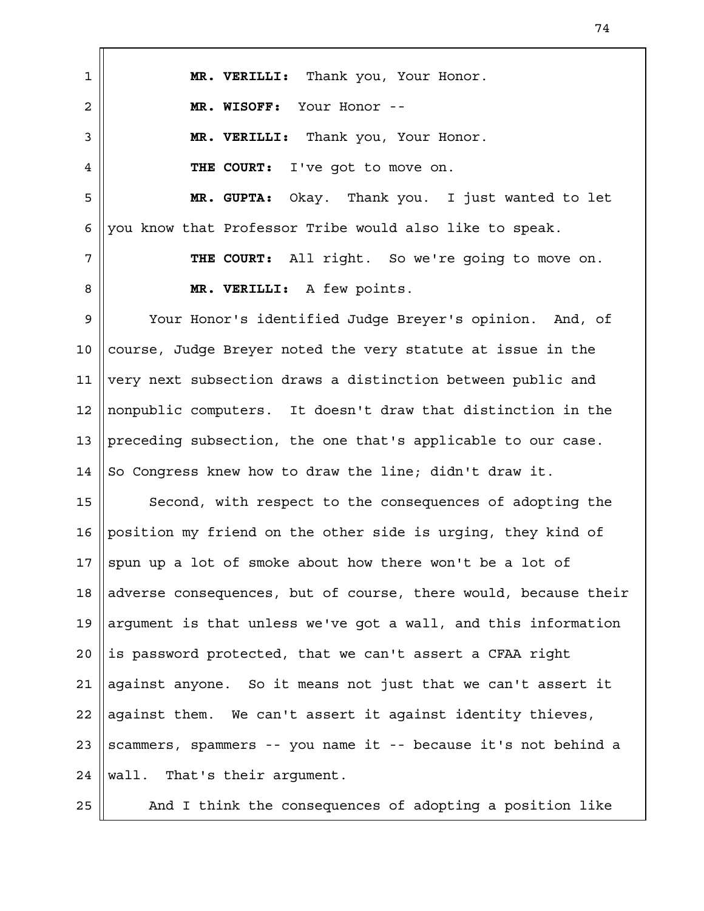**MR. VERILLI:** Thank you, Your Honor.

**MR. WISOFF:** Your Honor --

**MR. VERILLI:** Thank you, Your Honor.

**THE COURT:** I've got to move on.

**MR. GUPTA:** Okay. Thank you. I just wanted to let you know that Professor Tribe would also like to speak.

**THE COURT:** All right. So we're going to move on.

**MR. VERILLI:** A few points.

Your Honor's identified Judge Breyer's opinion. And, of course, Judge Breyer noted the very statute at issue in the very next subsection draws a distinction between public and nonpublic computers. It doesn't draw that distinction in the preceding subsection, the one that's applicable to our case. So Congress knew how to draw the line; didn't draw it.

Second, with respect to the consequences of adopting the position my friend on the other side is urging, they kind of spun up a lot of smoke about how there won't be a lot of adverse consequences, but of course, there would, because their argument is that unless we've got a wall, and this information is password protected, that we can't assert a CFAA right against anyone. So it means not just that we can't assert it against them. We can't assert it against identity thieves, scammers, spammers -- you name it -- because it's not behind a wall. That's their argument.

And I think the consequences of adopting a position like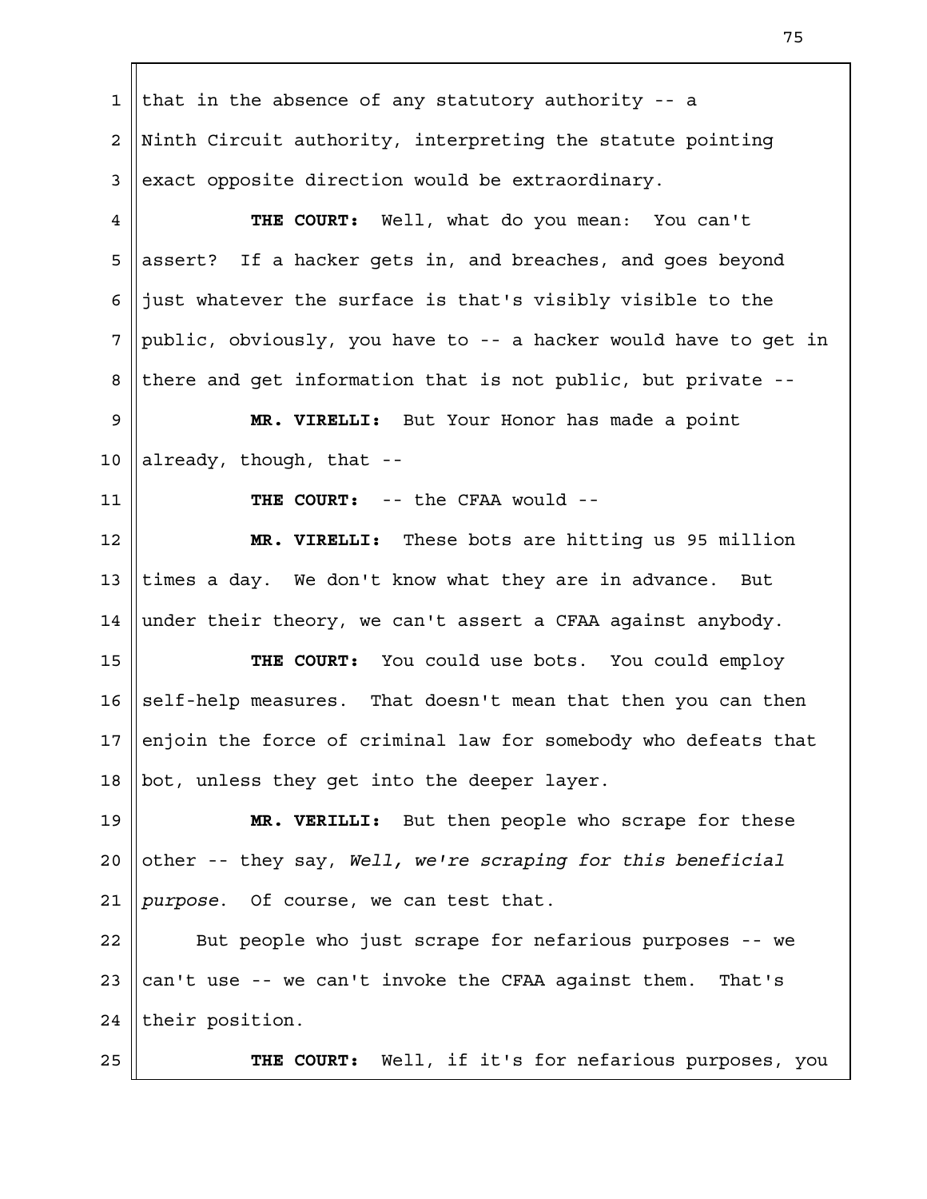that in the absence of any statutory authority -- a Ninth Circuit authority, interpreting the statute pointing exact opposite direction would be extraordinary.

**THE COURT:** Well, what do you mean: You can't assert? If a hacker gets in, and breaches, and goes beyond just whatever the surface is that's visibly visible to the public, obviously, you have to -- a hacker would have to get in there and get information that is not public, but private --

**MR. VIRELLI:** But Your Honor has made a point already, though, that --

**THE COURT:** -- the CFAA would --

**MR. VIRELLI:** These bots are hitting us 95 million times a day. We don't know what they are in advance. But under their theory, we can't assert a CFAA against anybody.

**THE COURT:** You could use bots. You could employ self-help measures. That doesn't mean that then you can then enjoin the force of criminal law for somebody who defeats that bot, unless they get into the deeper layer.

**MR. VERILLI:** But then people who scrape for these other -- they say, *Well, we're scraping for this beneficial purpose*. Of course, we can test that.

But people who just scrape for nefarious purposes -- we can't use -- we can't invoke the CFAA against them. That's their position.

**THE COURT:** Well, if it's for nefarious purposes, you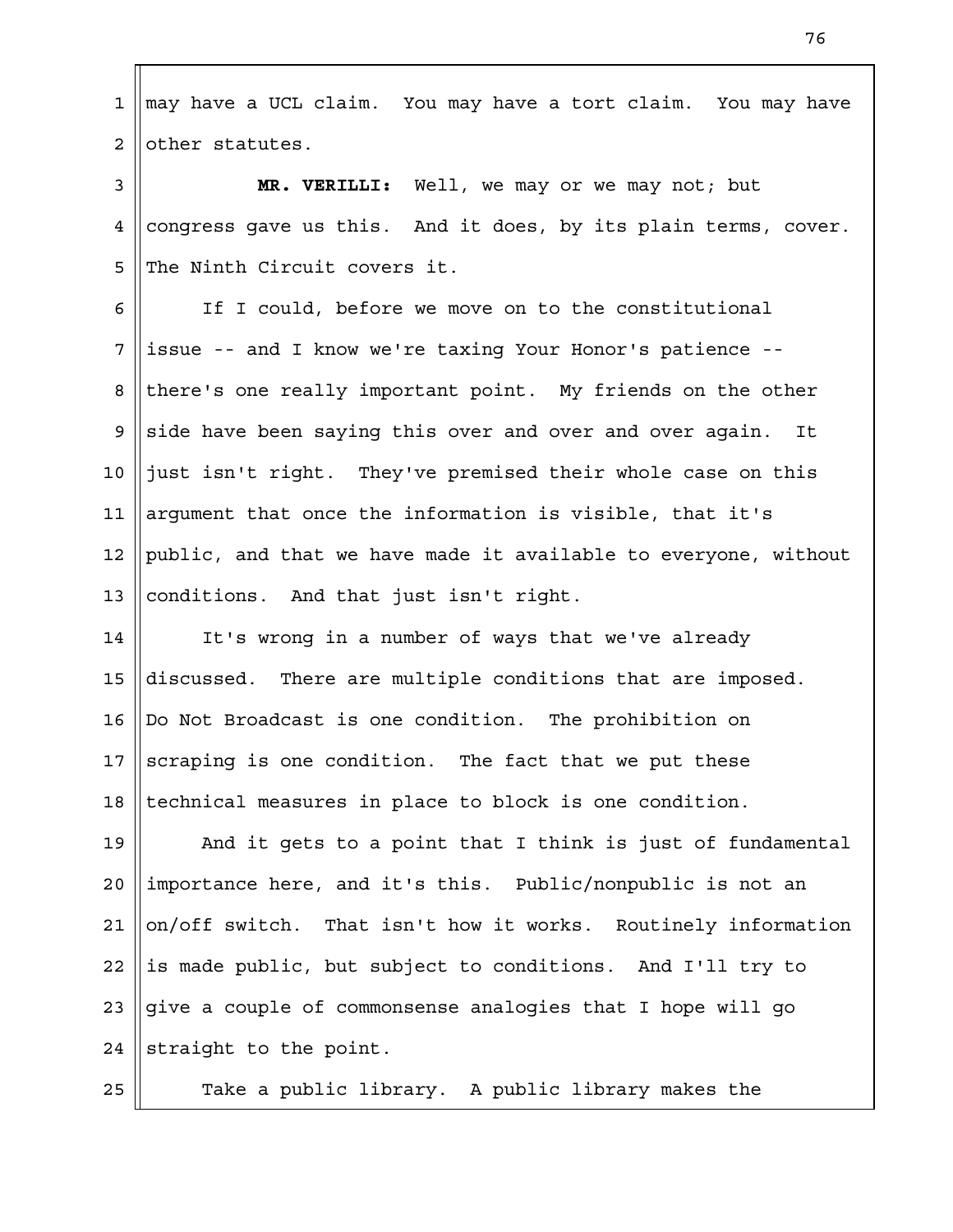may have a UCL claim. You may have a tort claim. You may have other statutes.

**MR. VERILLI:** Well, we may or we may not; but congress gave us this. And it does, by its plain terms, cover. The Ninth Circuit covers it.

If I could, before we move on to the constitutional issue -- and I know we're taxing Your Honor's patience -- there's one really important point. My friends on the other side have been saying this over and over and over again. It just isn't right. They've premised their whole case on this argument that once the information is visible, that it's public, and that we have made it available to everyone, without conditions. And that just isn't right.

It's wrong in a number of ways that we've already discussed. There are multiple conditions that are imposed. Do Not Broadcast is one condition. The prohibition on scraping is one condition. The fact that we put these technical measures in place to block is one condition.

And it gets to a point that I think is just of fundamental importance here, and it's this. Public/nonpublic is not an on/off switch. That isn't how it works. Routinely information is made public, but subject to conditions. And I'll try to give a couple of commonsense analogies that I hope will go straight to the point.

Take a public library. A public library makes the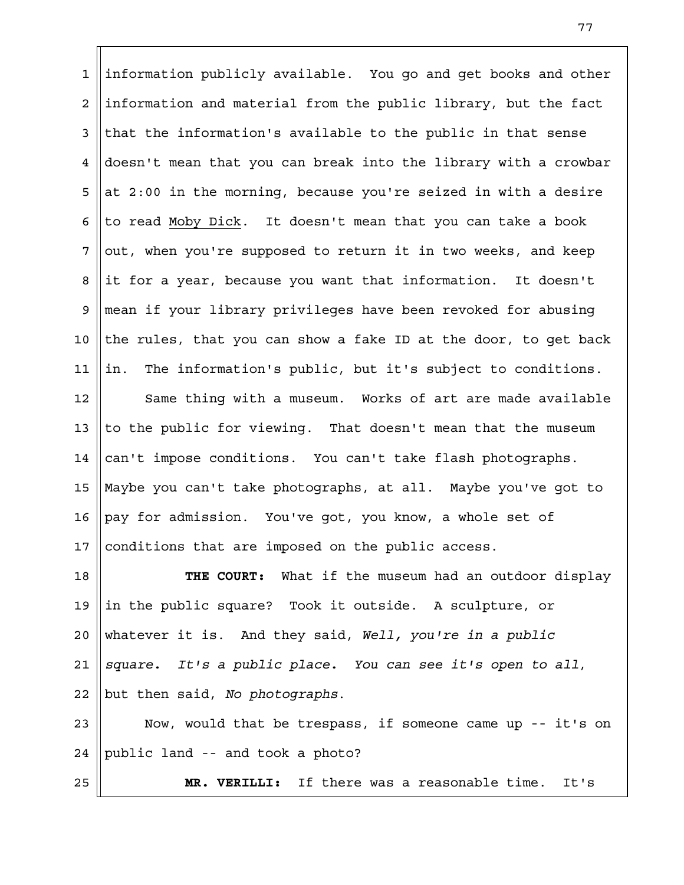information publicly available. You go and get books and other information and material from the public library, but the fact that the information's available to the public in that sense doesn't mean that you can break into the library with a crowbar at 2:00 in the morning, because you're seized in with a desire to read Moby Dick. It doesn't mean that you can take a book out, when you're supposed to return it in two weeks, and keep it for a year, because you want that information. It doesn't mean if your library privileges have been revoked for abusing the rules, that you can show a fake ID at the door, to get back in. The information's public, but it's subject to conditions.

Same thing with a museum. Works of art are made available to the public for viewing. That doesn't mean that the museum can't impose conditions. You can't take flash photographs. Maybe you can't take photographs, at all. Maybe you've got to pay for admission. You've got, you know, a whole set of conditions that are imposed on the public access.

**THE COURT:** What if the museum had an outdoor display in the public square? Took it outside. A sculpture, or whatever it is. And they said, *Well, you're in a public square. It's a public place. You can see it's open to all*, but then said, *No photographs*.

Now, would that be trespass, if someone came up -- it's on public land -- and took a photo?

**MR. VERILLI:** If there was a reasonable time. It's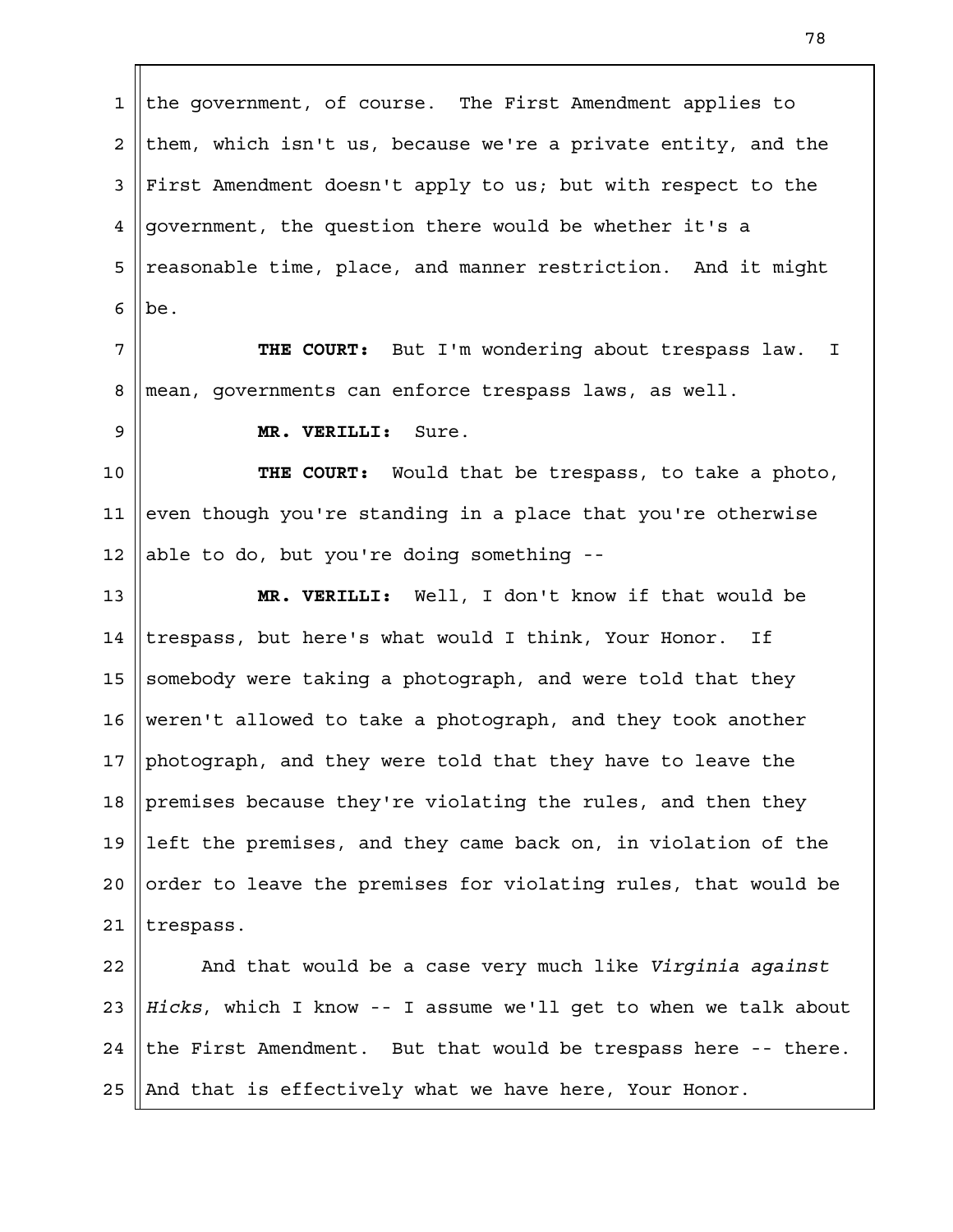the government, of course. The First Amendment applies to them, which isn't us, because we're a private entity, and the First Amendment doesn't apply to us; but with respect to the government, the question there would be whether it's a reasonable time, place, and manner restriction. And it might be.

**THE COURT:** But I'm wondering about trespass law. I mean, governments can enforce trespass laws, as well.

**MR. VERILLI:** Sure.

**THE COURT:** Would that be trespass, to take a photo, even though you're standing in a place that you're otherwise able to do, but you're doing something --

**MR. VERILLI:** Well, I don't know if that would be trespass, but here's what would I think, Your Honor. If somebody were taking a photograph, and were told that they weren't allowed to take a photograph, and they took another photograph, and they were told that they have to leave the premises because they're violating the rules, and then they left the premises, and they came back on, in violation of the order to leave the premises for violating rules, that would be trespass.

And that would be a case very much like *Virginia against Hicks*, which I know -- I assume we'll get to when we talk about the First Amendment. But that would be trespass here -- there. And that is effectively what we have here, Your Honor.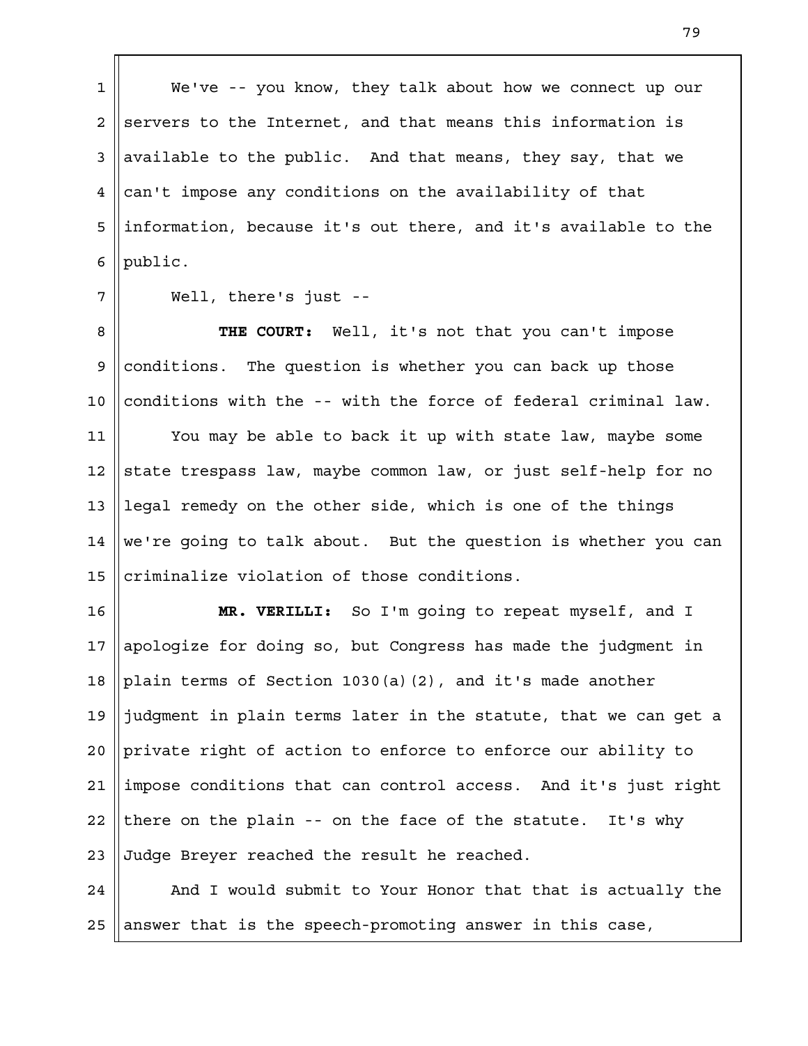We've -- you know, they talk about how we connect up our servers to the Internet, and that means this information is available to the public. And that means, they say, that we can't impose any conditions on the availability of that information, because it's out there, and it's available to the public.

Well, there's just --

**THE COURT:** Well, it's not that you can't impose conditions. The question is whether you can back up those conditions with the -- with the force of federal criminal law.

You may be able to back it up with state law, maybe some state trespass law, maybe common law, or just self-help for no legal remedy on the other side, which is one of the things we're going to talk about. But the question is whether you can criminalize violation of those conditions.

**MR. VERILLI:** So I'm going to repeat myself, and I apologize for doing so, but Congress has made the judgment in plain terms of Section 1030(a)(2), and it's made another judgment in plain terms later in the statute, that we can get a private right of action to enforce to enforce our ability to impose conditions that can control access. And it's just right there on the plain -- on the face of the statute. It's why Judge Breyer reached the result he reached.

And I would submit to Your Honor that that is actually the answer that is the speech-promoting answer in this case,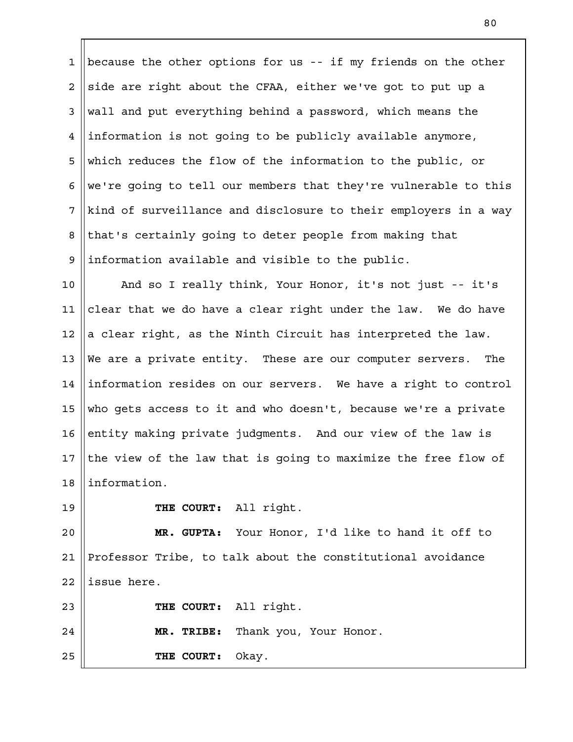because the other options for us -- if my friends on the other side are right about the CFAA, either we've got to put up a wall and put everything behind a password, which means the information is not going to be publicly available anymore, which reduces the flow of the information to the public, or we're going to tell our members that they're vulnerable to this kind of surveillance and disclosure to their employers in a way that's certainly going to deter people from making that information available and visible to the public.

And so I really think, Your Honor, it's not just -- it's clear that we do have a clear right under the law. We do have a clear right, as the Ninth Circuit has interpreted the law. We are a private entity. These are our computer servers. The information resides on our servers. We have a right to control who gets access to it and who doesn't, because we're a private entity making private judgments. And our view of the law is the view of the law that is going to maximize the free flow of information.

**THE COURT:** All right.

**MR. GUPTA:** Your Honor, I'd like to hand it off to Professor Tribe, to talk about the constitutional avoidance issue here.

**THE COURT:** All right.

**MR. TRIBE:** Thank you, Your Honor.

**THE COURT:** Okay.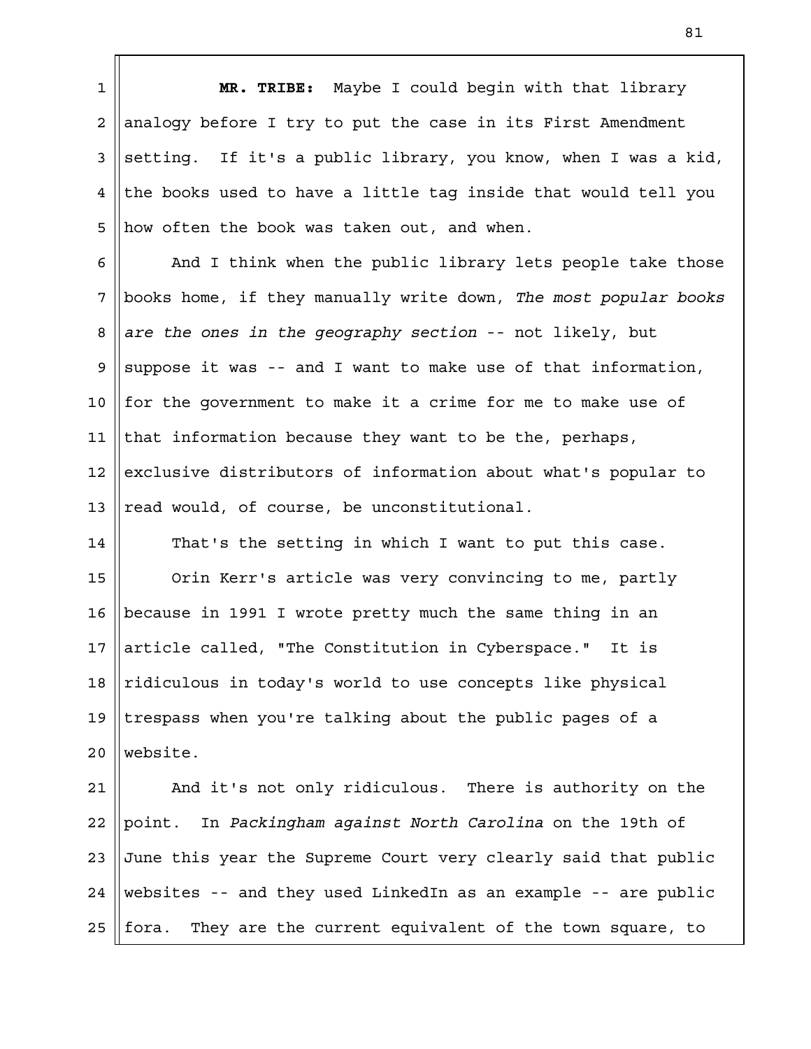**MR. TRIBE:** Maybe I could begin with that library analogy before I try to put the case in its First Amendment setting. If it's a public library, you know, when I was a kid, the books used to have a little tag inside that would tell you how often the book was taken out, and when.

And I think when the public library lets people take those books home, if they manually write down, *The most popular books are the ones in the geography section* -- not likely, but suppose it was -- and I want to make use of that information, for the government to make it a crime for me to make use of that information because they want to be the, perhaps, exclusive distributors of information about what's popular to read would, of course, be unconstitutional.

That's the setting in which I want to put this case.

Orin Kerr's article was very convincing to me, partly because in 1991 I wrote pretty much the same thing in an article called, "The Constitution in Cyberspace." It is ridiculous in today's world to use concepts like physical trespass when you're talking about the public pages of a website.

And it's not only ridiculous. There is authority on the point. In *Packingham against North Carolina* on the 19th of June this year the Supreme Court very clearly said that public websites -- and they used LinkedIn as an example -- are public fora. They are the current equivalent of the town square, to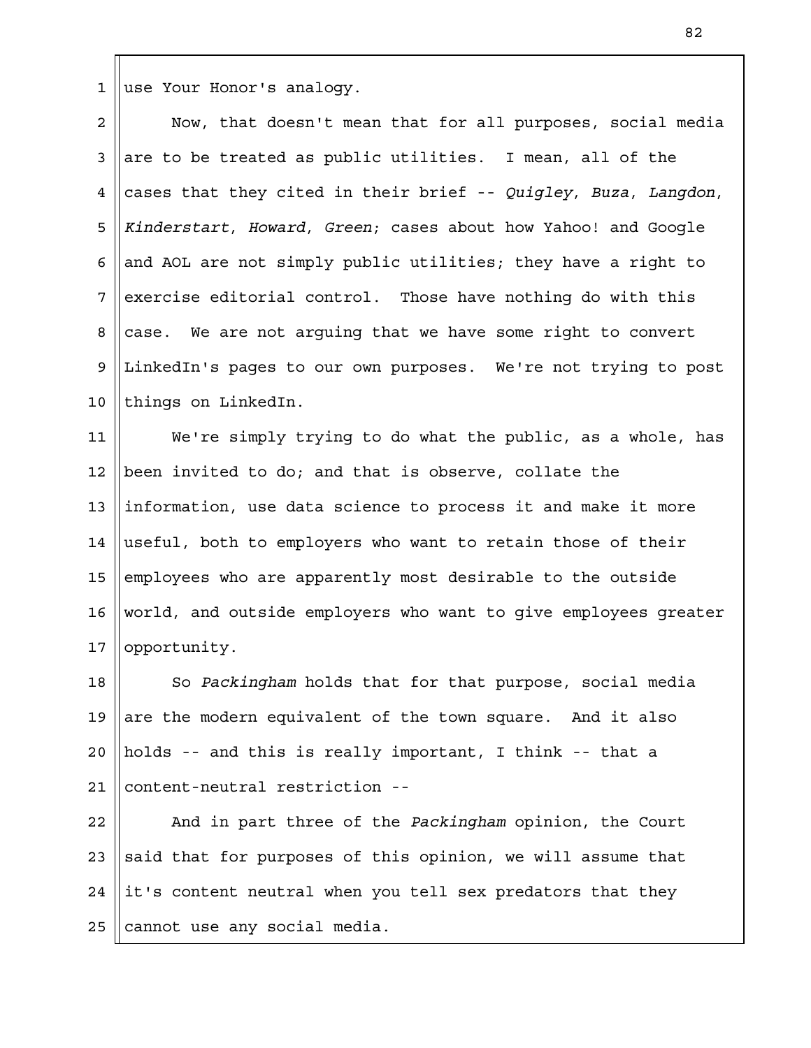use Your Honor's analogy.

Now, that doesn't mean that for all purposes, social media are to be treated as public utilities. I mean, all of the cases that they cited in their brief -- *Quigley*, *Buza*, *Langdon*, *Kinderstart*, *Howard*, *Green*; cases about how Yahoo! and Google and AOL are not simply public utilities; they have a right to exercise editorial control. Those have nothing do with this case. We are not arguing that we have some right to convert LinkedIn's pages to our own purposes. We're not trying to post things on LinkedIn.

We're simply trying to do what the public, as a whole, has been invited to do; and that is observe, collate the information, use data science to process it and make it more useful, both to employers who want to retain those of their employees who are apparently most desirable to the outside world, and outside employers who want to give employees greater opportunity.

So *Packingham* holds that for that purpose, social media are the modern equivalent of the town square. And it also holds -- and this is really important, I think -- that a content-neutral restriction --

And in part three of the *Packingham* opinion, the Court said that for purposes of this opinion, we will assume that it's content neutral when you tell sex predators that they cannot use any social media.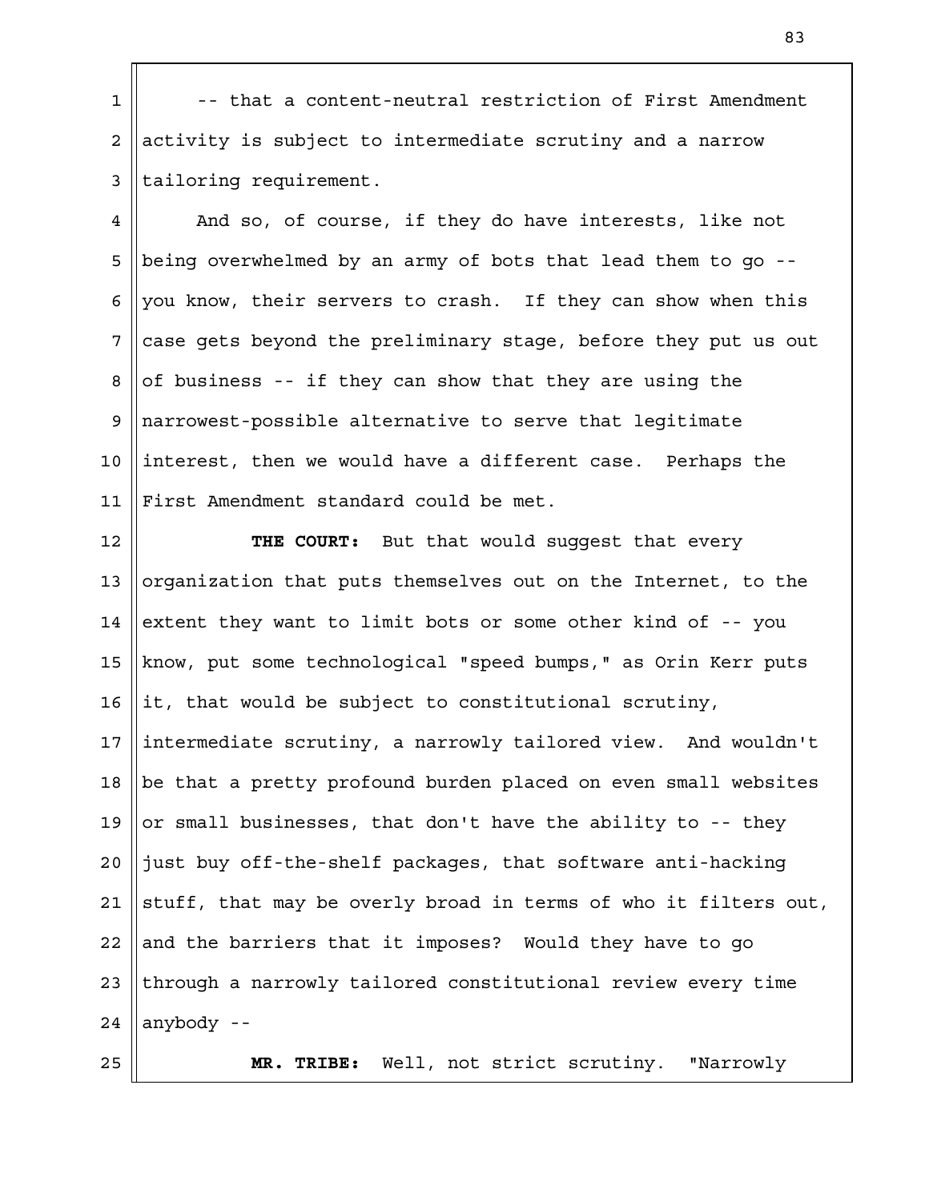-- that a content-neutral restriction of First Amendment activity is subject to intermediate scrutiny and a narrow tailoring requirement.

And so, of course, if they do have interests, like not being overwhelmed by an army of bots that lead them to go -- you know, their servers to crash. If they can show when this case gets beyond the preliminary stage, before they put us out of business -- if they can show that they are using the narrowest-possible alternative to serve that legitimate interest, then we would have a different case. Perhaps the First Amendment standard could be met.

**THE COURT:** But that would suggest that every organization that puts themselves out on the Internet, to the extent they want to limit bots or some other kind of -- you know, put some technological "speed bumps," as Orin Kerr puts it, that would be subject to constitutional scrutiny, intermediate scrutiny, a narrowly tailored view. And wouldn't be that a pretty profound burden placed on even small websites or small businesses, that don't have the ability to -- they just buy off-the-shelf packages, that software anti-hacking stuff, that may be overly broad in terms of who it filters out, and the barriers that it imposes? Would they have to go through a narrowly tailored constitutional review every time anybody --

**MR. TRIBE:** Well, not strict scrutiny. "Narrowly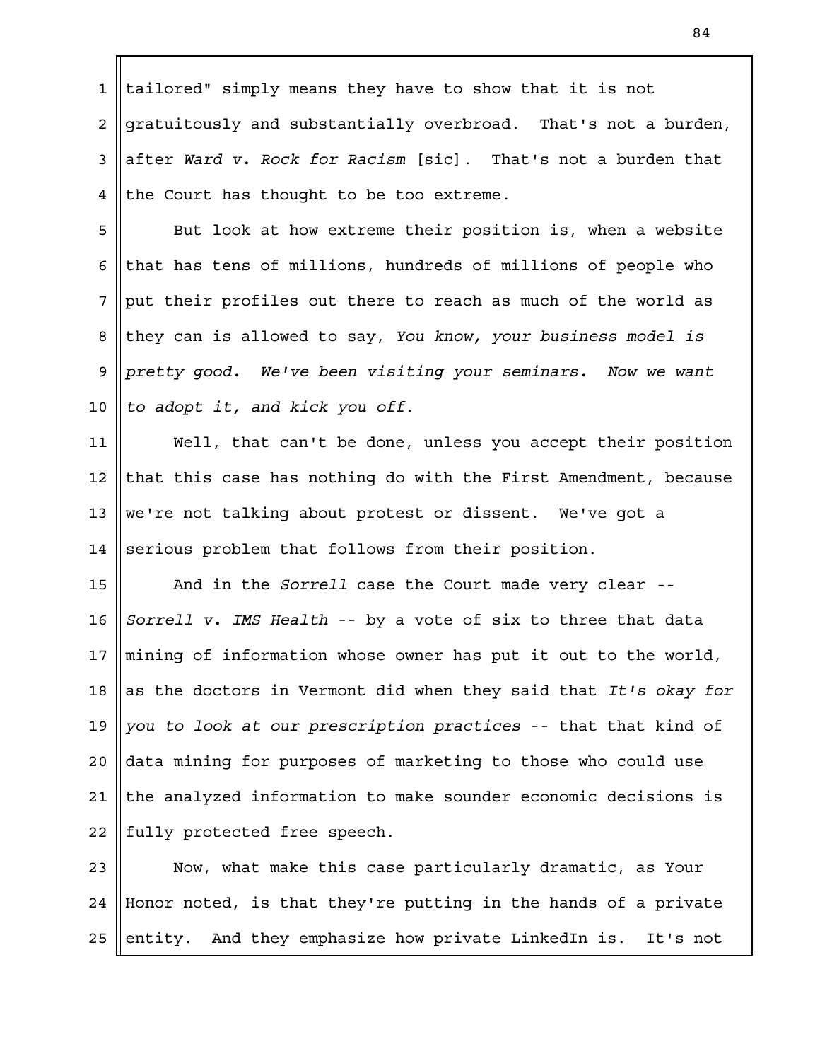tailored" simply means they have to show that it is not gratuitously and substantially overbroad. That's not a burden, after *Ward v. Rock for Racism* [sic]. That's not a burden that the Court has thought to be too extreme.

But look at how extreme their position is, when a website that has tens of millions, hundreds of millions of people who put their profiles out there to reach as much of the world as they can is allowed to say, *You know, your business model is pretty good. We've been visiting your seminars. Now we want to adopt it, and kick you off*.

Well, that can't be done, unless you accept their position that this case has nothing do with the First Amendment, because we're not talking about protest or dissent. We've got a serious problem that follows from their position.

And in the *Sorrell* case the Court made very clear -- *Sorrell v. IMS Health* -- by a vote of six to three that data mining of information whose owner has put it out to the world, as the doctors in Vermont did when they said that *It's okay for you to look at our prescription practices* -- that that kind of data mining for purposes of marketing to those who could use the analyzed information to make sounder economic decisions is fully protected free speech.

Now, what make this case particularly dramatic, as Your Honor noted, is that they're putting in the hands of a private entity. And they emphasize how private LinkedIn is. It's not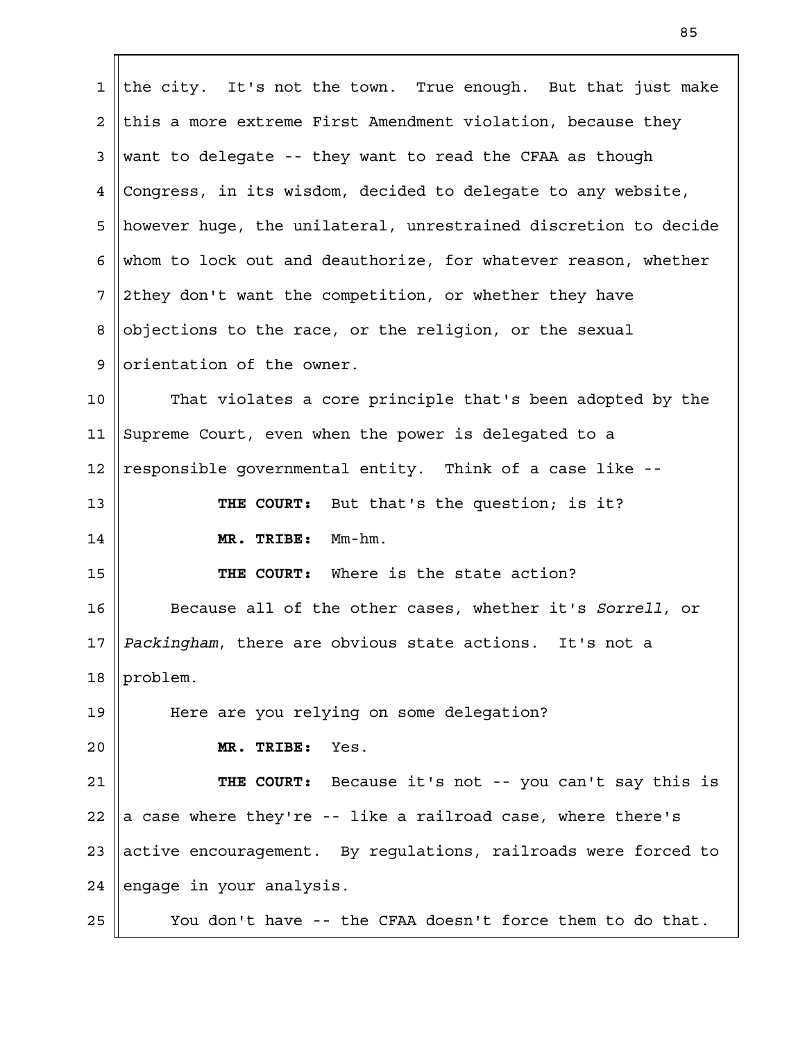the city. It's not the town. True enough. But that just make this a more extreme First Amendment violation, because they want to delegate -- they want to read the CFAA as though Congress, in its wisdom, decided to delegate to any website, however huge, the unilateral, unrestrained discretion to decide whom to lock out and deauthorize, for whatever reason, whether 2they don't want the competition, or whether they have objections to the race, or the religion, or the sexual orientation of the owner.

That violates a core principle that's been adopted by the Supreme Court, even when the power is delegated to a responsible governmental entity. Think of a case like --

**THE COURT:** But that's the question; is it?

**MR. TRIBE:** Mm-hm.

**THE COURT:** Where is the state action?

Because all of the other cases, whether it's *Sorrell*, or *Packingham*, there are obvious state actions. It's not a problem.

Here are you relying on some delegation?

**MR. TRIBE:** Yes.

**THE COURT:** Because it's not -- you can't say this is a case where they're -- like a railroad case, where there's active encouragement. By regulations, railroads were forced to engage in your analysis.

You don't have -- the CFAA doesn't force them to do that.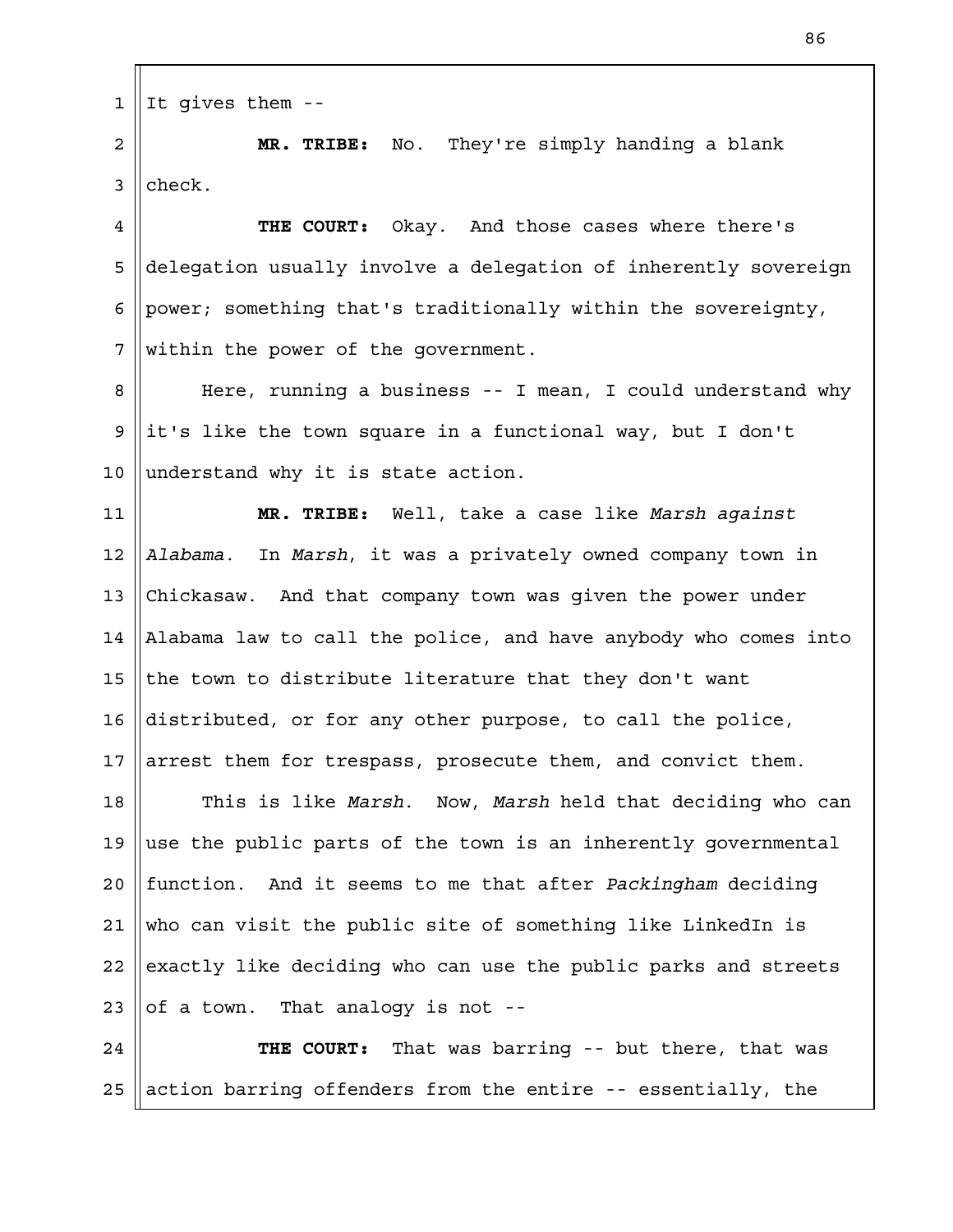It gives them --

**MR. TRIBE:** No. They're simply handing a blank check.

**THE COURT:** Okay. And those cases where there's delegation usually involve a delegation of inherently sovereign power; something that's traditionally within the sovereignty, within the power of the government.

Here, running a business -- I mean, I could understand why it's like the town square in a functional way, but I don't understand why it is state action.

**MR. TRIBE:** Well, take a case like *Marsh against Alabama*. In *Marsh*, it was a privately owned company town in Chickasaw. And that company town was given the power under Alabama law to call the police, and have anybody who comes into the town to distribute literature that they don't want distributed, or for any other purpose, to call the police, arrest them for trespass, prosecute them, and convict them.

This is like *Marsh*. Now, *Marsh* held that deciding who can use the public parts of the town is an inherently governmental function. And it seems to me that after *Packingham* deciding who can visit the public site of something like LinkedIn is exactly like deciding who can use the public parks and streets of a town. That analogy is not --

**THE COURT:** That was barring -- but there, that was action barring offenders from the entire -- essentially, the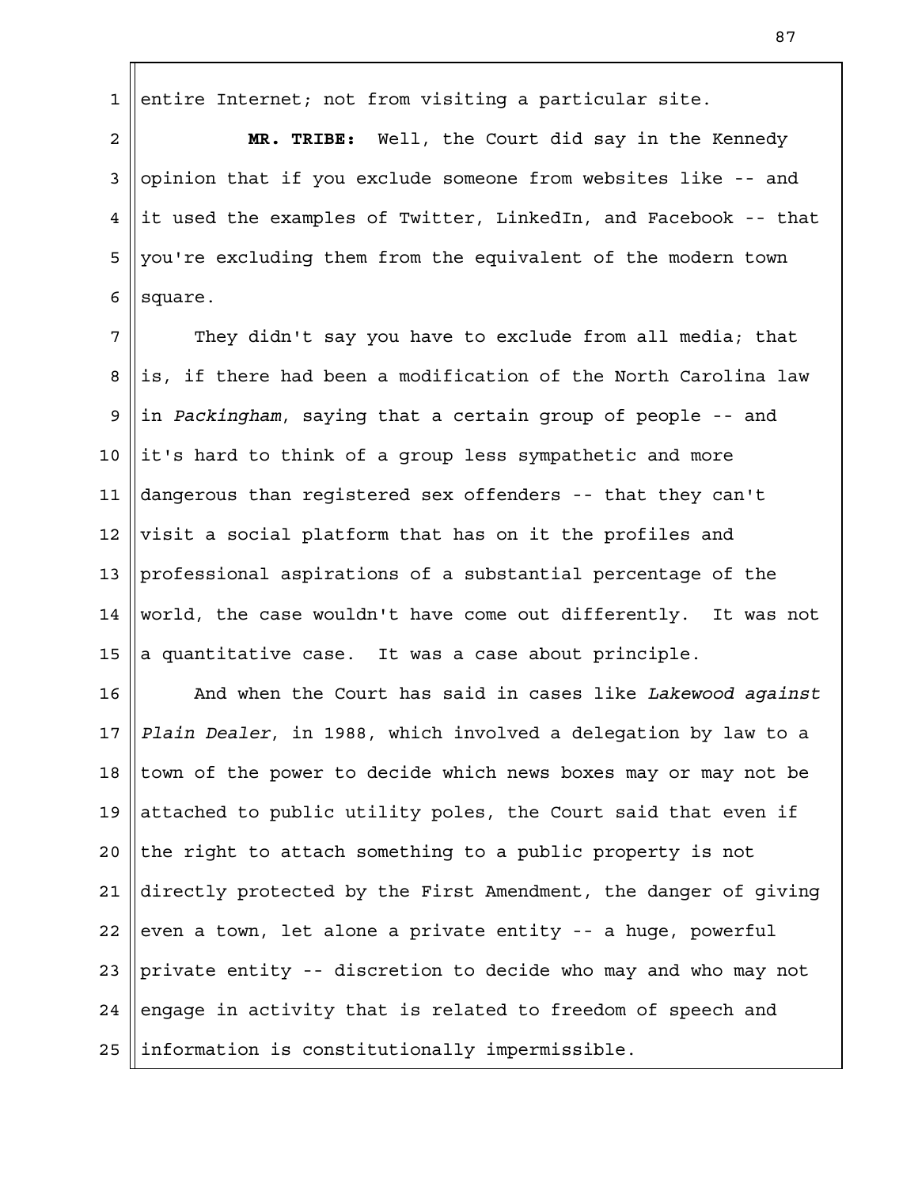entire Internet; not from visiting a particular site.

**MR. TRIBE:** Well, the Court did say in the Kennedy opinion that if you exclude someone from websites like -- and it used the examples of Twitter, LinkedIn, and Facebook -- that you're excluding them from the equivalent of the modern town square.

They didn't say you have to exclude from all media; that is, if there had been a modification of the North Carolina law in *Packingham*, saying that a certain group of people -- and it's hard to think of a group less sympathetic and more dangerous than registered sex offenders -- that they can't visit a social platform that has on it the profiles and professional aspirations of a substantial percentage of the world, the case wouldn't have come out differently. It was not a quantitative case. It was a case about principle.

And when the Court has said in cases like *Lakewood against Plain Dealer*, in 1988, which involved a delegation by law to a town of the power to decide which news boxes may or may not be attached to public utility poles, the Court said that even if the right to attach something to a public property is not directly protected by the First Amendment, the danger of giving even a town, let alone a private entity -- a huge, powerful private entity -- discretion to decide who may and who may not engage in activity that is related to freedom of speech and information is constitutionally impermissible.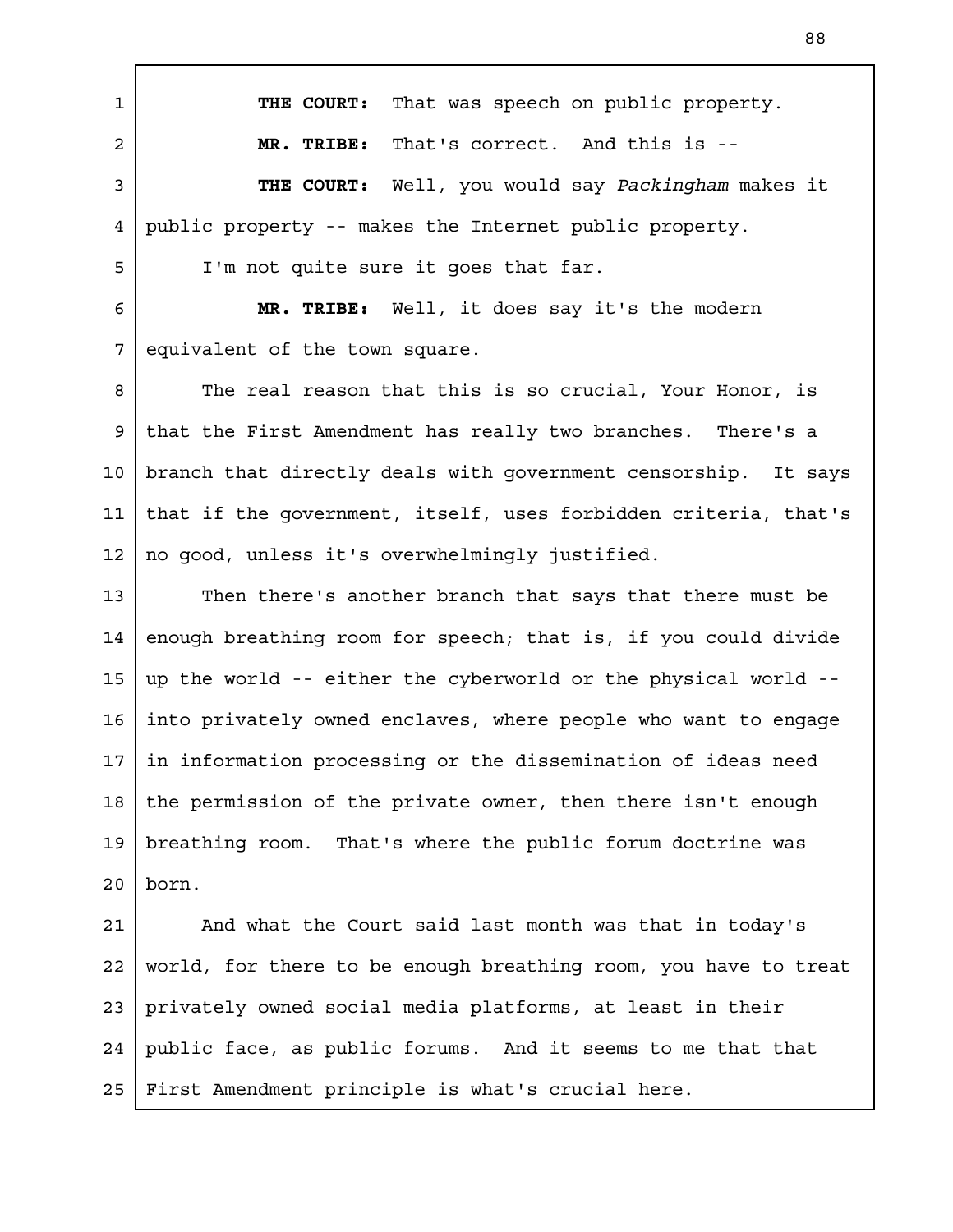**THE COURT:** That was speech on public property.

**MR. TRIBE:** That's correct. And this is --

**THE COURT:** Well, you would say *Packingham* makes it public property -- makes the Internet public property.

I'm not quite sure it goes that far.

**MR. TRIBE:** Well, it does say it's the modern equivalent of the town square.

The real reason that this is so crucial, Your Honor, is that the First Amendment has really two branches. There's a branch that directly deals with government censorship. It says that if the government, itself, uses forbidden criteria, that's no good, unless it's overwhelmingly justified.

Then there's another branch that says that there must be enough breathing room for speech; that is, if you could divide up the world -- either the cyberworld or the physical world -- into privately owned enclaves, where people who want to engage in information processing or the dissemination of ideas need the permission of the private owner, then there isn't enough breathing room. That's where the public forum doctrine was born.

And what the Court said last month was that in today's world, for there to be enough breathing room, you have to treat privately owned social media platforms, at least in their public face, as public forums. And it seems to me that that First Amendment principle is what's crucial here.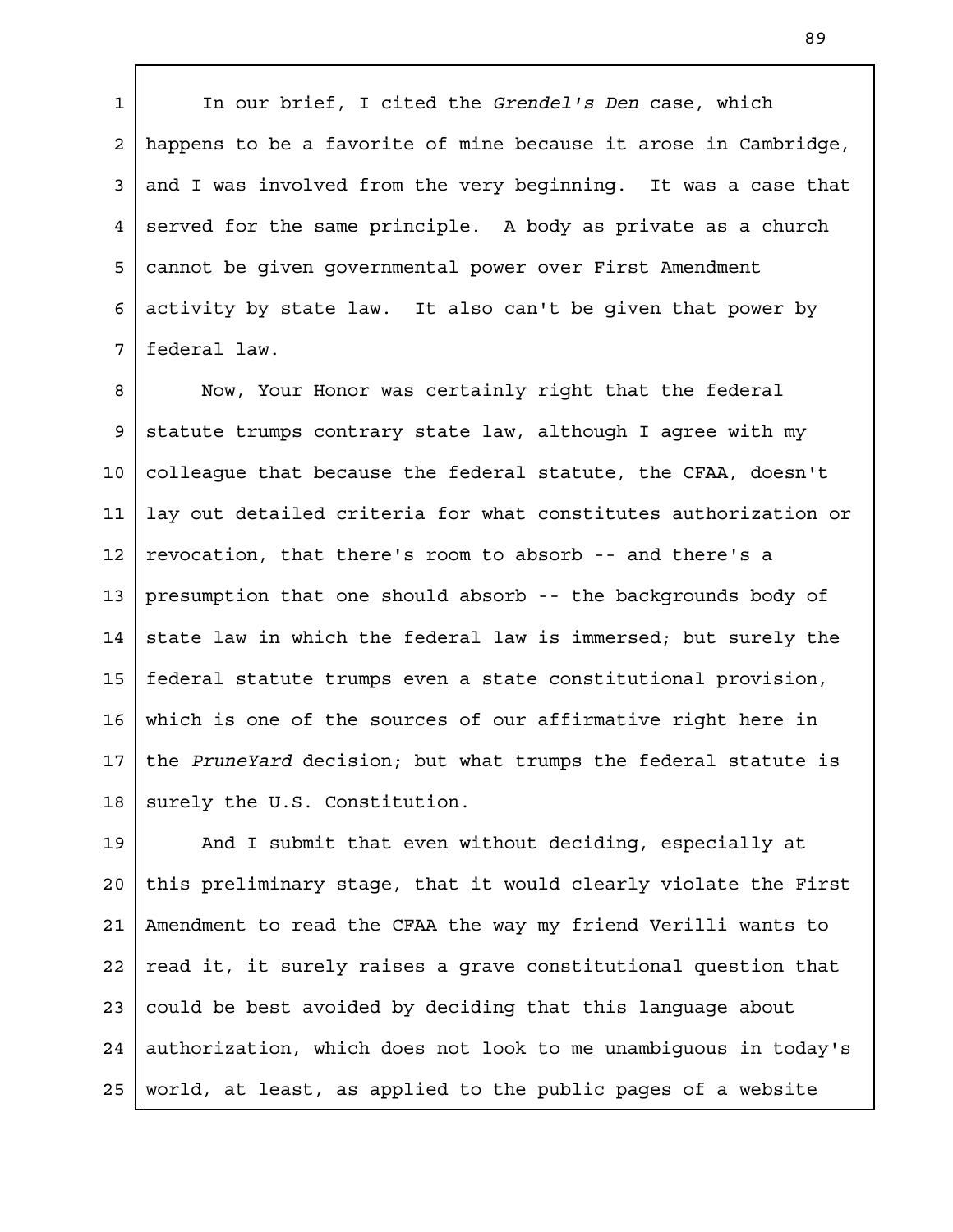In our brief, I cited the *Grendel's Den* case, which happens to be a favorite of mine because it arose in Cambridge, and I was involved from the very beginning. It was a case that served for the same principle. A body as private as a church cannot be given governmental power over First Amendment activity by state law. It also can't be given that power by federal law.

Now, Your Honor was certainly right that the federal statute trumps contrary state law, although I agree with my colleague that because the federal statute, the CFAA, doesn't lay out detailed criteria for what constitutes authorization or revocation, that there's room to absorb -- and there's a presumption that one should absorb -- the backgrounds body of state law in which the federal law is immersed; but surely the federal statute trumps even a state constitutional provision, which is one of the sources of our affirmative right here in the *PruneYard* decision; but what trumps the federal statute is surely the U.S. Constitution.

And I submit that even without deciding, especially at this preliminary stage, that it would clearly violate the First Amendment to read the CFAA the way my friend Verilli wants to read it, it surely raises a grave constitutional question that could be best avoided by deciding that this language about authorization, which does not look to me unambiguous in today's world, at least, as applied to the public pages of a website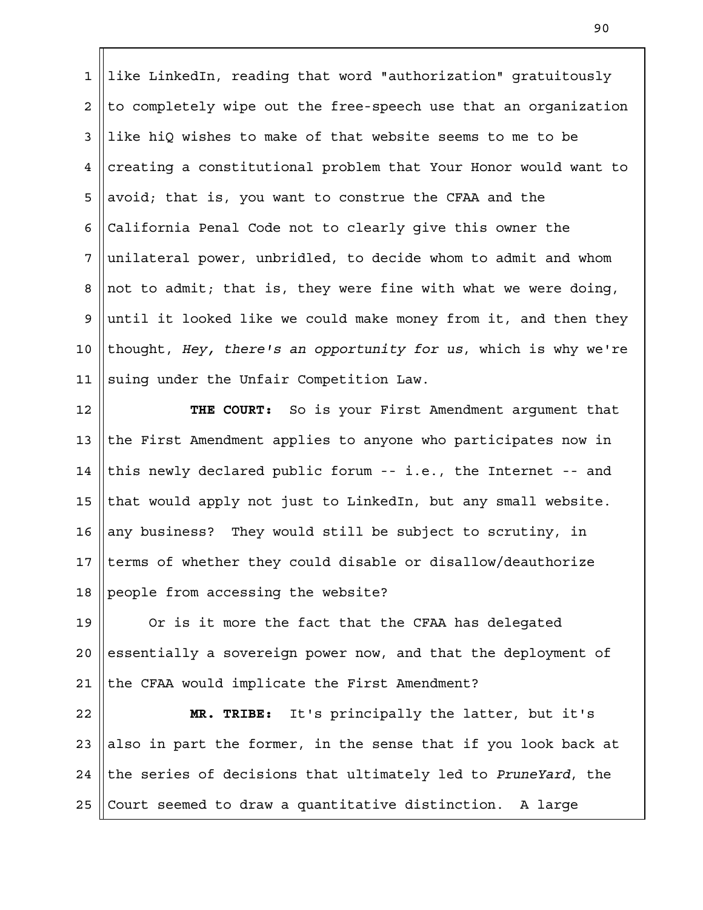like LinkedIn, reading that word "authorization" gratuitously to completely wipe out the free-speech use that an organization like hiQ wishes to make of that website seems to me to be creating a constitutional problem that Your Honor would want to avoid; that is, you want to construe the CFAA and the California Penal Code not to clearly give this owner the unilateral power, unbridled, to decide whom to admit and whom not to admit; that is, they were fine with what we were doing, until it looked like we could make money from it, and then they thought, *Hey, there's an opportunity for us*, which is why we're suing under the Unfair Competition Law.

**THE COURT:** So is your First Amendment argument that the First Amendment applies to anyone who participates now in this newly declared public forum -- i.e., the Internet -- and that would apply not just to LinkedIn, but any small website. any business? They would still be subject to scrutiny, in terms of whether they could disable or disallow/deauthorize people from accessing the website?

Or is it more the fact that the CFAA has delegated essentially a sovereign power now, and that the deployment of the CFAA would implicate the First Amendment?

**MR. TRIBE:** It's principally the latter, but it's also in part the former, in the sense that if you look back at the series of decisions that ultimately led to *PruneYard*, the Court seemed to draw a quantitative distinction. A large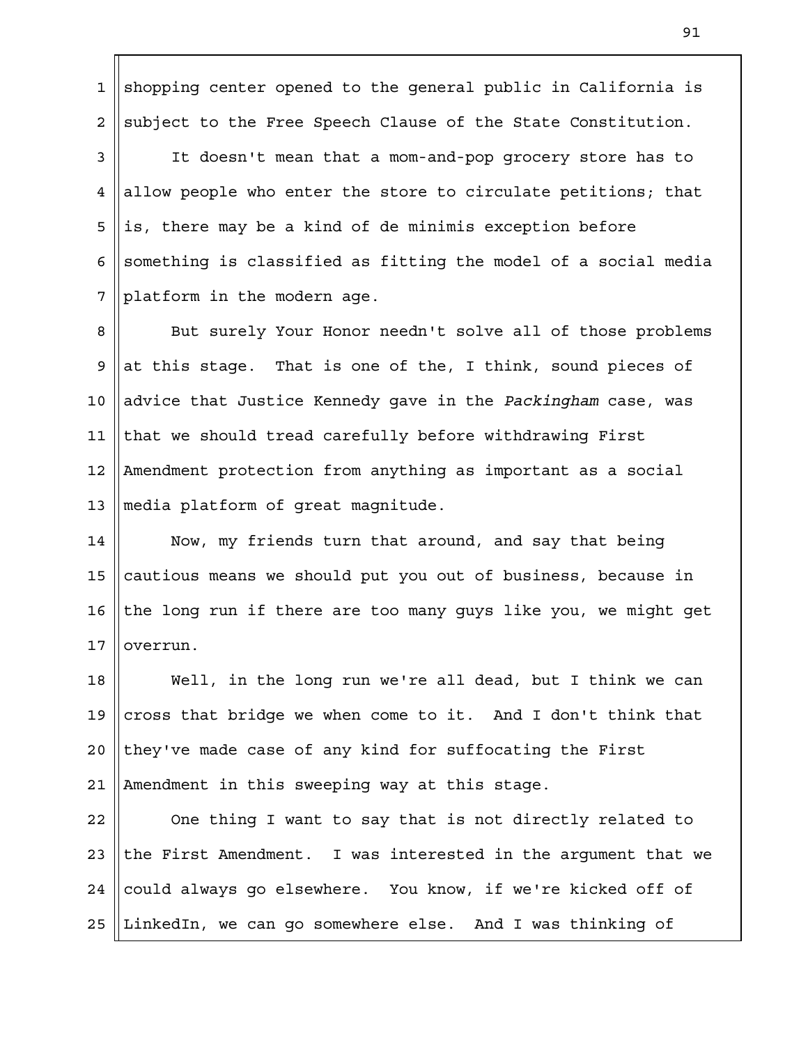shopping center opened to the general public in California is subject to the Free Speech Clause of the State Constitution.

It doesn't mean that a mom-and-pop grocery store has to allow people who enter the store to circulate petitions; that is, there may be a kind of de minimis exception before something is classified as fitting the model of a social media platform in the modern age.

But surely Your Honor needn't solve all of those problems at this stage. That is one of the, I think, sound pieces of advice that Justice Kennedy gave in the *Packingham* case, was that we should tread carefully before withdrawing First Amendment protection from anything as important as a social media platform of great magnitude.

Now, my friends turn that around, and say that being cautious means we should put you out of business, because in the long run if there are too many guys like you, we might get overrun.

Well, in the long run we're all dead, but I think we can cross that bridge we when come to it. And I don't think that they've made case of any kind for suffocating the First Amendment in this sweeping way at this stage.

One thing I want to say that is not directly related to the First Amendment. I was interested in the argument that we could always go elsewhere. You know, if we're kicked off of LinkedIn, we can go somewhere else. And I was thinking of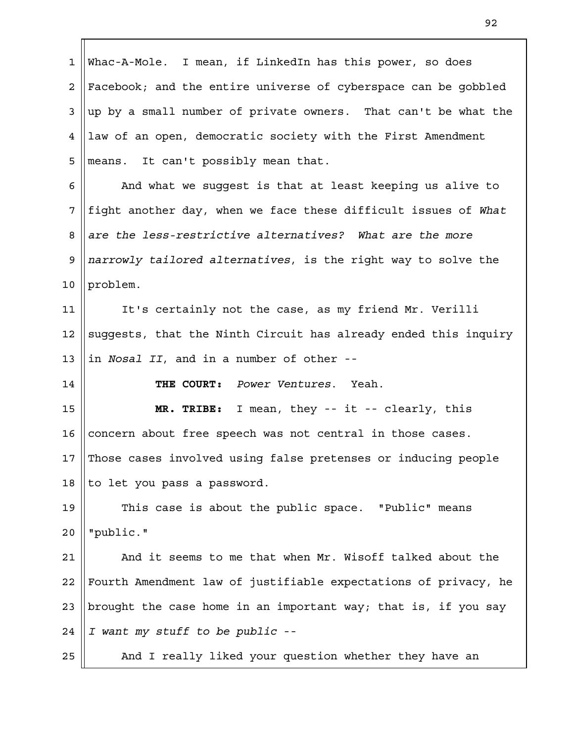Whac-A-Mole. I mean, if LinkedIn has this power, so does Facebook; and the entire universe of cyberspace can be gobbled up by a small number of private owners. That can't be what the law of an open, democratic society with the First Amendment means. It can't possibly mean that.

And what we suggest is that at least keeping us alive to fight another day, when we face these difficult issues of *What are the less-restrictive alternatives? What are the more narrowly tailored alternatives*, is the right way to solve the problem.

It's certainly not the case, as my friend Mr. Verilli suggests, that the Ninth Circuit has already ended this inquiry in *Nosal II*, and in a number of other --

**THE COURT:** *Power Ventures*. Yeah.

**MR. TRIBE:** I mean, they -- it -- clearly, this concern about free speech was not central in those cases. Those cases involved using false pretenses or inducing people to let you pass a password.

This case is about the public space. "Public" means "public."

And it seems to me that when Mr. Wisoff talked about the Fourth Amendment law of justifiable expectations of privacy, he brought the case home in an important way; that is, if you say *I want my stuff to be public* --

And I really liked your question whether they have an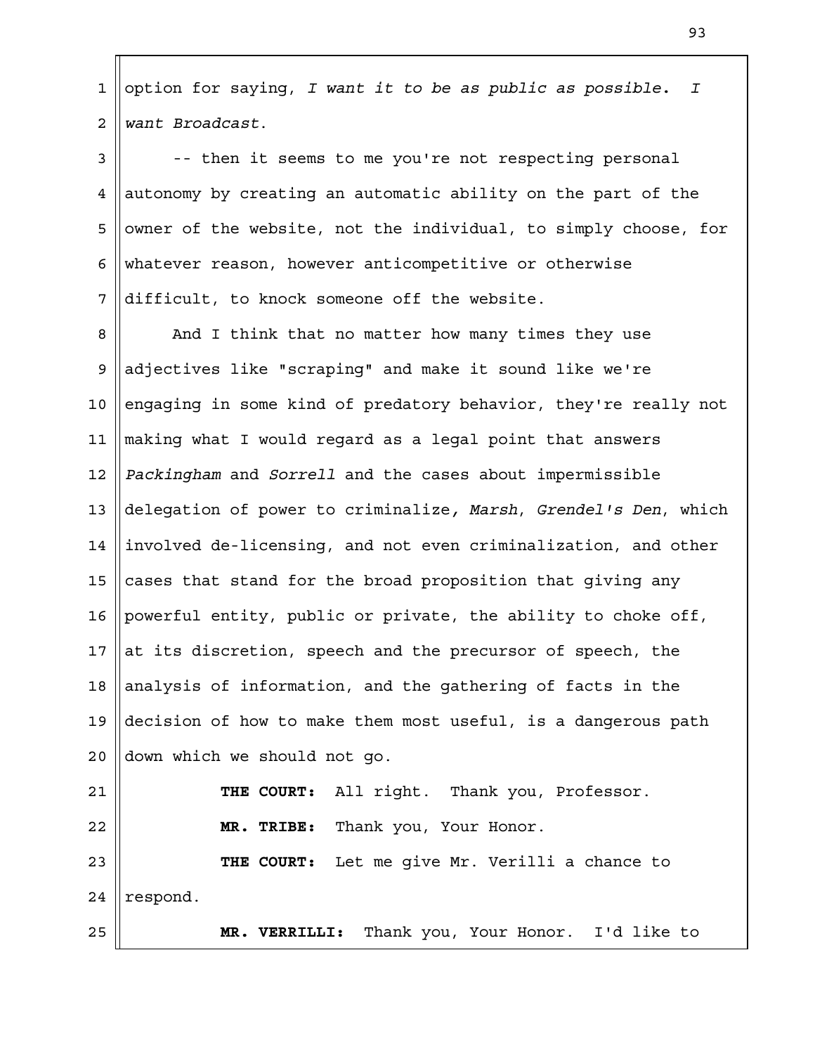option for saying, *I want it to be as public as possible. I want Broadcast.*

-- then it seems to me you're not respecting personal autonomy by creating an automatic ability on the part of the owner of the website, not the individual, to simply choose, for whatever reason, however anticompetitive or otherwise difficult, to knock someone off the website.

And I think that no matter how many times they use adjectives like "scraping" and make it sound like we're engaging in some kind of predatory behavior, they're really not making what I would regard as a legal point that answers *Packingham* and *Sorrell* and the cases about impermissible delegation of power to criminalize, *Marsh*, *Grendel's Den*, which involved de-licensing, and not even criminalization, and other cases that stand for the broad proposition that giving any powerful entity, public or private, the ability to choke off, at its discretion, speech and the precursor of speech, the analysis of information, and the gathering of facts in the decision of how to make them most useful, is a dangerous path down which we should not go.

**THE COURT:** All right. Thank you, Professor.

**MR. TRIBE:** Thank you, Your Honor.

**THE COURT:** Let me give Mr. Verilli a chance to respond.

**MR. VERRILLI:** Thank you, Your Honor. I'd like to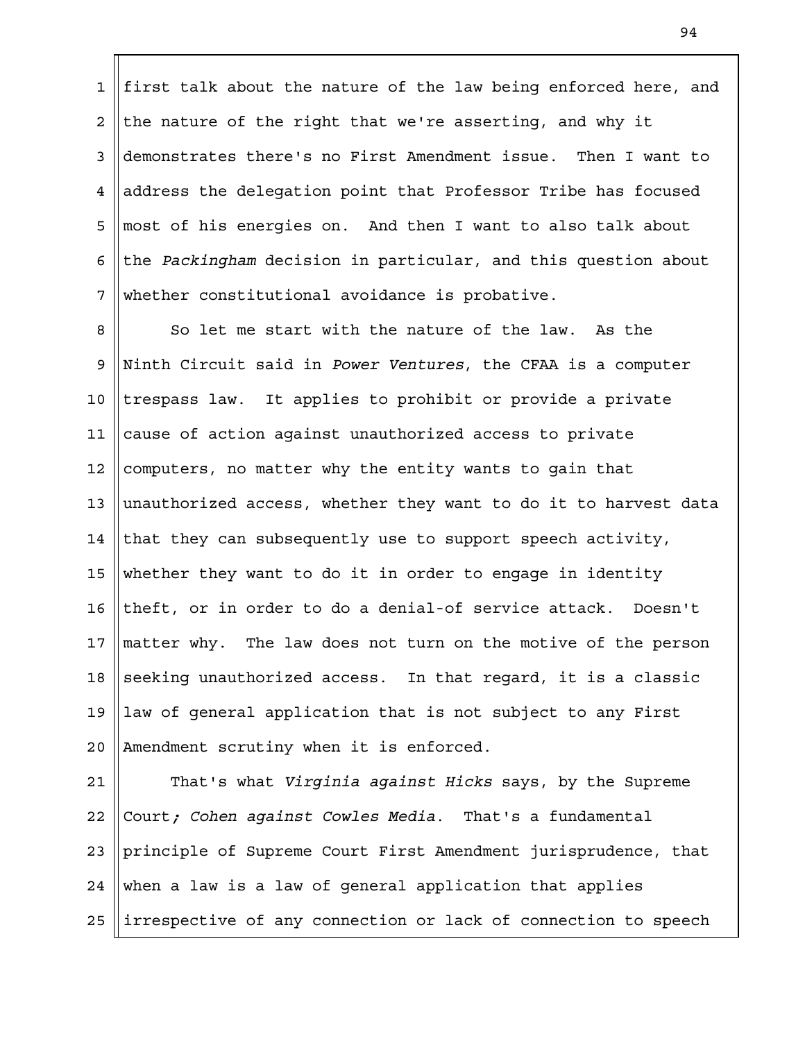first talk about the nature of the law being enforced here, and the nature of the right that we're asserting, and why it demonstrates there's no First Amendment issue. Then I want to address the delegation point that Professor Tribe has focused most of his energies on. And then I want to also talk about the *Packingham* decision in particular, and this question about whether constitutional avoidance is probative.

So let me start with the nature of the law. As the Ninth Circuit said in *Power Ventures*, the CFAA is a computer trespass law. It applies to prohibit or provide a private cause of action against unauthorized access to private computers, no matter why the entity wants to gain that unauthorized access, whether they want to do it to harvest data that they can subsequently use to support speech activity, whether they want to do it in order to engage in identity theft, or in order to do a denial-of service attack. Doesn't matter why. The law does not turn on the motive of the person seeking unauthorized access. In that regard, it is a classic law of general application that is not subject to any First Amendment scrutiny when it is enforced.

That's what *Virginia against Hicks* says, by the Supreme Court*; Cohen against Cowles Media*. That's a fundamental principle of Supreme Court First Amendment jurisprudence, that when a law is a law of general application that applies irrespective of any connection or lack of connection to speech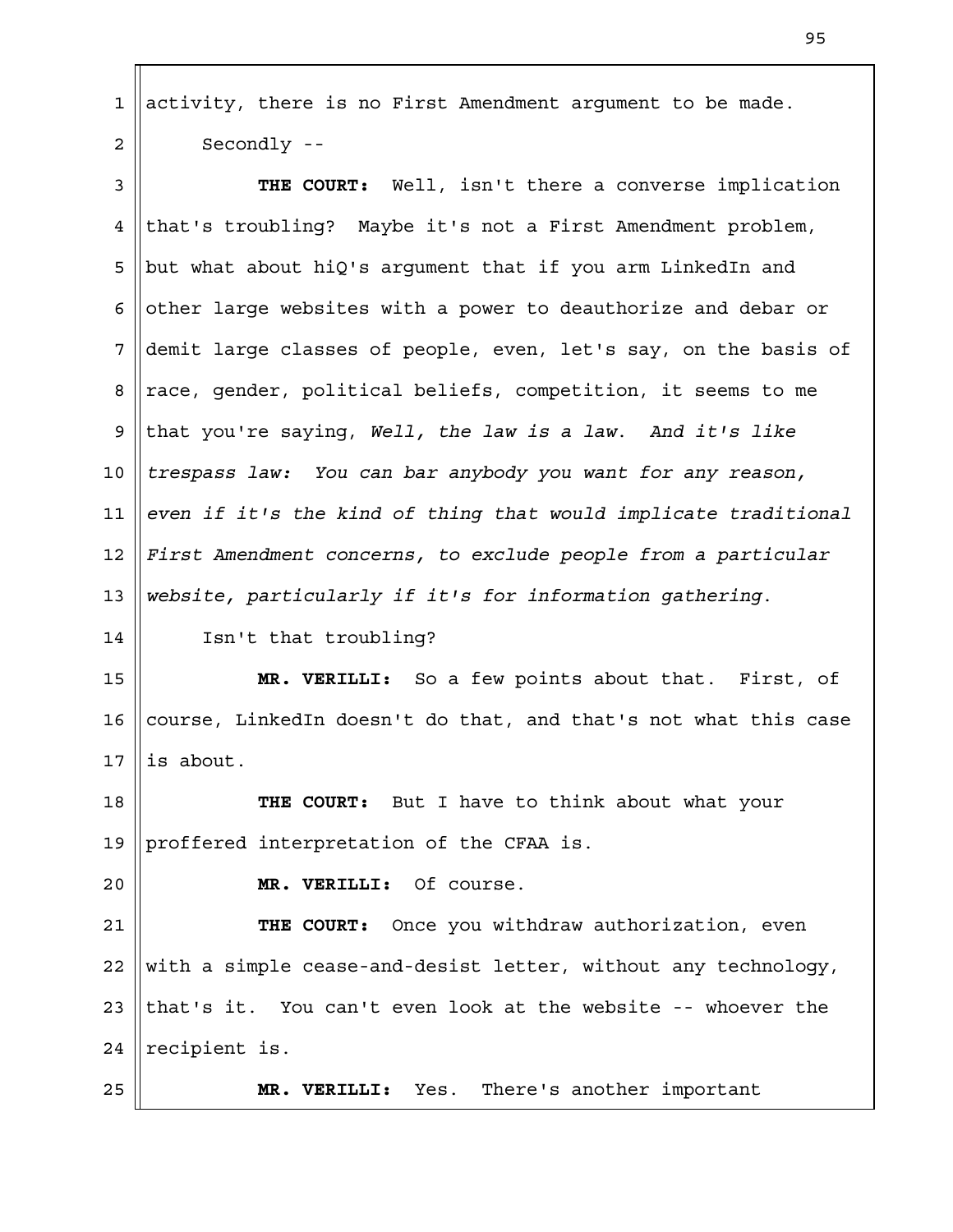activity, there is no First Amendment argument to be made.

Secondly --

**THE COURT:** Well, isn't there a converse implication that's troubling? Maybe it's not a First Amendment problem, but what about hiQ's argument that if you arm LinkedIn and other large websites with a power to deauthorize and debar or demit large classes of people, even, let's say, on the basis of race, gender, political beliefs, competition, it seems to me that you're saying, *Well, the law is a law. And it's like trespass law: You can bar anybody you want for any reason, even if it's the kind of thing that would implicate traditional First Amendment concerns, to exclude people from a particular website, particularly if it's for information gathering.*

Isn't that troubling?

**MR. VERILLI:** So a few points about that. First, of course, LinkedIn doesn't do that, and that's not what this case is about.

**THE COURT:** But I have to think about what your proffered interpretation of the CFAA is.

**MR. VERILLI:** Of course.

**THE COURT:** Once you withdraw authorization, even with a simple cease-and-desist letter, without any technology, that's it. You can't even look at the website -- whoever the recipient is.

**MR. VERILLI:** Yes. There's another important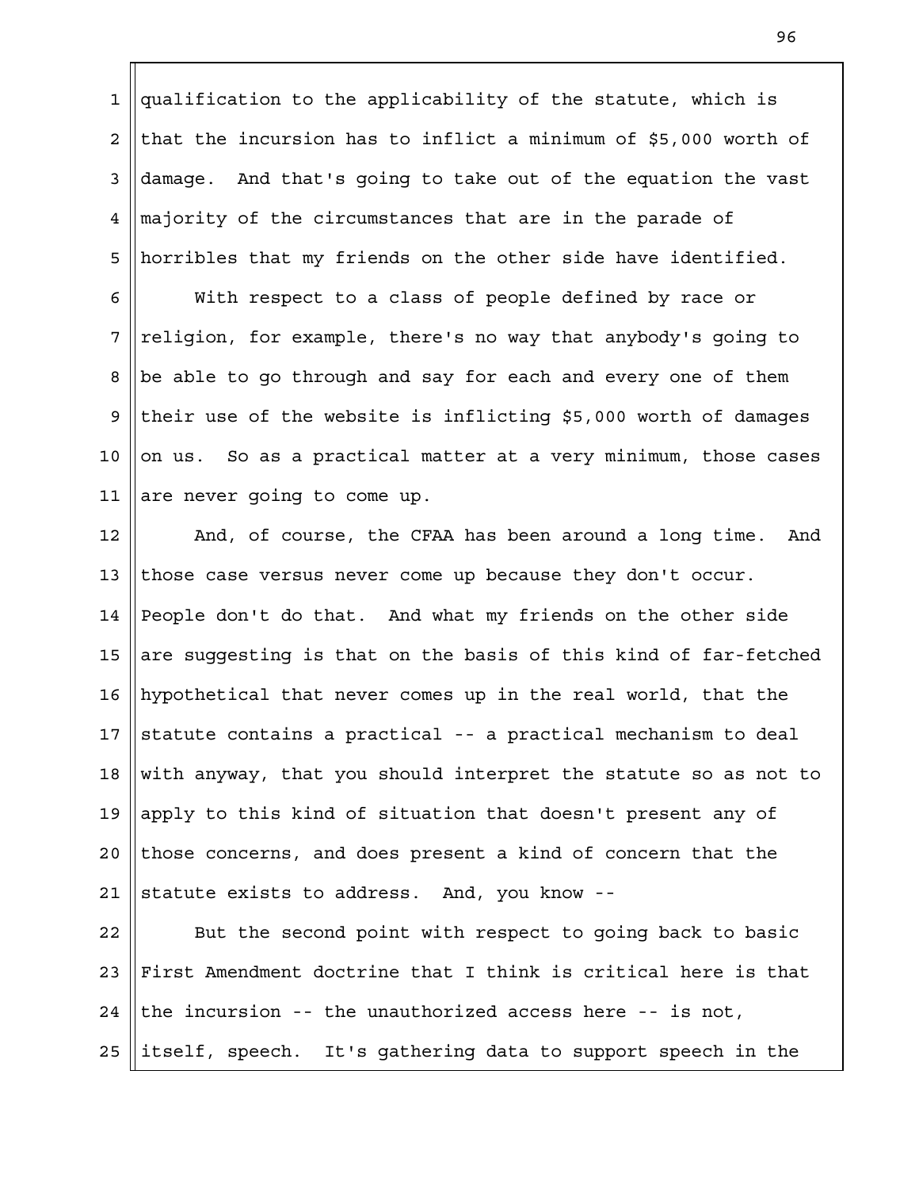qualification to the applicability of the statute, which is that the incursion has to inflict a minimum of $5,000 worth of damage. And that's going to take out of the equation the vast majority of the circumstances that are in the parade of horribles that my friends on the other side have identified.

With respect to a class of people defined by race or religion, for example, there's no way that anybody's going to be able to go through and say for each and every one of them their use of the website is inflicting $5,000 worth of damages on us. So as a practical matter at a very minimum, those cases are never going to come up.

And, of course, the CFAA has been around a long time. And those case versus never come up because they don't occur. People don't do that. And what my friends on the other side are suggesting is that on the basis of this kind of far-fetched hypothetical that never comes up in the real world, that the statute contains a practical -- a practical mechanism to deal with anyway, that you should interpret the statute so as not to apply to this kind of situation that doesn't present any of those concerns, and does present a kind of concern that the statute exists to address. And, you know --

But the second point with respect to going back to basic First Amendment doctrine that I think is critical here is that the incursion -- the unauthorized access here -- is not, itself, speech. It's gathering data to support speech in the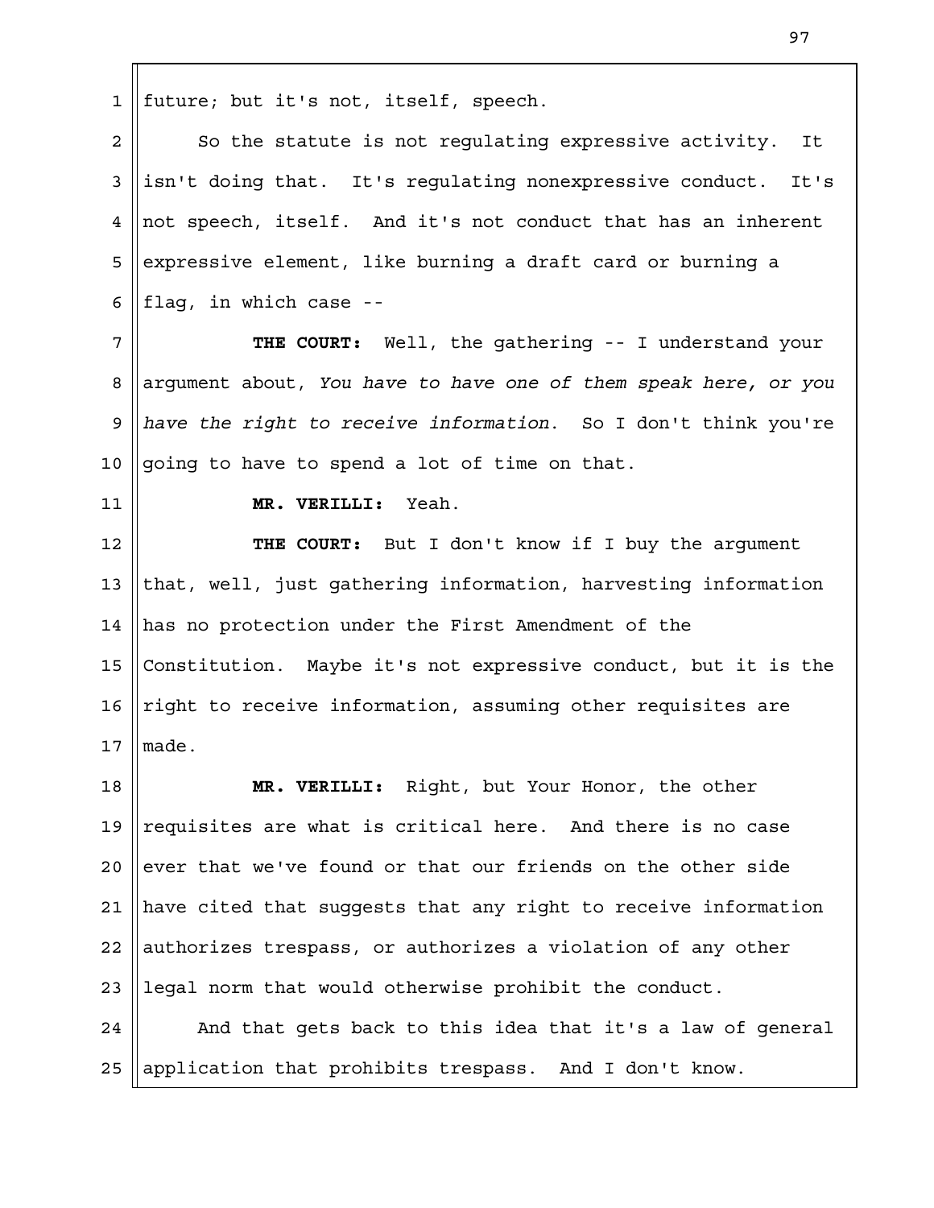future; but it's not, itself, speech.

So the statute is not regulating expressive activity. It isn't doing that. It's regulating nonexpressive conduct. It's not speech, itself. And it's not conduct that has an inherent expressive element, like burning a draft card or burning a flag, in which case --

**THE COURT:** Well, the gathering -- I understand your argument about, *You have to have one of them speak here, or you have the right to receive information*. So I don't think you're going to have to spend a lot of time on that.

**MR. VERILLI:** Yeah.

**THE COURT:** But I don't know if I buy the argument that, well, just gathering information, harvesting information has no protection under the First Amendment of the Constitution. Maybe it's not expressive conduct, but it is the right to receive information, assuming other requisites are made.

**MR. VERILLI:** Right, but Your Honor, the other requisites are what is critical here. And there is no case ever that we've found or that our friends on the other side have cited that suggests that any right to receive information authorizes trespass, or authorizes a violation of any other legal norm that would otherwise prohibit the conduct.

And that gets back to this idea that it's a law of general application that prohibits trespass. And I don't know.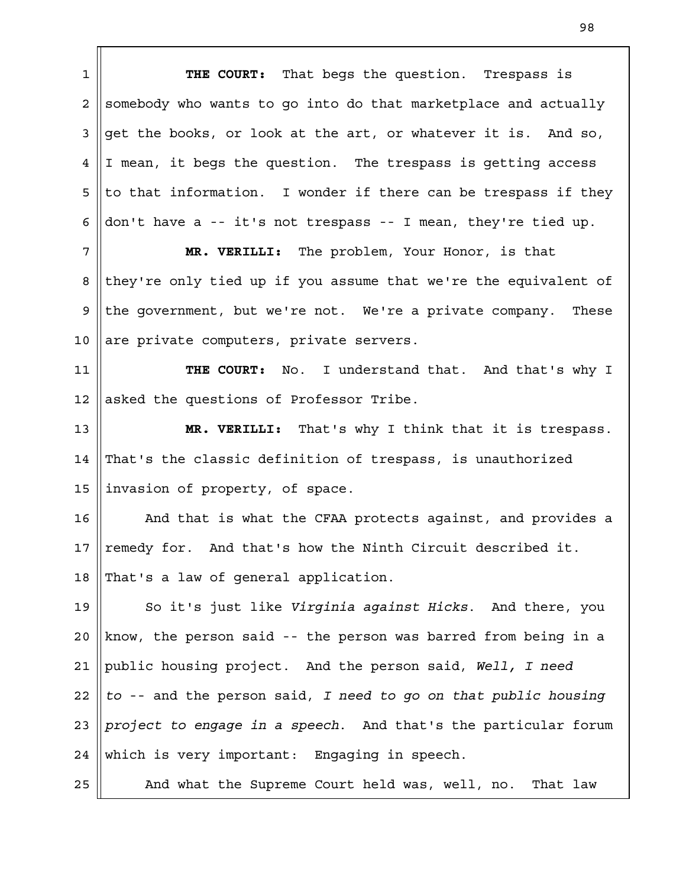**THE COURT:** That begs the question. Trespass is somebody who wants to go into do that marketplace and actually get the books, or look at the art, or whatever it is. And so, I mean, it begs the question. The trespass is getting access to that information. I wonder if there can be trespass if they don't have a -- it's not trespass -- I mean, they're tied up.

**MR. VERILLI:** The problem, Your Honor, is that they're only tied up if you assume that we're the equivalent of the government, but we're not. We're a private company. These are private computers, private servers.

**THE COURT:** No. I understand that. And that's why I asked the questions of Professor Tribe.

**MR. VERILLI:** That's why I think that it is trespass. That's the classic definition of trespass, is unauthorized invasion of property, of space.

And that is what the CFAA protects against, and provides a remedy for. And that's how the Ninth Circuit described it. That's a law of general application.

So it's just like *Virginia against Hicks*. And there, you know, the person said -- the person was barred from being in a public housing project. And the person said, *Well, I need to* -- and the person said, *I need to go on that public housing project to engage in a speech*. And that's the particular forum which is very important: Engaging in speech.

And what the Supreme Court held was, well, no. That law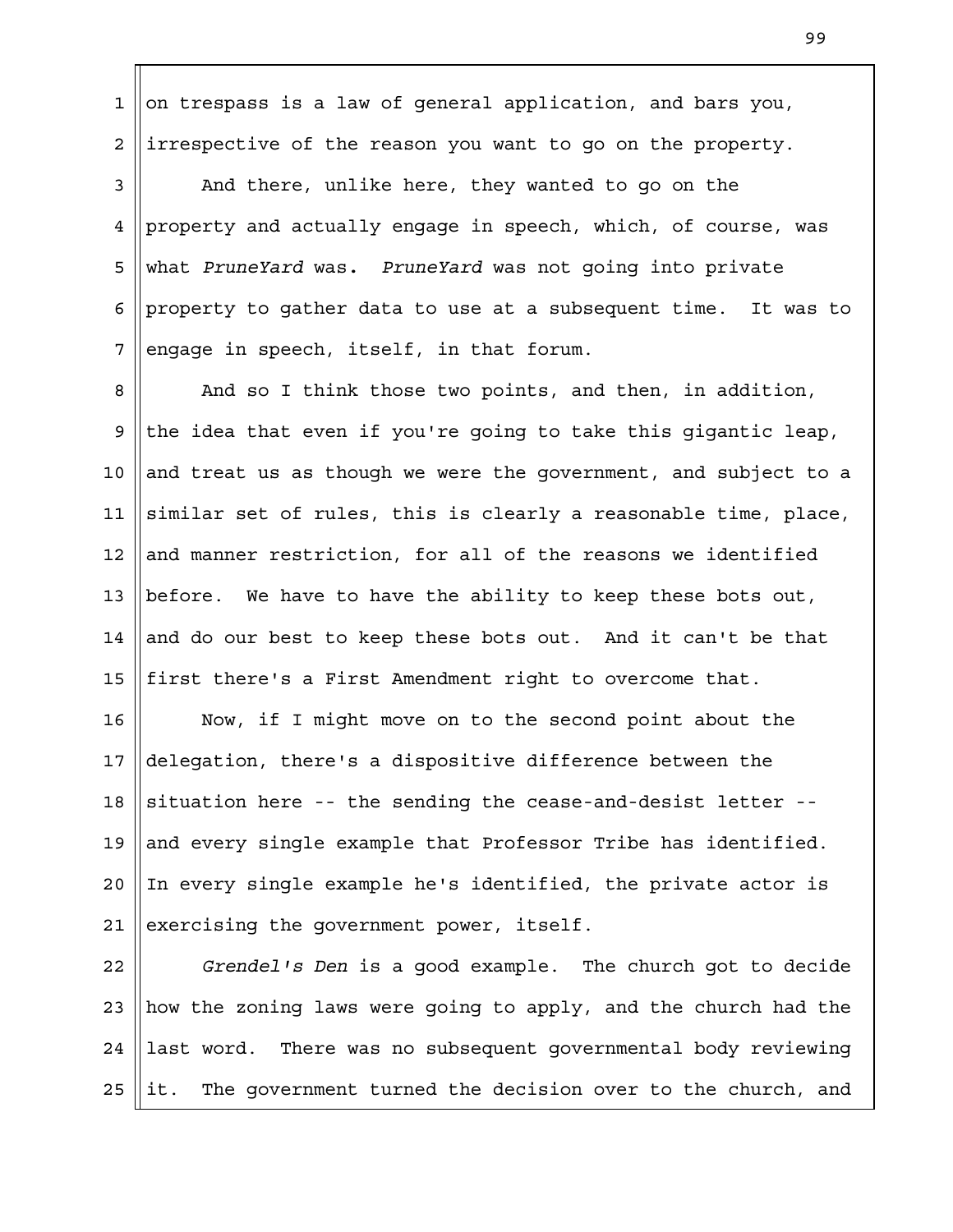on trespass is a law of general application, and bars you, irrespective of the reason you want to go on the property.

And there, unlike here, they wanted to go on the property and actually engage in speech, which, of course, was what *PruneYard* was. *PruneYard* was not going into private property to gather data to use at a subsequent time. It was to engage in speech, itself, in that forum.

And so I think those two points, and then, in addition, the idea that even if you're going to take this gigantic leap, and treat us as though we were the government, and subject to a similar set of rules, this is clearly a reasonable time, place, and manner restriction, for all of the reasons we identified before. We have to have the ability to keep these bots out, and do our best to keep these bots out. And it can't be that first there's a First Amendment right to overcome that.

Now, if I might move on to the second point about the delegation, there's a dispositive difference between the situation here -- the sending the cease-and-desist letter -- and every single example that Professor Tribe has identified. In every single example he's identified, the private actor is exercising the government power, itself.

*Grendel's Den* is a good example. The church got to decide how the zoning laws were going to apply, and the church had the last word. There was no subsequent governmental body reviewing it. The government turned the decision over to the church, and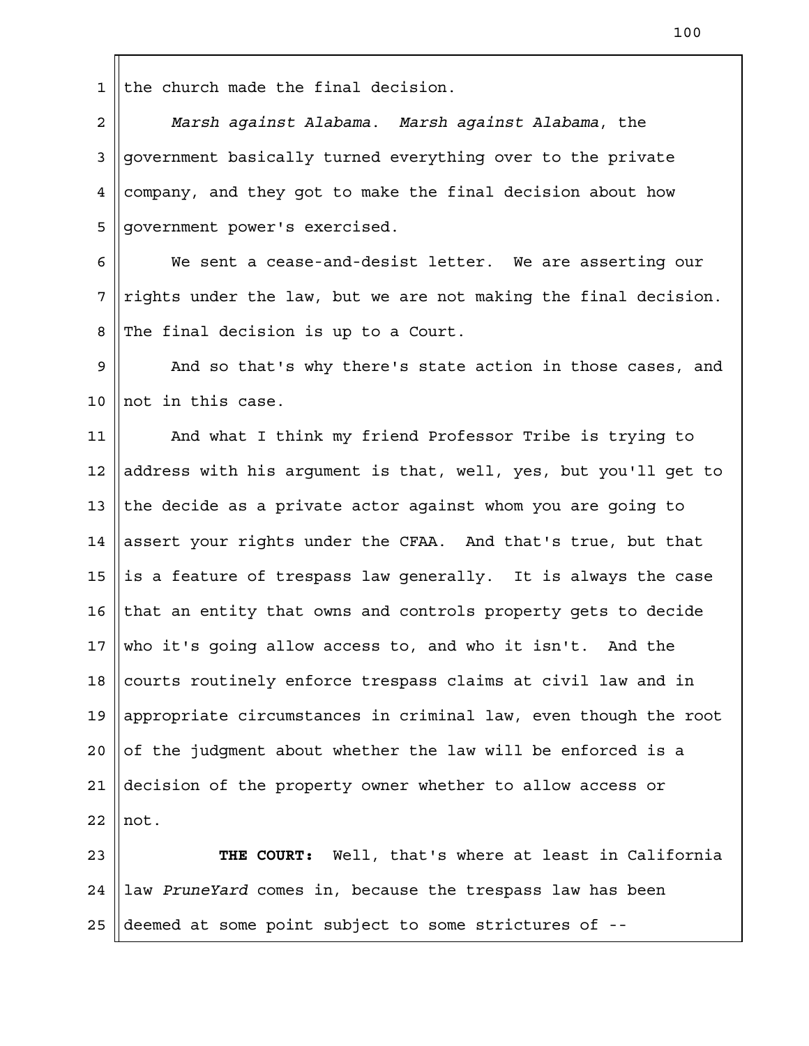the church made the final decision.

*Marsh against Alabama*. *Marsh against Alabama*, the government basically turned everything over to the private company, and they got to make the final decision about how government power's exercised.

We sent a cease-and-desist letter. We are asserting our rights under the law, but we are not making the final decision. The final decision is up to a Court.

And so that's why there's state action in those cases, and not in this case.

And what I think my friend Professor Tribe is trying to address with his argument is that, well, yes, but you'll get to the decide as a private actor against whom you are going to assert your rights under the CFAA. And that's true, but that is a feature of trespass law generally. It is always the case that an entity that owns and controls property gets to decide who it's going allow access to, and who it isn't. And the courts routinely enforce trespass claims at civil law and in appropriate circumstances in criminal law, even though the root of the judgment about whether the law will be enforced is a decision of the property owner whether to allow access or not.

**THE COURT:** Well, that's where at least in California law *PruneYard* comes in, because the trespass law has been deemed at some point subject to some strictures of --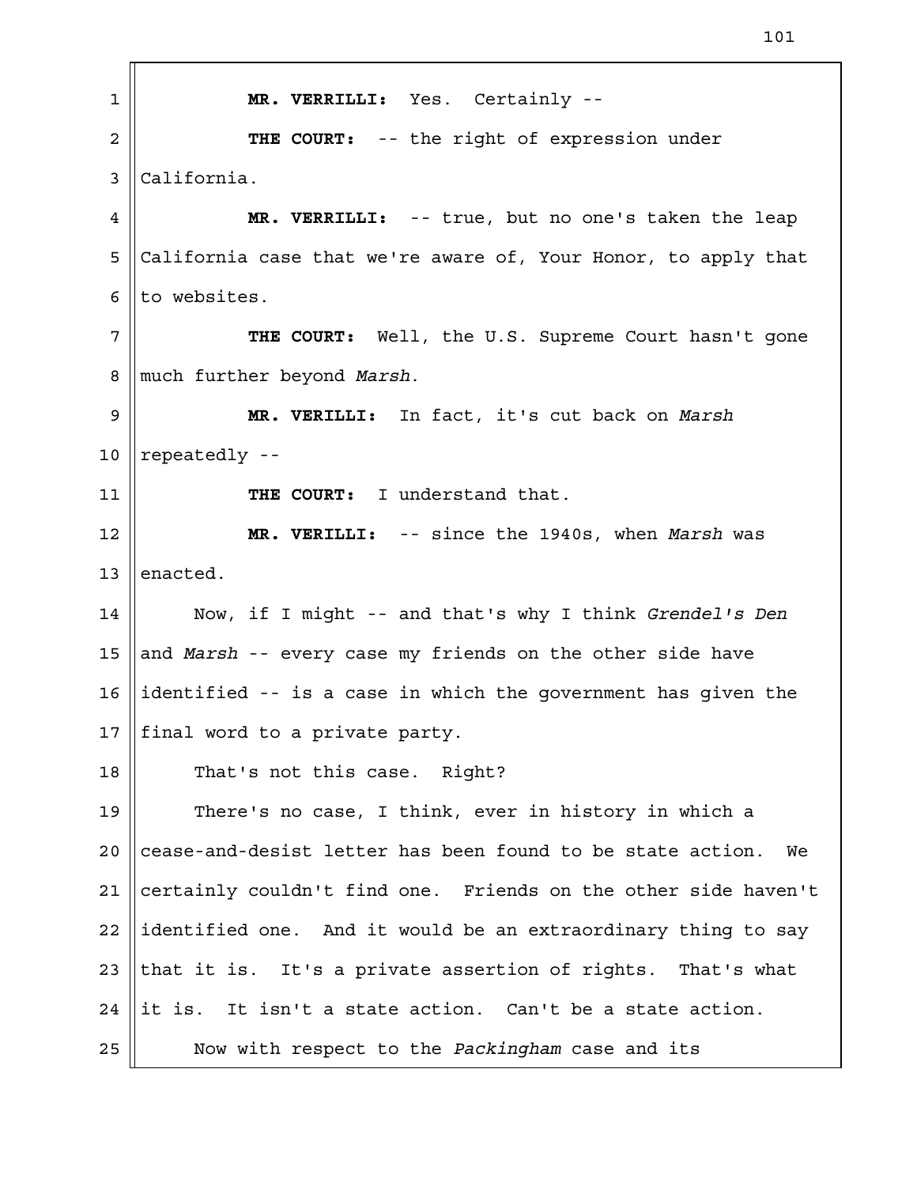**MR. VERRILLI:** Yes. Certainly --

**THE COURT:** -- the right of expression under California.

**MR. VERRILLI:** -- true, but no one's taken the leap California case that we're aware of, Your Honor, to apply that to websites.

**THE COURT:** Well, the U.S. Supreme Court hasn't gone much further beyond *Marsh*.

**MR. VERILLI:** In fact, it's cut back on *Marsh* repeatedly --

**THE COURT:** I understand that.

**MR. VERILLI:** -- since the 1940s, when *Marsh* was enacted.

Now, if I might -- and that's why I think *Grendel's Den* and *Marsh* -- every case my friends on the other side have identified -- is a case in which the government has given the final word to a private party.

That's not this case. Right?

There's no case, I think, ever in history in which a cease-and-desist letter has been found to be state action. We certainly couldn't find one. Friends on the other side haven't identified one. And it would be an extraordinary thing to say that it is. It's a private assertion of rights. That's what it is. It isn't a state action. Can't be a state action.

Now with respect to the *Packingham* case and its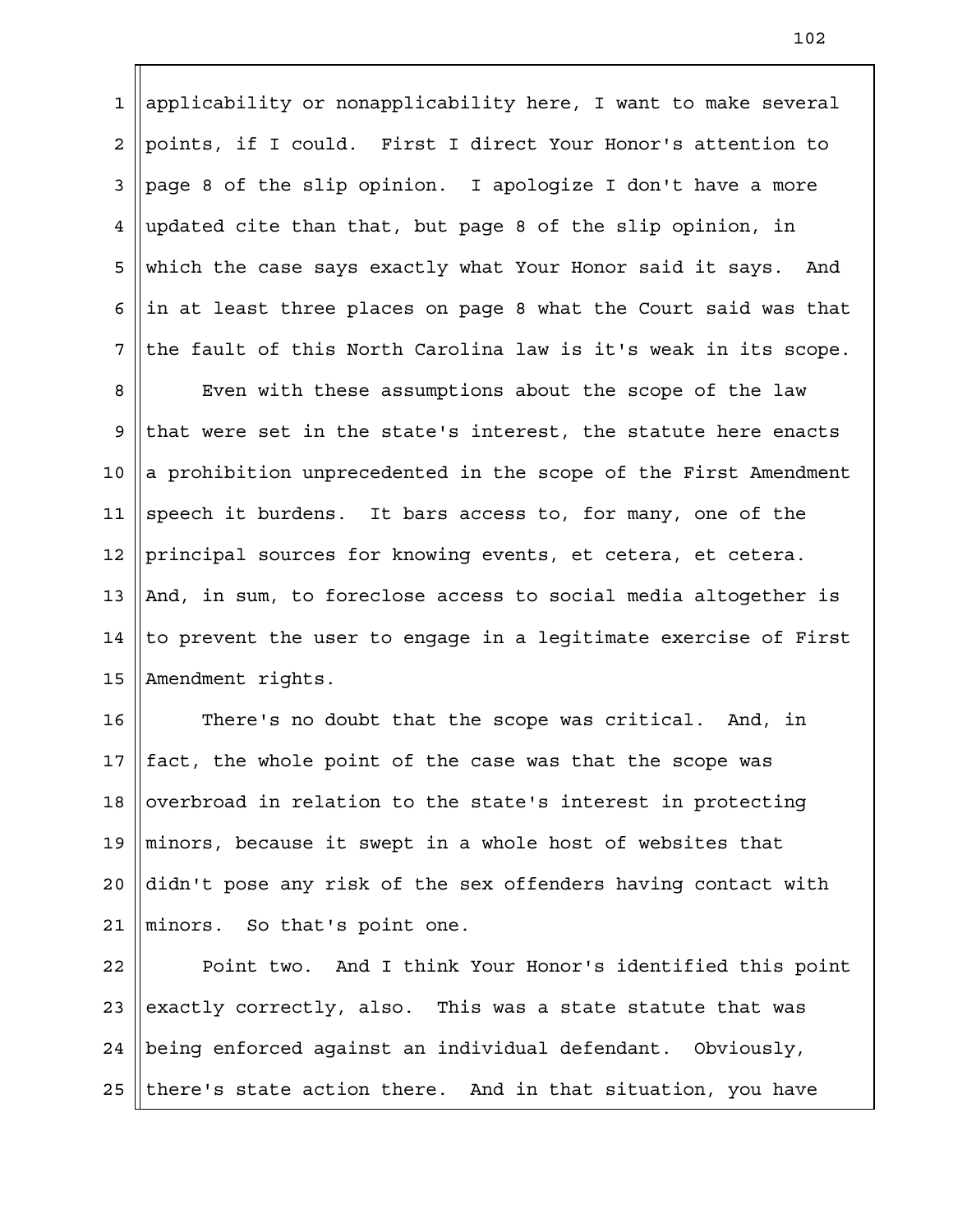applicability or nonapplicability here, I want to make several points, if I could. First I direct Your Honor's attention to page 8 of the slip opinion. I apologize I don't have a more updated cite than that, but page 8 of the slip opinion, in which the case says exactly what Your Honor said it says. And in at least three places on page 8 what the Court said was that the fault of this North Carolina law is it's weak in its scope.

Even with these assumptions about the scope of the law that were set in the state's interest, the statute here enacts a prohibition unprecedented in the scope of the First Amendment speech it burdens. It bars access to, for many, one of the principal sources for knowing events, et cetera, et cetera. And, in sum, to foreclose access to social media altogether is to prevent the user to engage in a legitimate exercise of First Amendment rights.

There's no doubt that the scope was critical. And, in fact, the whole point of the case was that the scope was overbroad in relation to the state's interest in protecting minors, because it swept in a whole host of websites that didn't pose any risk of the sex offenders having contact with minors. So that's point one.

Point two. And I think Your Honor's identified this point exactly correctly, also. This was a state statute that was being enforced against an individual defendant. Obviously, there's state action there. And in that situation, you have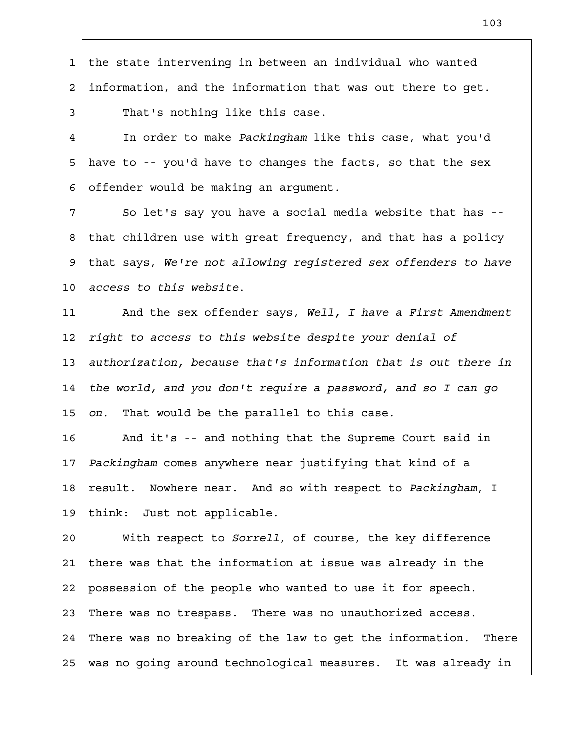the state intervening in between an individual who wanted information, and the information that was out there to get.

That's nothing like this case.

In order to make *Packingham* like this case, what you'd have to -- you'd have to changes the facts, so that the sex offender would be making an argument.

So let's say you have a social media website that has -- that children use with great frequency, and that has a policy that says, *We're not allowing registered sex offenders to have access to this website.*

And the sex offender says, *Well, I have a First Amendment right to access to this website despite your denial of authorization, because that's information that is out there in the world, and you don't require a password, and so I can go on.* That would be the parallel to this case.

And it's -- and nothing that the Supreme Court said in *Packingham* comes anywhere near justifying that kind of a result. Nowhere near. And so with respect to *Packingham*, I think: Just not applicable.

With respect to *Sorrell*, of course, the key difference there was that the information at issue was already in the possession of the people who wanted to use it for speech. There was no trespass. There was no unauthorized access. There was no breaking of the law to get the information. There was no going around technological measures. It was already in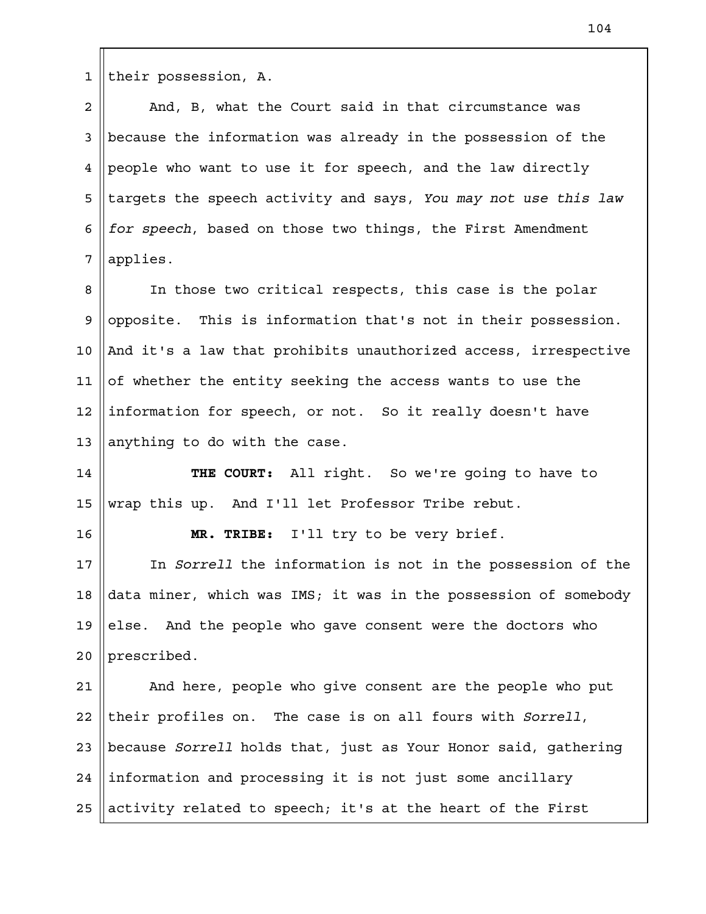their possession, A.

And, B, what the Court said in that circumstance was because the information was already in the possession of the people who want to use it for speech, and the law directly targets the speech activity and says, *You may not use this law for speech*, based on those two things, the First Amendment applies.

In those two critical respects, this case is the polar opposite. This is information that's not in their possession. And it's a law that prohibits unauthorized access, irrespective of whether the entity seeking the access wants to use the information for speech, or not. So it really doesn't have anything to do with the case.

**THE COURT:** All right. So we're going to have to wrap this up. And I'll let Professor Tribe rebut.

**MR. TRIBE:** I'll try to be very brief.

In *Sorrell* the information is not in the possession of the data miner, which was IMS; it was in the possession of somebody else. And the people who gave consent were the doctors who prescribed.

And here, people who give consent are the people who put their profiles on. The case is on all fours with *Sorrell*, because *Sorrell* holds that, just as Your Honor said, gathering information and processing it is not just some ancillary activity related to speech; it's at the heart of the First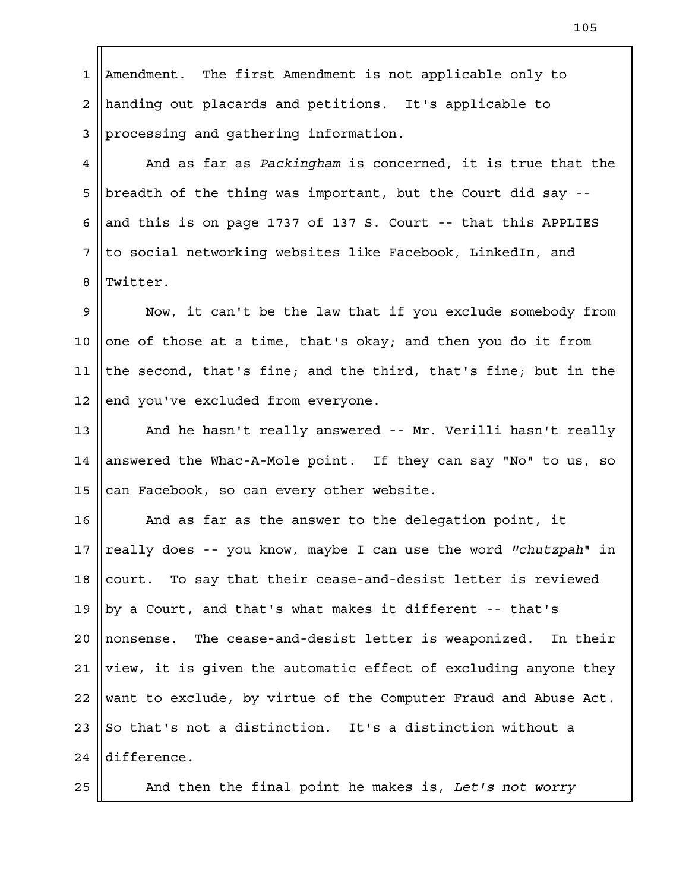Amendment. The first Amendment is not applicable only to handing out placards and petitions. It's applicable to processing and gathering information.

And as far as *Packingham* is concerned, it is true that the breadth of the thing was important, but the Court did say -- and this is on page 1737 of 137 S. Court -- that this APPLIES to social networking websites like Facebook, LinkedIn, and Twitter.

Now, it can't be the law that if you exclude somebody from one of those at a time, that's okay; and then you do it from the second, that's fine; and the third, that's fine; but in the end you've excluded from everyone.

And he hasn't really answered -- Mr. Verilli hasn't really answered the Whac-A-Mole point. If they can say "No" to us, so can Facebook, so can every other website.

And as far as the answer to the delegation point, it really does -- you know, maybe I can use the word *"chutzpah"* in court. To say that their cease-and-desist letter is reviewed by a Court, and that's what makes it different -- that's nonsense. The cease-and-desist letter is weaponized. In their view, it is given the automatic effect of excluding anyone they want to exclude, by virtue of the Computer Fraud and Abuse Act. So that's not a distinction. It's a distinction without a difference.

And then the final point he makes is, *Let's not worry*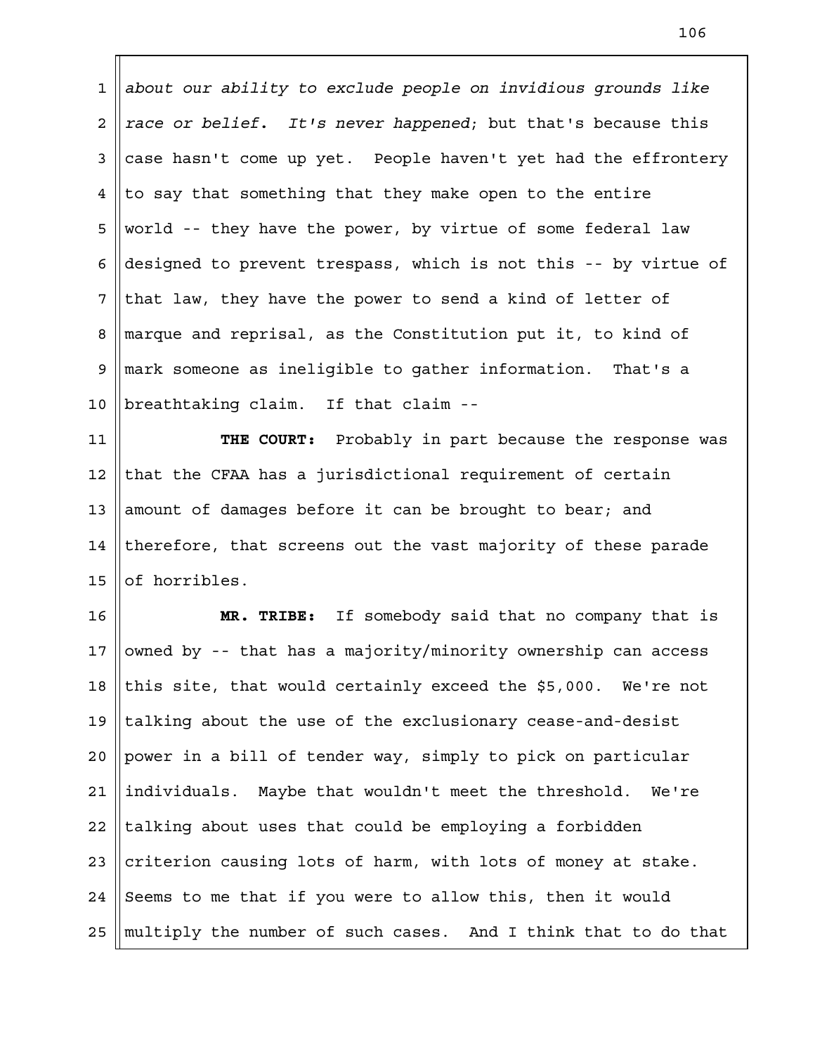*about our ability to exclude people on invidious grounds like race or belief. It's never happened*; but that's because this case hasn't come up yet. People haven't yet had the effrontery to say that something that they make open to the entire world -- they have the power, by virtue of some federal law designed to prevent trespass, which is not this -- by virtue of that law, they have the power to send a kind of letter of marque and reprisal, as the Constitution put it, to kind of mark someone as ineligible to gather information. That's a breathtaking claim. If that claim --

**THE COURT:** Probably in part because the response was that the CFAA has a jurisdictional requirement of certain amount of damages before it can be brought to bear; and therefore, that screens out the vast majority of these parade of horribles.

**MR. TRIBE:** If somebody said that no company that is owned by -- that has a majority/minority ownership can access this site, that would certainly exceed the $5,000. We're not talking about the use of the exclusionary cease-and-desist power in a bill of tender way, simply to pick on particular individuals. Maybe that wouldn't meet the threshold. We're talking about uses that could be employing a forbidden criterion causing lots of harm, with lots of money at stake. Seems to me that if you were to allow this, then it would multiply the number of such cases. And I think that to do that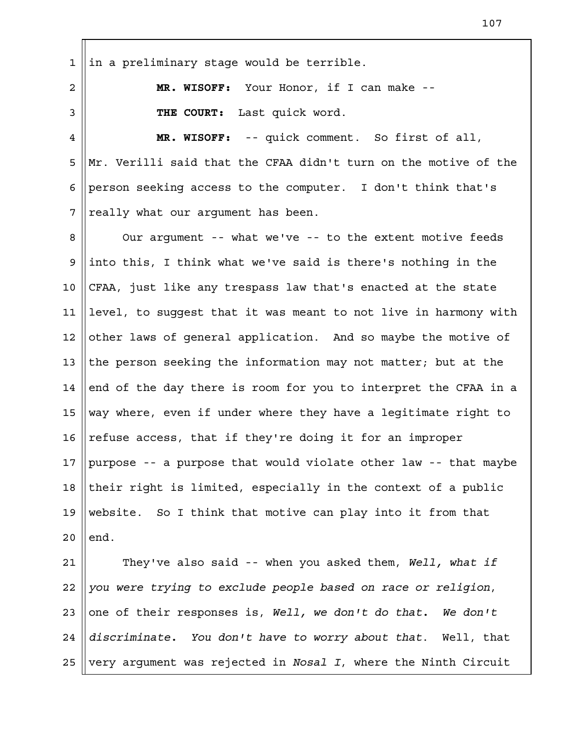in a preliminary stage would be terrible.

**MR. WISOFF:** Your Honor, if I can make --

**THE COURT:** Last quick word.

**MR. WISOFF:** -- quick comment. So first of all, Mr. Verilli said that the CFAA didn't turn on the motive of the person seeking access to the computer. I don't think that's really what our argument has been.

Our argument -- what we've -- to the extent motive feeds into this, I think what we've said is there's nothing in the CFAA, just like any trespass law that's enacted at the state level, to suggest that it was meant to not live in harmony with other laws of general application. And so maybe the motive of the person seeking the information may not matter; but at the end of the day there is room for you to interpret the CFAA in a way where, even if under where they have a legitimate right to refuse access, that if they're doing it for an improper purpose -- a purpose that would violate other law -- that maybe their right is limited, especially in the context of a public website. So I think that motive can play into it from that end.

They've also said -- when you asked them, *Well, what if you were trying to exclude people based on race or religion*, one of their responses is, *Well, we don't do that. We don't discriminate. You don't have to worry about that*. Well, that very argument was rejected in *Nosal I*, where the Ninth Circuit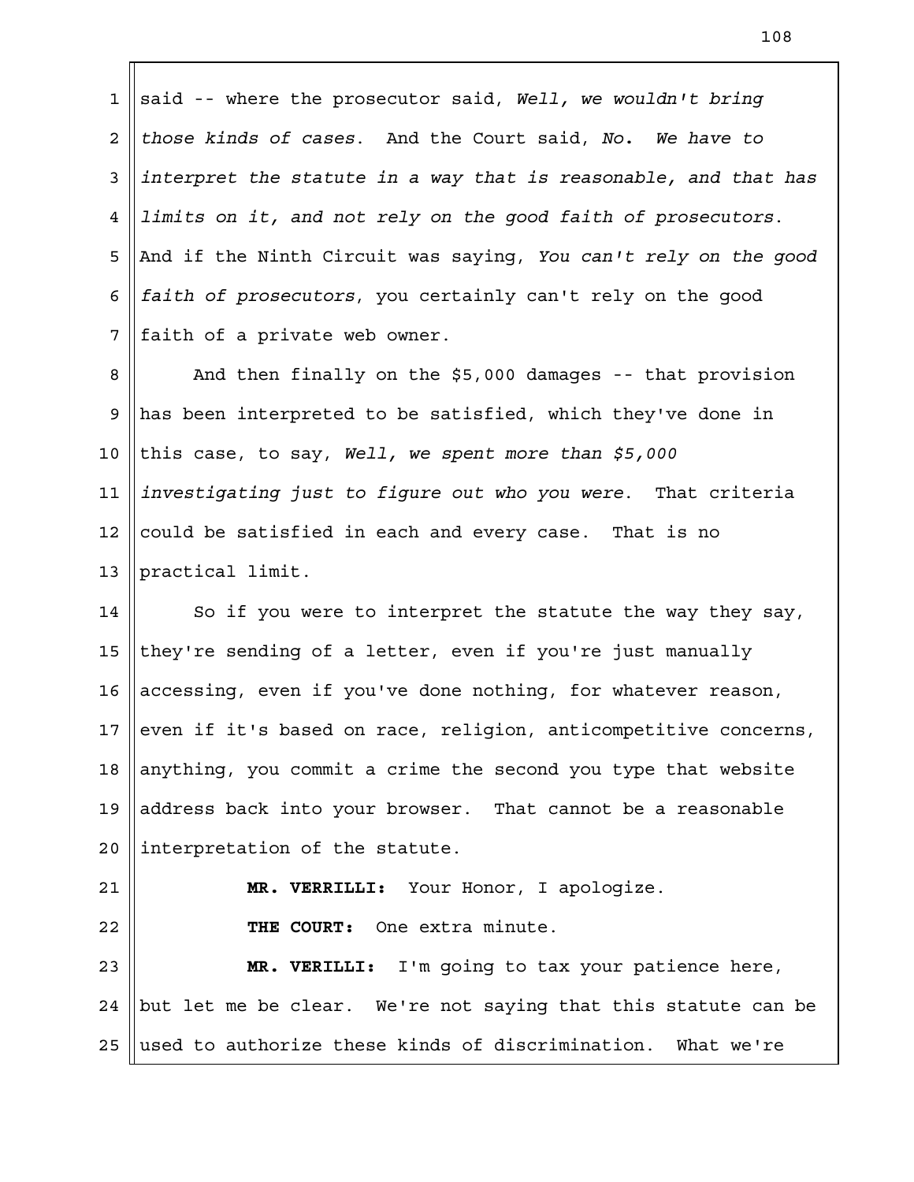said -- where the prosecutor said, *Well, we wouldn't bring those kinds of cases*. And the Court said, *No. We have to interpret the statute in a way that is reasonable, and that has limits on it, and not rely on the good faith of prosecutors*. And if the Ninth Circuit was saying, *You can't rely on the good faith of prosecutors*, you certainly can't rely on the good faith of a private web owner.

And then finally on the $5,000 damages -- that provision has been interpreted to be satisfied, which they've done in this case, to say, *Well, we spent more than $5,000 investigating just to figure out who you were*. That criteria could be satisfied in each and every case. That is no practical limit.

So if you were to interpret the statute the way they say, they're sending of a letter, even if you're just manually accessing, even if you've done nothing, for whatever reason, even if it's based on race, religion, anticompetitive concerns, anything, you commit a crime the second you type that website address back into your browser. That cannot be a reasonable interpretation of the statute.

**MR. VERRILLI:** Your Honor, I apologize.

**THE COURT:** One extra minute.

**MR. VERILLI:** I'm going to tax your patience here, but let me be clear. We're not saying that this statute can be used to authorize these kinds of discrimination. What we're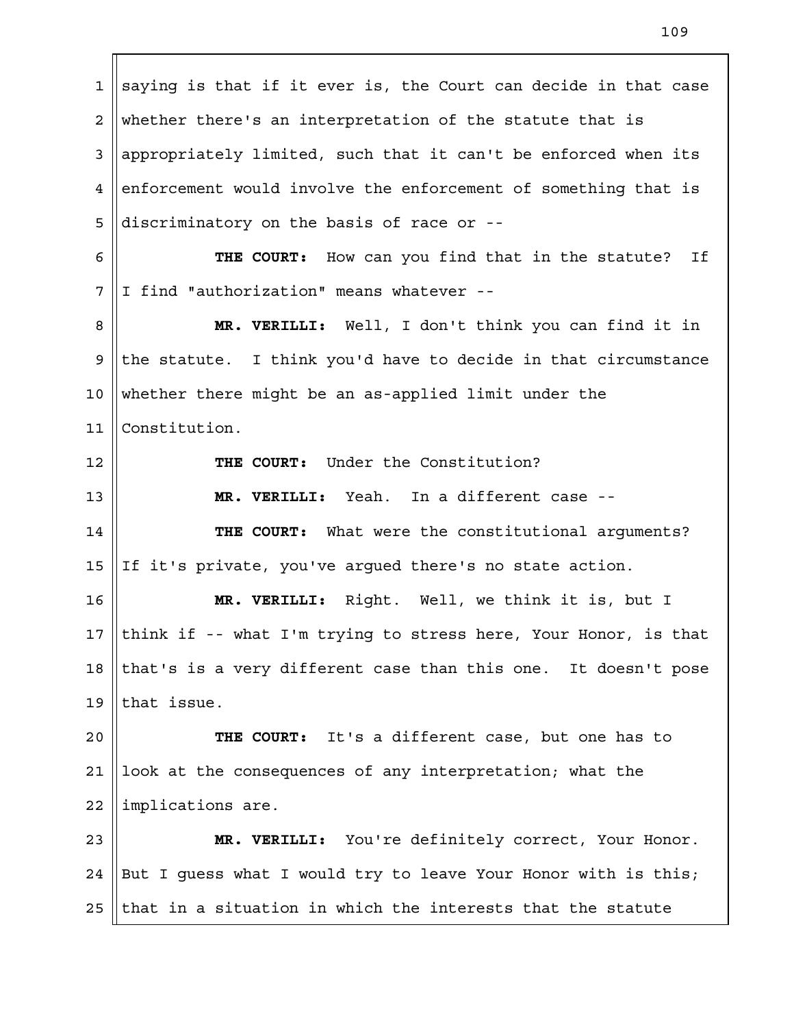saying is that if it ever is, the Court can decide in that case whether there's an interpretation of the statute that is appropriately limited, such that it can't be enforced when its enforcement would involve the enforcement of something that is discriminatory on the basis of race or --

**THE COURT:** How can you find that in the statute? If I find "authorization" means whatever --

**MR. VERILLI:** Well, I don't think you can find it in the statute. I think you'd have to decide in that circumstance whether there might be an as-applied limit under the Constitution.

**THE COURT:** Under the Constitution?

**MR. VERILLI:** Yeah. In a different case --

**THE COURT:** What were the constitutional arguments? If it's private, you've argued there's no state action.

**MR. VERILLI:** Right. Well, we think it is, but I think if -- what I'm trying to stress here, Your Honor, is that that's is a very different case than this one. It doesn't pose that issue.

**THE COURT:** It's a different case, but one has to look at the consequences of any interpretation; what the implications are.

**MR. VERILLI:** You're definitely correct, Your Honor. But I guess what I would try to leave Your Honor with is this; that in a situation in which the interests that the statute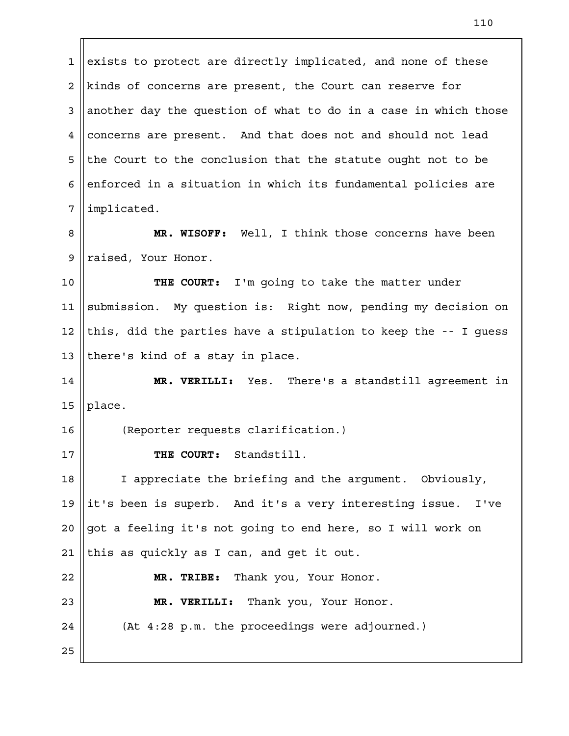exists to protect are directly implicated, and none of these kinds of concerns are present, the Court can reserve for another day the question of what to do in a case in which those concerns are present. And that does not and should not lead the Court to the conclusion that the statute ought not to be enforced in a situation in which its fundamental policies are implicated.

**MR. WISOFF:** Well, I think those concerns have been raised, Your Honor.

**THE COURT:** I'm going to take the matter under submission. My question is: Right now, pending my decision on this, did the parties have a stipulation to keep the -- I guess there's kind of a stay in place.

**MR. VERILLI:** Yes. There's a standstill agreement in place.

(Reporter requests clarification.)

**THE COURT:** Standstill.

I appreciate the briefing and the argument. Obviously, it's been is superb. And it's a very interesting issue. I've got a feeling it's not going to end here, so I will work on this as quickly as I can, and get it out.

**MR. TRIBE:** Thank you, Your Honor.

**MR. VERILLI:** Thank you, Your Honor.

(At 4:28 p.m. the proceedings were adjourned.)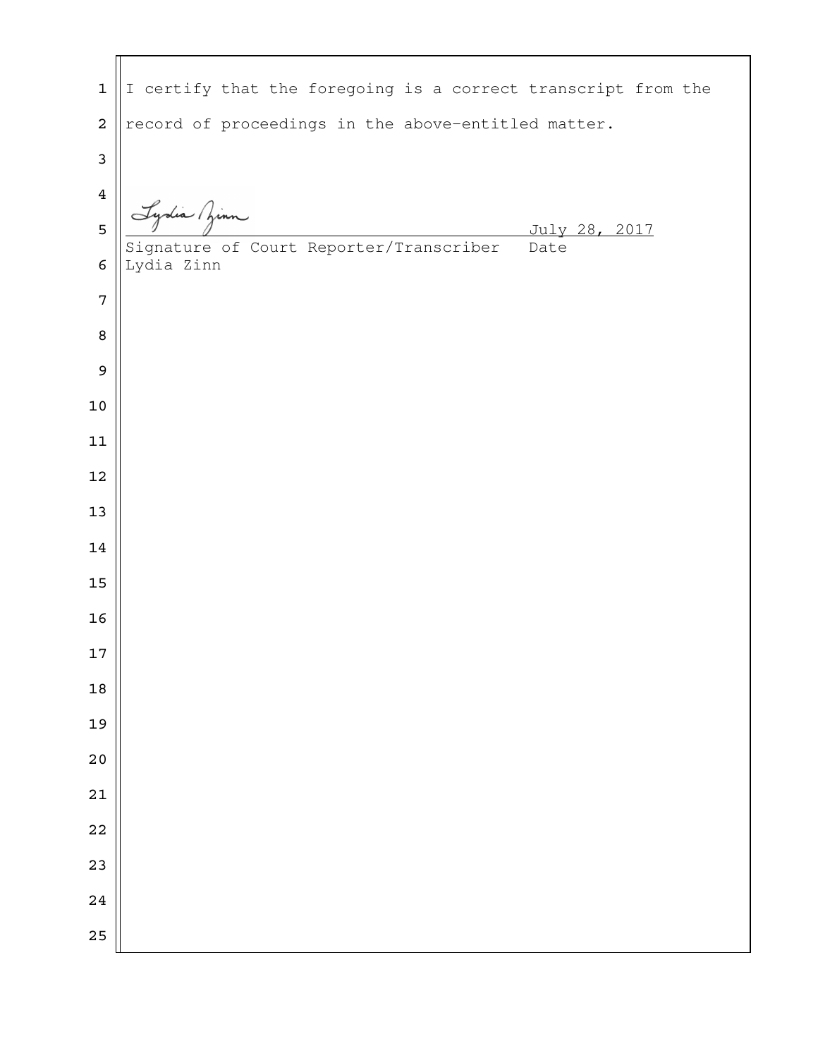I certify that the foregoing is a correct transcript from the record of proceedings in the above-entitled matter.

Lydia Zinn

Signature of Court Reporter/Transcriber — July 28, 2017 (Date)

Lydia Zinn